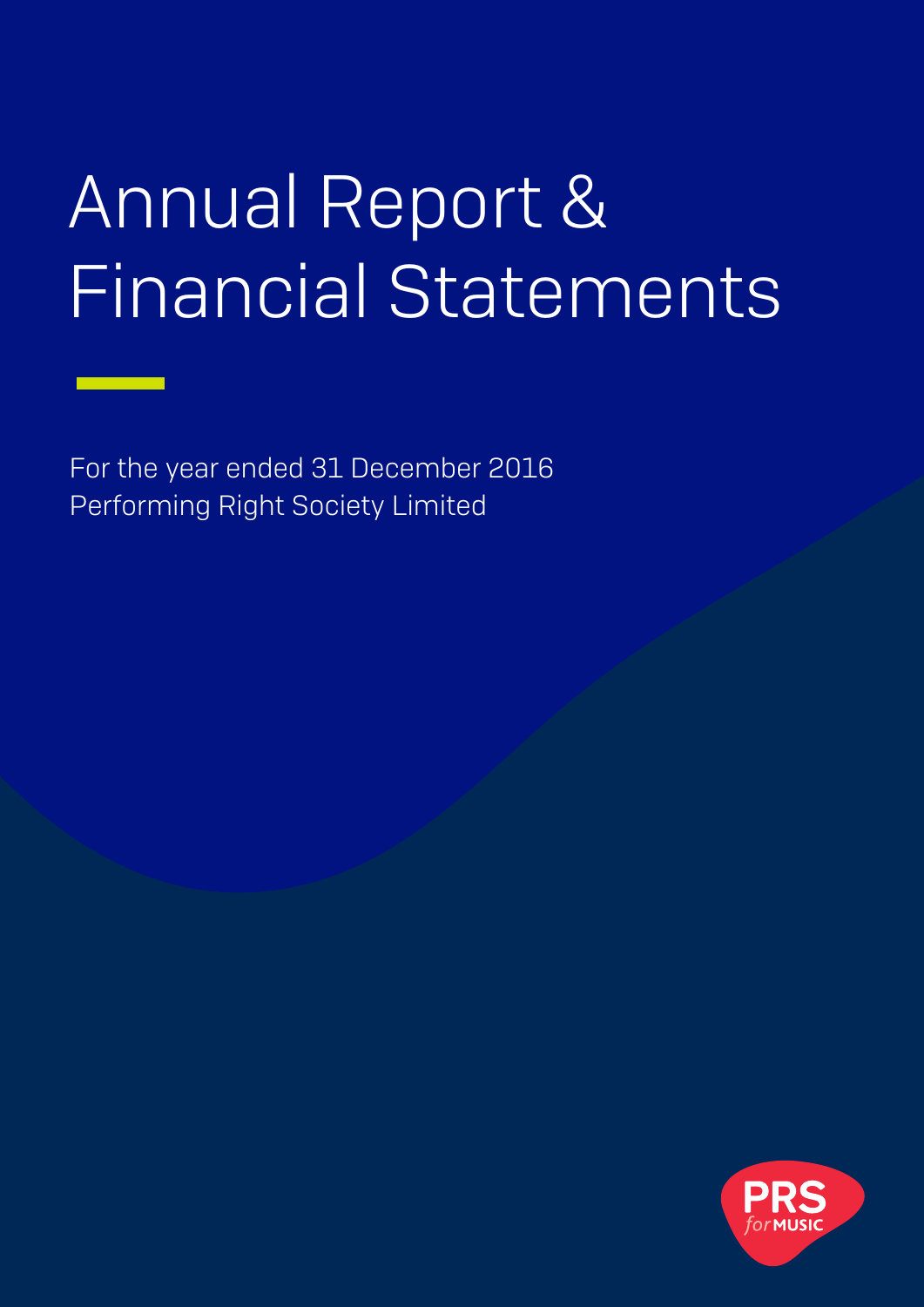# Annual Report & Financial Statements

For the year ended 31 December 2016
Performing Right Society Limited

PRS for MUSIC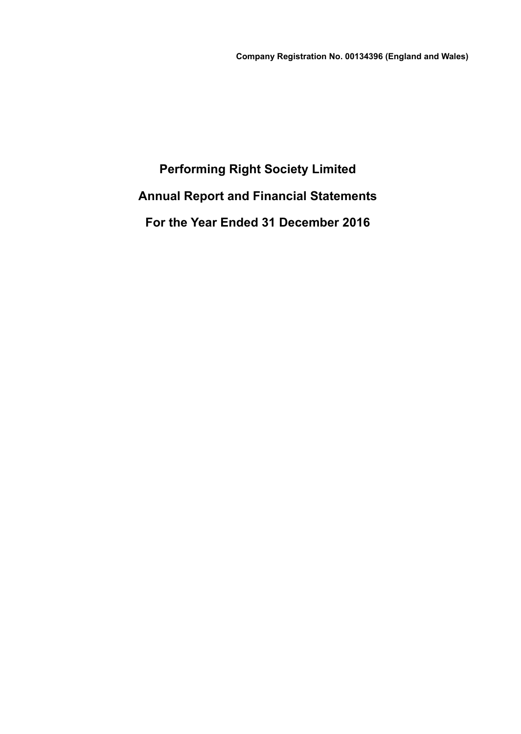**Company Registration No. 00134396 (England and Wales)**

# Performing Right Society Limited

# Annual Report and Financial Statements

# For the Year Ended 31 December 2016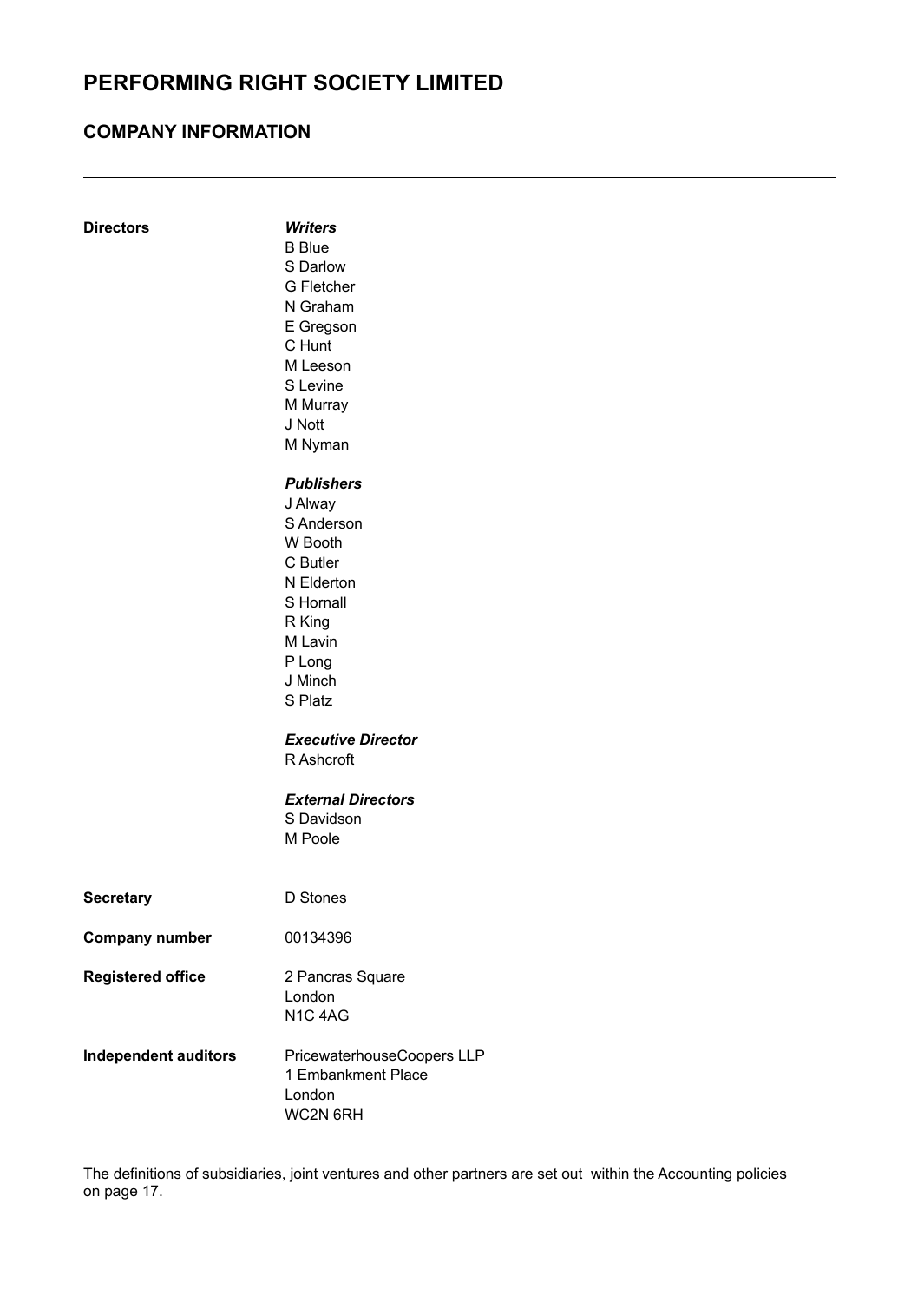# PERFORMING RIGHT SOCIETY LIMITED

## COMPANY INFORMATION

**Directors**

***Writers***
B Blue
S Darlow
G Fletcher
N Graham
E Gregson
C Hunt
M Leeson
S Levine
M Murray
J Nott
M Nyman

***Publishers***
J Alway
S Anderson
W Booth
C Butler
N Elderton
S Hornall
R King
M Lavin
P Long
J Minch
S Platz

***Executive Director***
R Ashcroft

***External Directors***
S Davidson
M Poole

**Secretary** D Stones

**Company number** 00134396

**Registered office**
2 Pancras Square
London
N1C 4AG

**Independent auditors**
PricewaterhouseCoopers LLP
1 Embankment Place
London
WC2N 6RH

The definitions of subsidiaries, joint ventures and other partners are set out within the Accounting policies on page 17.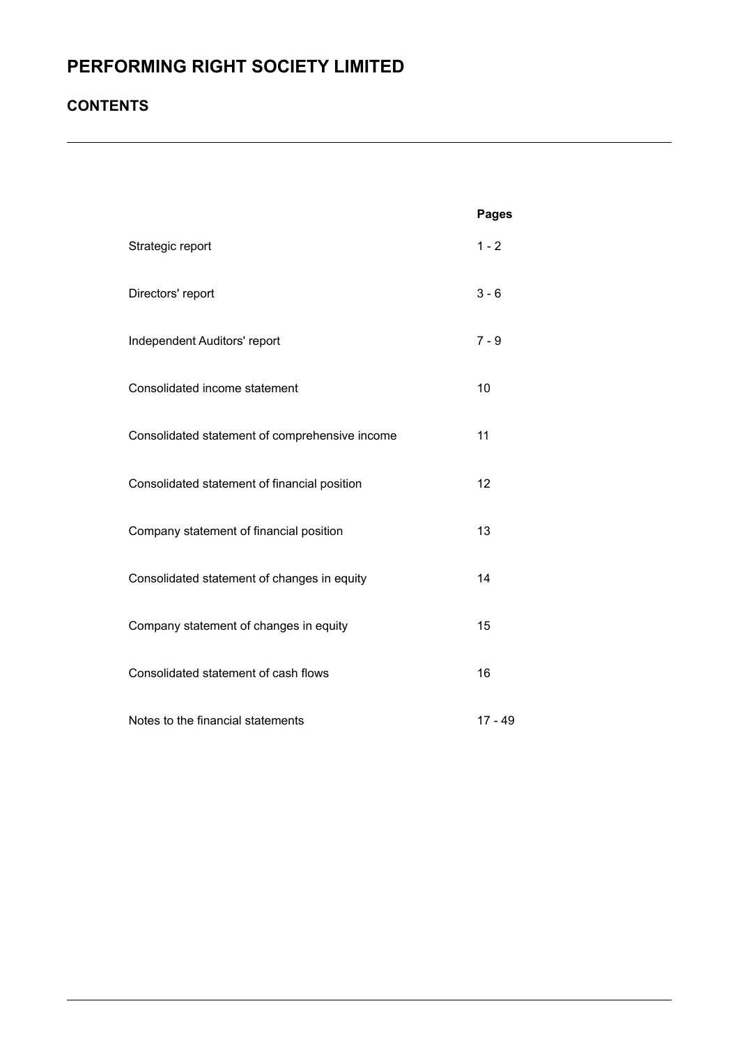# PERFORMING RIGHT SOCIETY LIMITED

## CONTENTS

| | Pages |
|---|---|
| Strategic report | 1 - 2 |
| Directors' report | 3 - 6 |
| Independent Auditors' report | 7 - 9 |
| Consolidated income statement | 10 |
| Consolidated statement of comprehensive income | 11 |
| Consolidated statement of financial position | 12 |
| Company statement of financial position | 13 |
| Consolidated statement of changes in equity | 14 |
| Company statement of changes in equity | 15 |
| Consolidated statement of cash flows | 16 |
| Notes to the financial statements | 17 - 49 |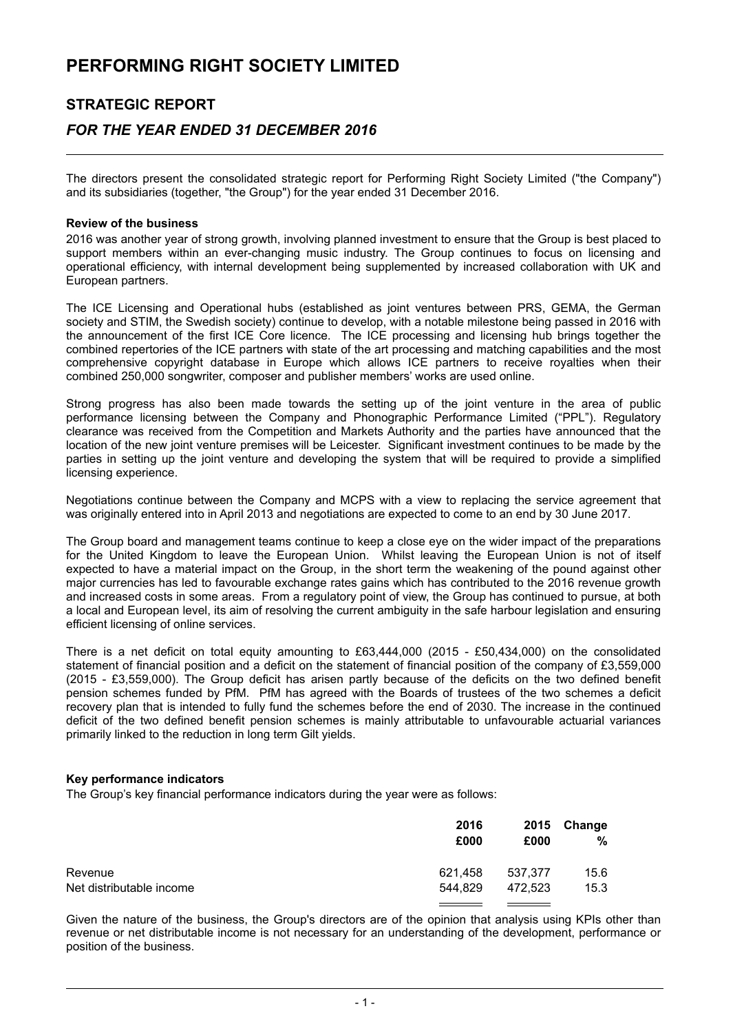# PERFORMING RIGHT SOCIETY LIMITED

## STRATEGIC REPORT

## *FOR THE YEAR ENDED 31 DECEMBER 2016*

The directors present the consolidated strategic report for Performing Right Society Limited ("the Company") and its subsidiaries (together, "the Group") for the year ended 31 December 2016.

**Review of the business**

2016 was another year of strong growth, involving planned investment to ensure that the Group is best placed to support members within an ever-changing music industry. The Group continues to focus on licensing and operational efficiency, with internal development being supplemented by increased collaboration with UK and European partners.

The ICE Licensing and Operational hubs (established as joint ventures between PRS, GEMA, the German society and STIM, the Swedish society) continue to develop, with a notable milestone being passed in 2016 with the announcement of the first ICE Core licence. The ICE processing and licensing hub brings together the combined repertories of the ICE partners with state of the art processing and matching capabilities and the most comprehensive copyright database in Europe which allows ICE partners to receive royalties when their combined 250,000 songwriter, composer and publisher members' works are used online.

Strong progress has also been made towards the setting up of the joint venture in the area of public performance licensing between the Company and Phonographic Performance Limited ("PPL"). Regulatory clearance was received from the Competition and Markets Authority and the parties have announced that the location of the new joint venture premises will be Leicester. Significant investment continues to be made by the parties in setting up the joint venture and developing the system that will be required to provide a simplified licensing experience.

Negotiations continue between the Company and MCPS with a view to replacing the service agreement that was originally entered into in April 2013 and negotiations are expected to come to an end by 30 June 2017.

The Group board and management teams continue to keep a close eye on the wider impact of the preparations for the United Kingdom to leave the European Union. Whilst leaving the European Union is not of itself expected to have a material impact on the Group, in the short term the weakening of the pound against other major currencies has led to favourable exchange rates gains which has contributed to the 2016 revenue growth and increased costs in some areas. From a regulatory point of view, the Group has continued to pursue, at both a local and European level, its aim of resolving the current ambiguity in the safe harbour legislation and ensuring efficient licensing of online services.

There is a net deficit on total equity amounting to £63,444,000 (2015 - £50,434,000) on the consolidated statement of financial position and a deficit on the statement of financial position of the company of £3,559,000 (2015 - £3,559,000). The Group deficit has arisen partly because of the deficits on the two defined benefit pension schemes funded by PfM. PfM has agreed with the Boards of trustees of the two schemes a deficit recovery plan that is intended to fully fund the schemes before the end of 2030. The increase in the continued deficit of the two defined benefit pension schemes is mainly attributable to unfavourable actuarial variances primarily linked to the reduction in long term Gilt yields.

**Key performance indicators**

The Group's key financial performance indicators during the year were as follows:

| | 2016 £000 | 2015 £000 | Change % |
|---|---|---|---|
| Revenue | 621,458 | 537,377 | 15.6 |
| Net distributable income | 544,829 | 472,523 | 15.3 |

Given the nature of the business, the Group's directors are of the opinion that analysis using KPIs other than revenue or net distributable income is not necessary for an understanding of the development, performance or position of the business.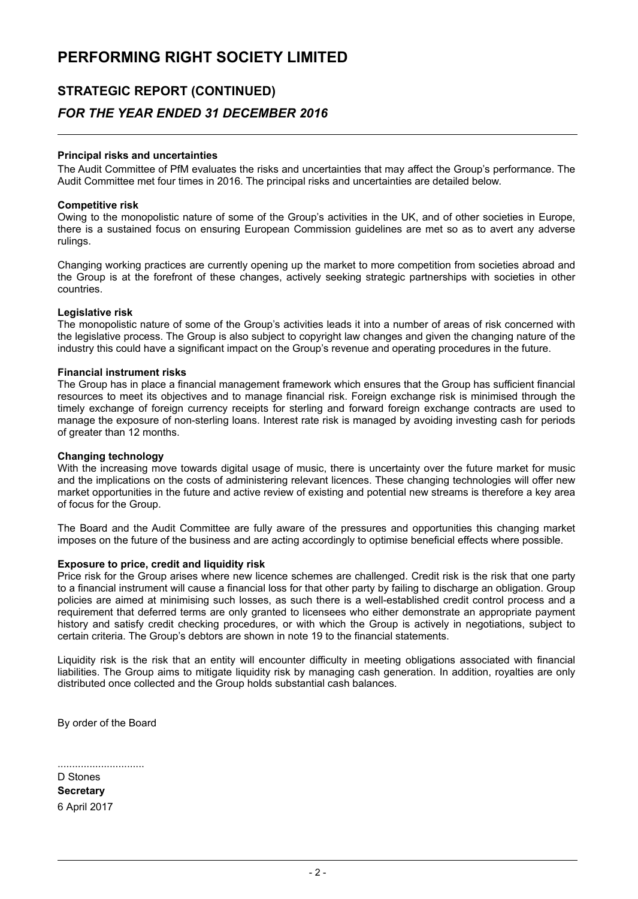# PERFORMING RIGHT SOCIETY LIMITED

## STRATEGIC REPORT (CONTINUED)

### *FOR THE YEAR ENDED 31 DECEMBER 2016*

**Principal risks and uncertainties**

The Audit Committee of PfM evaluates the risks and uncertainties that may affect the Group's performance. The Audit Committee met four times in 2016. The principal risks and uncertainties are detailed below.

**Competitive risk**

Owing to the monopolistic nature of some of the Group's activities in the UK, and of other societies in Europe, there is a sustained focus on ensuring European Commission guidelines are met so as to avert any adverse rulings.

Changing working practices are currently opening up the market to more competition from societies abroad and the Group is at the forefront of these changes, actively seeking strategic partnerships with societies in other countries.

**Legislative risk**

The monopolistic nature of some of the Group's activities leads it into a number of areas of risk concerned with the legislative process. The Group is also subject to copyright law changes and given the changing nature of the industry this could have a significant impact on the Group's revenue and operating procedures in the future.

**Financial instrument risks**

The Group has in place a financial management framework which ensures that the Group has sufficient financial resources to meet its objectives and to manage financial risk. Foreign exchange risk is minimised through the timely exchange of foreign currency receipts for sterling and forward foreign exchange contracts are used to manage the exposure of non-sterling loans. Interest rate risk is managed by avoiding investing cash for periods of greater than 12 months.

**Changing technology**

With the increasing move towards digital usage of music, there is uncertainty over the future market for music and the implications on the costs of administering relevant licences. These changing technologies will offer new market opportunities in the future and active review of existing and potential new streams is therefore a key area of focus for the Group.

The Board and the Audit Committee are fully aware of the pressures and opportunities this changing market imposes on the future of the business and are acting accordingly to optimise beneficial effects where possible.

**Exposure to price, credit and liquidity risk**

Price risk for the Group arises where new licence schemes are challenged. Credit risk is the risk that one party to a financial instrument will cause a financial loss for that other party by failing to discharge an obligation. Group policies are aimed at minimising such losses, as such there is a well-established credit control process and a requirement that deferred terms are only granted to licensees who either demonstrate an appropriate payment history and satisfy credit checking procedures, or with which the Group is actively in negotiations, subject to certain criteria. The Group's debtors are shown in note 19 to the financial statements.

Liquidity risk is the risk that an entity will encounter difficulty in meeting obligations associated with financial liabilities. The Group aims to mitigate liquidity risk by managing cash generation. In addition, royalties are only distributed once collected and the Group holds substantial cash balances.

By order of the Board

..............................

D Stones

**Secretary**

6 April 2017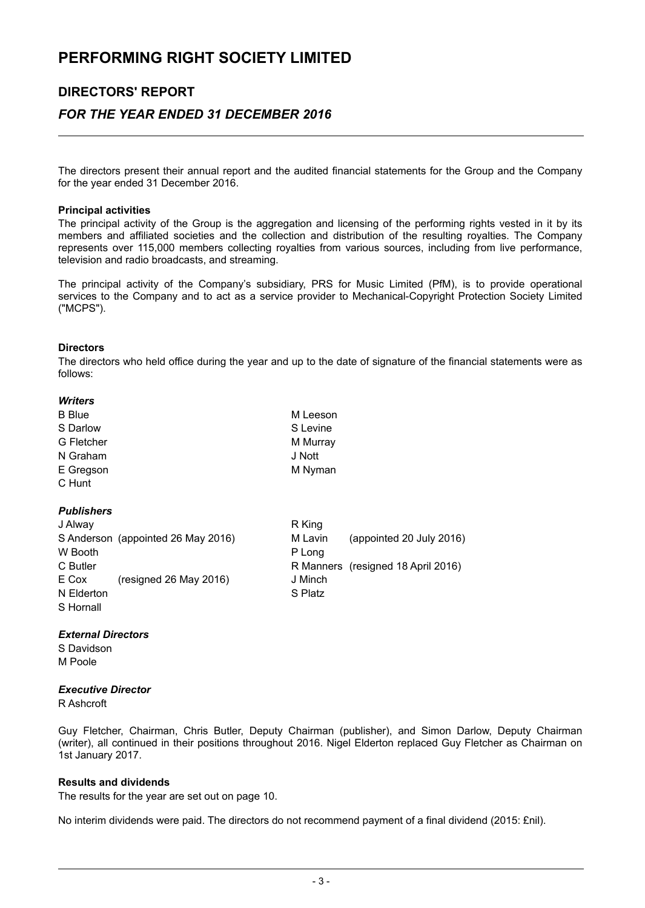# PERFORMING RIGHT SOCIETY LIMITED

## DIRECTORS' REPORT

## *FOR THE YEAR ENDED 31 DECEMBER 2016*

The directors present their annual report and the audited financial statements for the Group and the Company for the year ended 31 December 2016.

**Principal activities**

The principal activity of the Group is the aggregation and licensing of the performing rights vested in it by its members and affiliated societies and the collection and distribution of the resulting royalties. The Company represents over 115,000 members collecting royalties from various sources, including from live performance, television and radio broadcasts, and streaming.

The principal activity of the Company's subsidiary, PRS for Music Limited (PfM), is to provide operational services to the Company and to act as a service provider to Mechanical-Copyright Protection Society Limited ("MCPS").

**Directors**

The directors who held office during the year and up to the date of signature of the financial statements were as follows:

***Writers***

B Blue
S Darlow
G Fletcher
N Graham
E Gregson
C Hunt
M Leeson
S Levine
M Murray
J Nott
M Nyman

***Publishers***

J Alway
S Anderson (appointed 26 May 2016)
W Booth
C Butler
E Cox (resigned 26 May 2016)
N Elderton
S Hornall
R King
M Lavin (appointed 20 July 2016)
P Long
R Manners (resigned 18 April 2016)
J Minch
S Platz

***External Directors***

S Davidson
M Poole

***Executive Director***

R Ashcroft

Guy Fletcher, Chairman, Chris Butler, Deputy Chairman (publisher), and Simon Darlow, Deputy Chairman (writer), all continued in their positions throughout 2016. Nigel Elderton replaced Guy Fletcher as Chairman on 1st January 2017.

**Results and dividends**

The results for the year are set out on page 10.

No interim dividends were paid. The directors do not recommend payment of a final dividend (2015: £nil).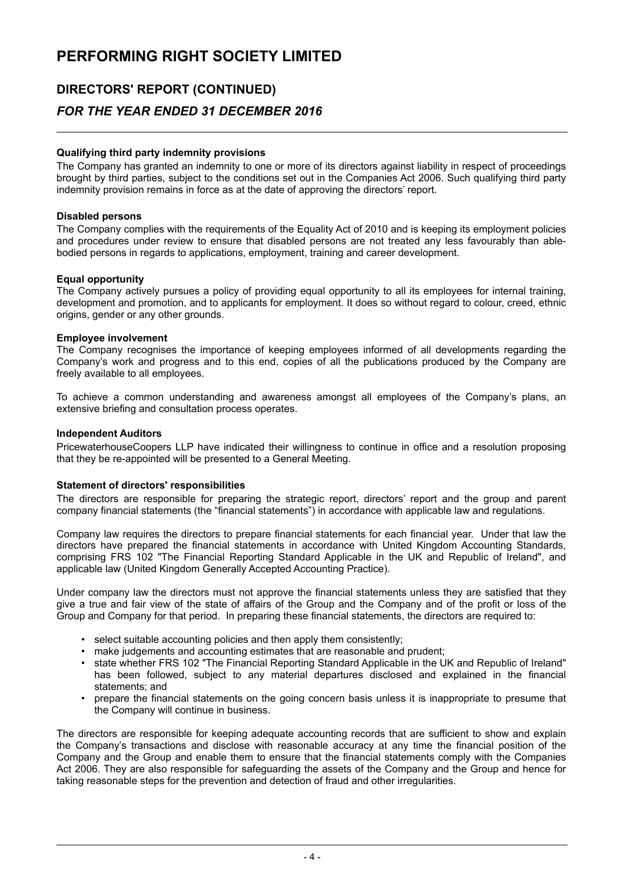# PERFORMING RIGHT SOCIETY LIMITED

## DIRECTORS' REPORT (CONTINUED)

### *FOR THE YEAR ENDED 31 DECEMBER 2016*

**Qualifying third party indemnity provisions**

The Company has granted an indemnity to one or more of its directors against liability in respect of proceedings brought by third parties, subject to the conditions set out in the Companies Act 2006. Such qualifying third party indemnity provision remains in force as at the date of approving the directors' report.

**Disabled persons**

The Company complies with the requirements of the Equality Act of 2010 and is keeping its employment policies and procedures under review to ensure that disabled persons are not treated any less favourably than able-bodied persons in regards to applications, employment, training and career development.

**Equal opportunity**

The Company actively pursues a policy of providing equal opportunity to all its employees for internal training, development and promotion, and to applicants for employment. It does so without regard to colour, creed, ethnic origins, gender or any other grounds.

**Employee involvement**

The Company recognises the importance of keeping employees informed of all developments regarding the Company's work and progress and to this end, copies of all the publications produced by the Company are freely available to all employees.

To achieve a common understanding and awareness amongst all employees of the Company's plans, an extensive briefing and consultation process operates.

**Independent Auditors**

PricewaterhouseCoopers LLP have indicated their willingness to continue in office and a resolution proposing that they be re-appointed will be presented to a General Meeting.

**Statement of directors' responsibilities**

The directors are responsible for preparing the strategic report, directors' report and the group and parent company financial statements (the "financial statements") in accordance with applicable law and regulations.

Company law requires the directors to prepare financial statements for each financial year. Under that law the directors have prepared the financial statements in accordance with United Kingdom Accounting Standards, comprising FRS 102 "The Financial Reporting Standard Applicable in the UK and Republic of Ireland", and applicable law (United Kingdom Generally Accepted Accounting Practice).

Under company law the directors must not approve the financial statements unless they are satisfied that they give a true and fair view of the state of affairs of the Group and the Company and of the profit or loss of the Group and Company for that period. In preparing these financial statements, the directors are required to:

- select suitable accounting policies and then apply them consistently;
- make judgements and accounting estimates that are reasonable and prudent;
- state whether FRS 102 "The Financial Reporting Standard Applicable in the UK and Republic of Ireland" has been followed, subject to any material departures disclosed and explained in the financial statements; and
- prepare the financial statements on the going concern basis unless it is inappropriate to presume that the Company will continue in business.

The directors are responsible for keeping adequate accounting records that are sufficient to show and explain the Company's transactions and disclose with reasonable accuracy at any time the financial position of the Company and the Group and enable them to ensure that the financial statements comply with the Companies Act 2006. They are also responsible for safeguarding the assets of the Company and the Group and hence for taking reasonable steps for the prevention and detection of fraud and other irregularities.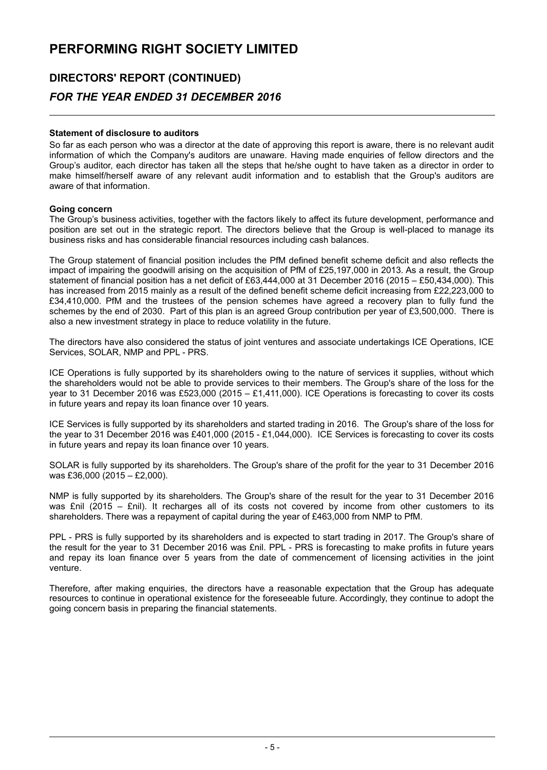# PERFORMING RIGHT SOCIETY LIMITED

## DIRECTORS' REPORT (CONTINUED)

### *FOR THE YEAR ENDED 31 DECEMBER 2016*

**Statement of disclosure to auditors**

So far as each person who was a director at the date of approving this report is aware, there is no relevant audit information of which the Company's auditors are unaware. Having made enquiries of fellow directors and the Group's auditor, each director has taken all the steps that he/she ought to have taken as a director in order to make himself/herself aware of any relevant audit information and to establish that the Group's auditors are aware of that information.

**Going concern**

The Group's business activities, together with the factors likely to affect its future development, performance and position are set out in the strategic report. The directors believe that the Group is well-placed to manage its business risks and has considerable financial resources including cash balances.

The Group statement of financial position includes the PfM defined benefit scheme deficit and also reflects the impact of impairing the goodwill arising on the acquisition of PfM of £25,197,000 in 2013. As a result, the Group statement of financial position has a net deficit of £63,444,000 at 31 December 2016 (2015 – £50,434,000). This has increased from 2015 mainly as a result of the defined benefit scheme deficit increasing from £22,223,000 to £34,410,000. PfM and the trustees of the pension schemes have agreed a recovery plan to fully fund the schemes by the end of 2030. Part of this plan is an agreed Group contribution per year of £3,500,000. There is also a new investment strategy in place to reduce volatility in the future.

The directors have also considered the status of joint ventures and associate undertakings ICE Operations, ICE Services, SOLAR, NMP and PPL - PRS.

ICE Operations is fully supported by its shareholders owing to the nature of services it supplies, without which the shareholders would not be able to provide services to their members. The Group's share of the loss for the year to 31 December 2016 was £523,000 (2015 – £1,411,000). ICE Operations is forecasting to cover its costs in future years and repay its loan finance over 10 years.

ICE Services is fully supported by its shareholders and started trading in 2016. The Group's share of the loss for the year to 31 December 2016 was £401,000 (2015 - £1,044,000). ICE Services is forecasting to cover its costs in future years and repay its loan finance over 10 years.

SOLAR is fully supported by its shareholders. The Group's share of the profit for the year to 31 December 2016 was £36,000 (2015 – £2,000).

NMP is fully supported by its shareholders. The Group's share of the result for the year to 31 December 2016 was £nil (2015 – £nil). It recharges all of its costs not covered by income from other customers to its shareholders. There was a repayment of capital during the year of £463,000 from NMP to PfM.

PPL - PRS is fully supported by its shareholders and is expected to start trading in 2017. The Group's share of the result for the year to 31 December 2016 was £nil. PPL - PRS is forecasting to make profits in future years and repay its loan finance over 5 years from the date of commencement of licensing activities in the joint venture.

Therefore, after making enquiries, the directors have a reasonable expectation that the Group has adequate resources to continue in operational existence for the foreseeable future. Accordingly, they continue to adopt the going concern basis in preparing the financial statements.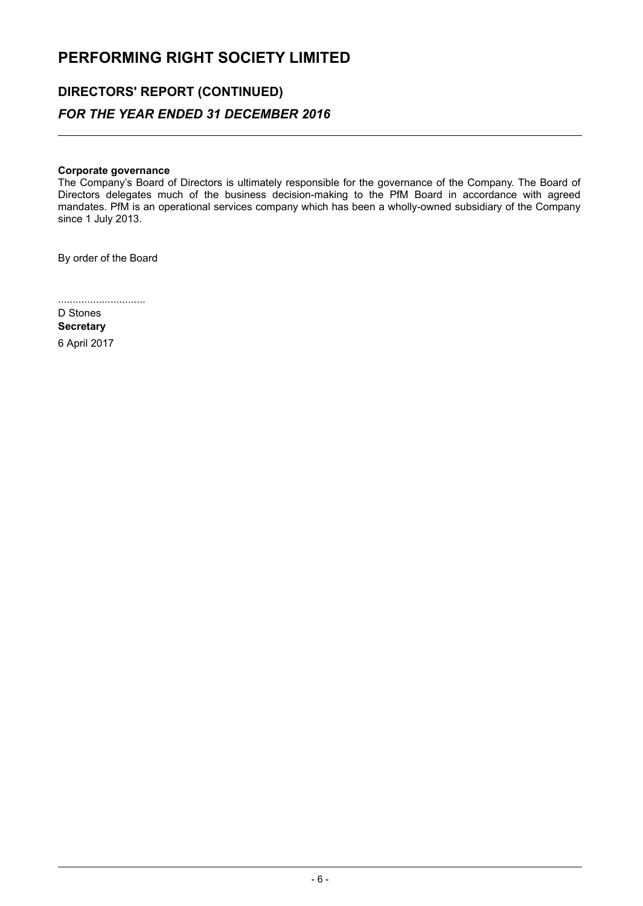**Corporate governance**

The Company's Board of Directors is ultimately responsible for the governance of the Company. The Board of Directors delegates much of the business decision-making to the PfM Board in accordance with agreed mandates. PfM is an operational services company which has been a wholly-owned subsidiary of the Company since 1 July 2013.

By order of the Board

..............................

D Stones

**Secretary**

6 April 2017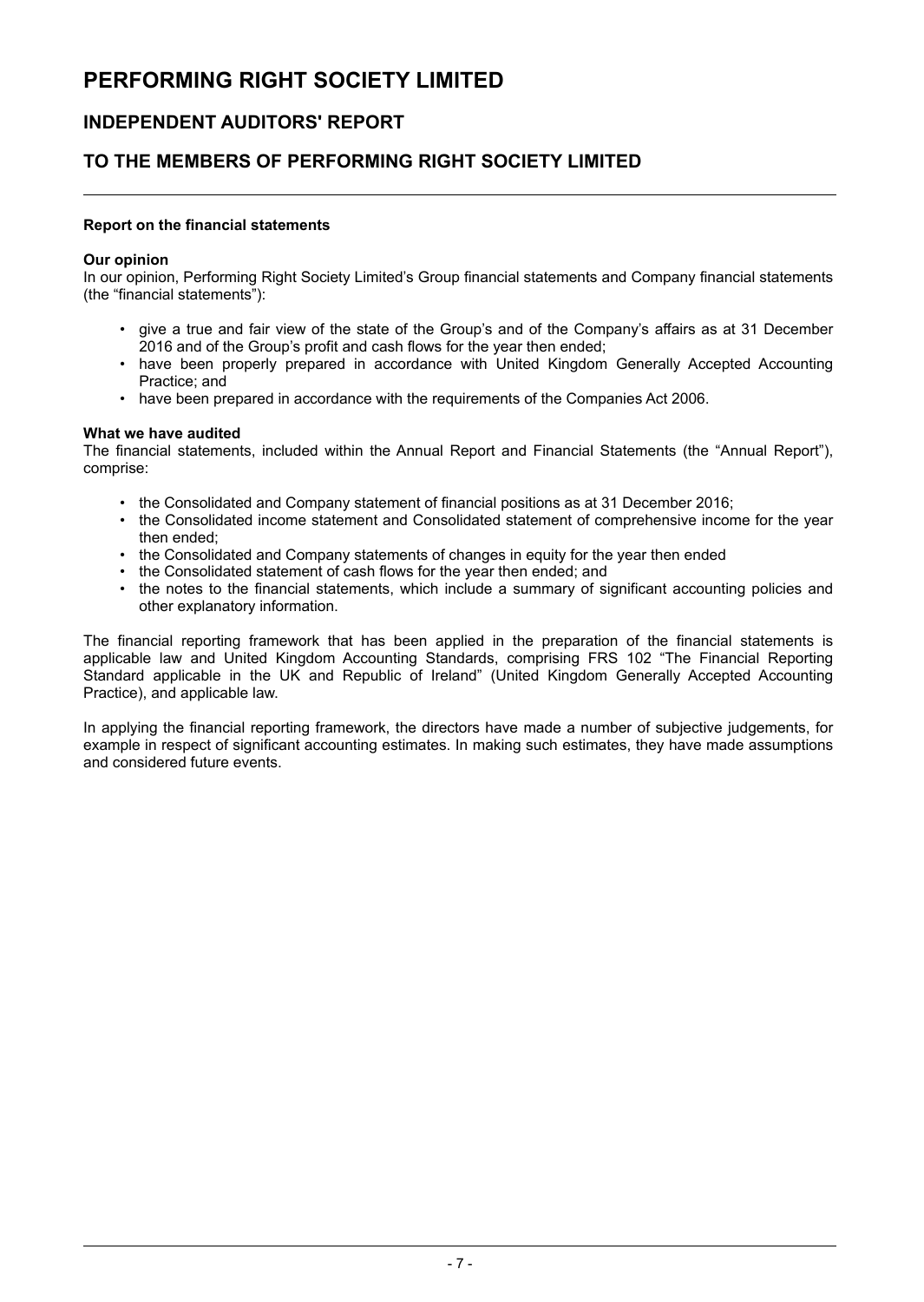# PERFORMING RIGHT SOCIETY LIMITED

## INDEPENDENT AUDITORS' REPORT

## TO THE MEMBERS OF PERFORMING RIGHT SOCIETY LIMITED

**Report on the financial statements**

**Our opinion**

In our opinion, Performing Right Society Limited's Group financial statements and Company financial statements (the "financial statements"):

- give a true and fair view of the state of the Group's and of the Company's affairs as at 31 December 2016 and of the Group's profit and cash flows for the year then ended;
- have been properly prepared in accordance with United Kingdom Generally Accepted Accounting Practice; and
- have been prepared in accordance with the requirements of the Companies Act 2006.

**What we have audited**

The financial statements, included within the Annual Report and Financial Statements (the "Annual Report"), comprise:

- the Consolidated and Company statement of financial positions as at 31 December 2016;
- the Consolidated income statement and Consolidated statement of comprehensive income for the year then ended;
- the Consolidated and Company statements of changes in equity for the year then ended
- the Consolidated statement of cash flows for the year then ended; and
- the notes to the financial statements, which include a summary of significant accounting policies and other explanatory information.

The financial reporting framework that has been applied in the preparation of the financial statements is applicable law and United Kingdom Accounting Standards, comprising FRS 102 "The Financial Reporting Standard applicable in the UK and Republic of Ireland" (United Kingdom Generally Accepted Accounting Practice), and applicable law.

In applying the financial reporting framework, the directors have made a number of subjective judgements, for example in respect of significant accounting estimates. In making such estimates, they have made assumptions and considered future events.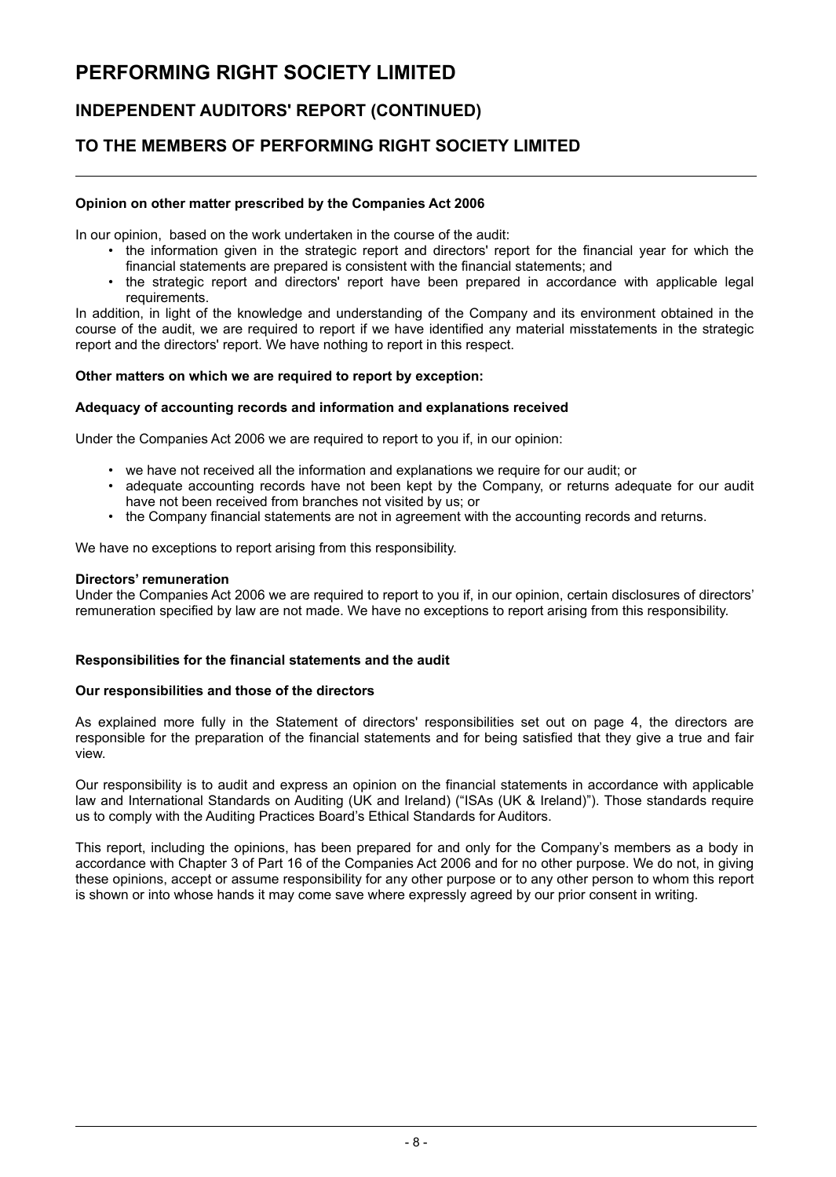# PERFORMING RIGHT SOCIETY LIMITED

## INDEPENDENT AUDITORS' REPORT (CONTINUED)

## TO THE MEMBERS OF PERFORMING RIGHT SOCIETY LIMITED

**Opinion on other matter prescribed by the Companies Act 2006**

In our opinion, based on the work undertaken in the course of the audit:

- the information given in the strategic report and directors' report for the financial year for which the financial statements are prepared is consistent with the financial statements; and
- the strategic report and directors' report have been prepared in accordance with applicable legal requirements.

In addition, in light of the knowledge and understanding of the Company and its environment obtained in the course of the audit, we are required to report if we have identified any material misstatements in the strategic report and the directors' report. We have nothing to report in this respect.

**Other matters on which we are required to report by exception:**

**Adequacy of accounting records and information and explanations received**

Under the Companies Act 2006 we are required to report to you if, in our opinion:

- we have not received all the information and explanations we require for our audit; or
- adequate accounting records have not been kept by the Company, or returns adequate for our audit have not been received from branches not visited by us; or
- the Company financial statements are not in agreement with the accounting records and returns.

We have no exceptions to report arising from this responsibility.

**Directors' remuneration**

Under the Companies Act 2006 we are required to report to you if, in our opinion, certain disclosures of directors' remuneration specified by law are not made. We have no exceptions to report arising from this responsibility.

**Responsibilities for the financial statements and the audit**

**Our responsibilities and those of the directors**

As explained more fully in the Statement of directors' responsibilities set out on page 4, the directors are responsible for the preparation of the financial statements and for being satisfied that they give a true and fair view.

Our responsibility is to audit and express an opinion on the financial statements in accordance with applicable law and International Standards on Auditing (UK and Ireland) ("ISAs (UK & Ireland)"). Those standards require us to comply with the Auditing Practices Board's Ethical Standards for Auditors.

This report, including the opinions, has been prepared for and only for the Company's members as a body in accordance with Chapter 3 of Part 16 of the Companies Act 2006 and for no other purpose. We do not, in giving these opinions, accept or assume responsibility for any other purpose or to any other person to whom this report is shown or into whose hands it may come save where expressly agreed by our prior consent in writing.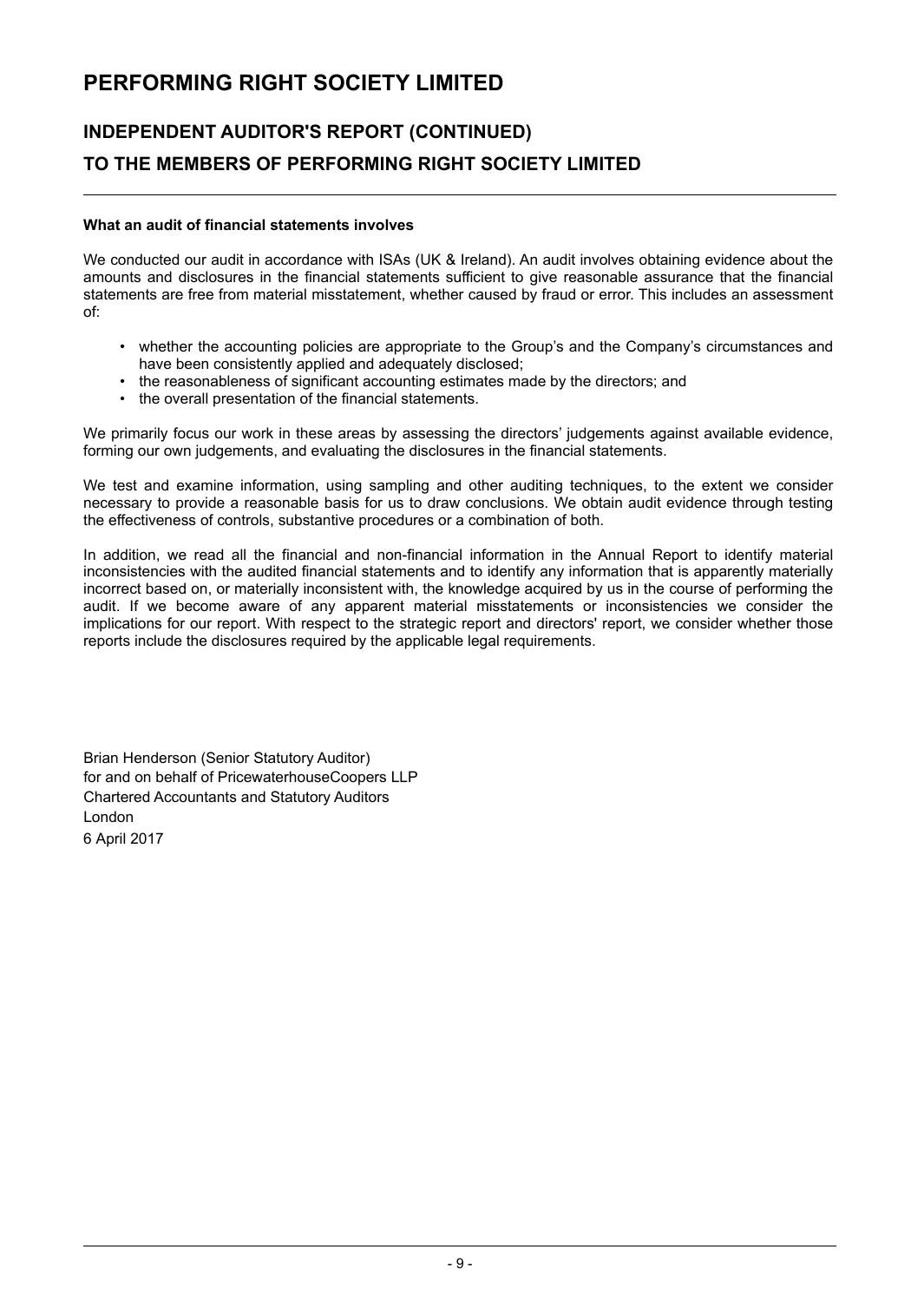# PERFORMING RIGHT SOCIETY LIMITED

## INDEPENDENT AUDITOR'S REPORT (CONTINUED)

## TO THE MEMBERS OF PERFORMING RIGHT SOCIETY LIMITED

**What an audit of financial statements involves**

We conducted our audit in accordance with ISAs (UK & Ireland). An audit involves obtaining evidence about the amounts and disclosures in the financial statements sufficient to give reasonable assurance that the financial statements are free from material misstatement, whether caused by fraud or error. This includes an assessment of:

- whether the accounting policies are appropriate to the Group's and the Company's circumstances and have been consistently applied and adequately disclosed;
- the reasonableness of significant accounting estimates made by the directors; and
- the overall presentation of the financial statements.

We primarily focus our work in these areas by assessing the directors' judgements against available evidence, forming our own judgements, and evaluating the disclosures in the financial statements.

We test and examine information, using sampling and other auditing techniques, to the extent we consider necessary to provide a reasonable basis for us to draw conclusions. We obtain audit evidence through testing the effectiveness of controls, substantive procedures or a combination of both.

In addition, we read all the financial and non-financial information in the Annual Report to identify material inconsistencies with the audited financial statements and to identify any information that is apparently materially incorrect based on, or materially inconsistent with, the knowledge acquired by us in the course of performing the audit. If we become aware of any apparent material misstatements or inconsistencies we consider the implications for our report. With respect to the strategic report and directors' report, we consider whether those reports include the disclosures required by the applicable legal requirements.

Brian Henderson (Senior Statutory Auditor)
for and on behalf of PricewaterhouseCoopers LLP
Chartered Accountants and Statutory Auditors
London
6 April 2017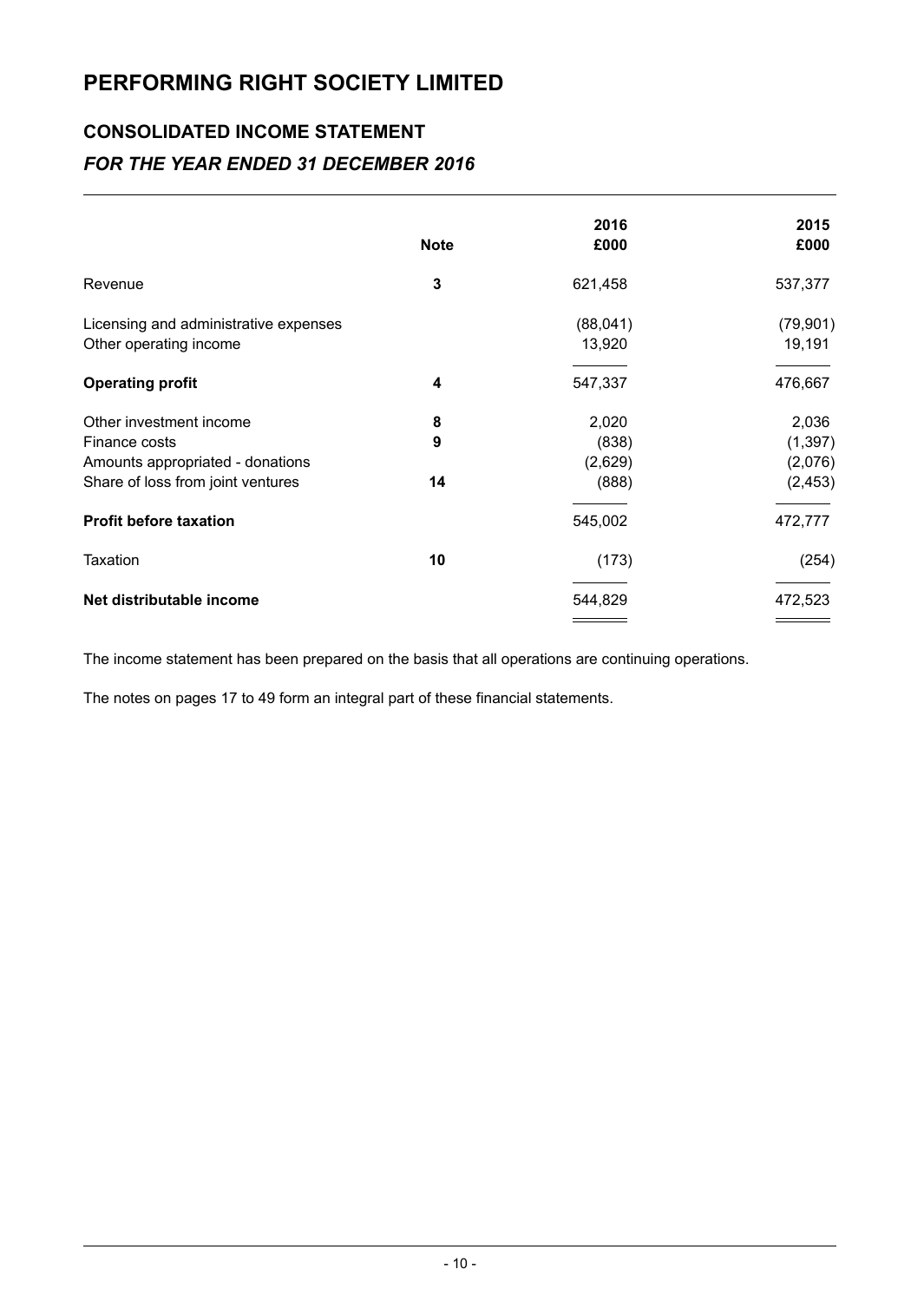# PERFORMING RIGHT SOCIETY LIMITED

## CONSOLIDATED INCOME STATEMENT

### *FOR THE YEAR ENDED 31 DECEMBER 2016*

| | Note | 2016 £000 | 2015 £000 |
|---|---|---|---|
| Revenue | 3 | 621,458 | 537,377 |
| Licensing and administrative expenses | | (88,041) | (79,901) |
| Other operating income | | 13,920 | 19,191 |
| **Operating profit** | 4 | 547,337 | 476,667 |
| Other investment income | 8 | 2,020 | 2,036 |
| Finance costs | 9 | (838) | (1,397) |
| Amounts appropriated - donations | | (2,629) | (2,076) |
| Share of loss from joint ventures | 14 | (888) | (2,453) |
| **Profit before taxation** | | 545,002 | 472,777 |
| Taxation | 10 | (173) | (254) |
| **Net distributable income** | | 544,829 | 472,523 |

The income statement has been prepared on the basis that all operations are continuing operations.

The notes on pages 17 to 49 form an integral part of these financial statements.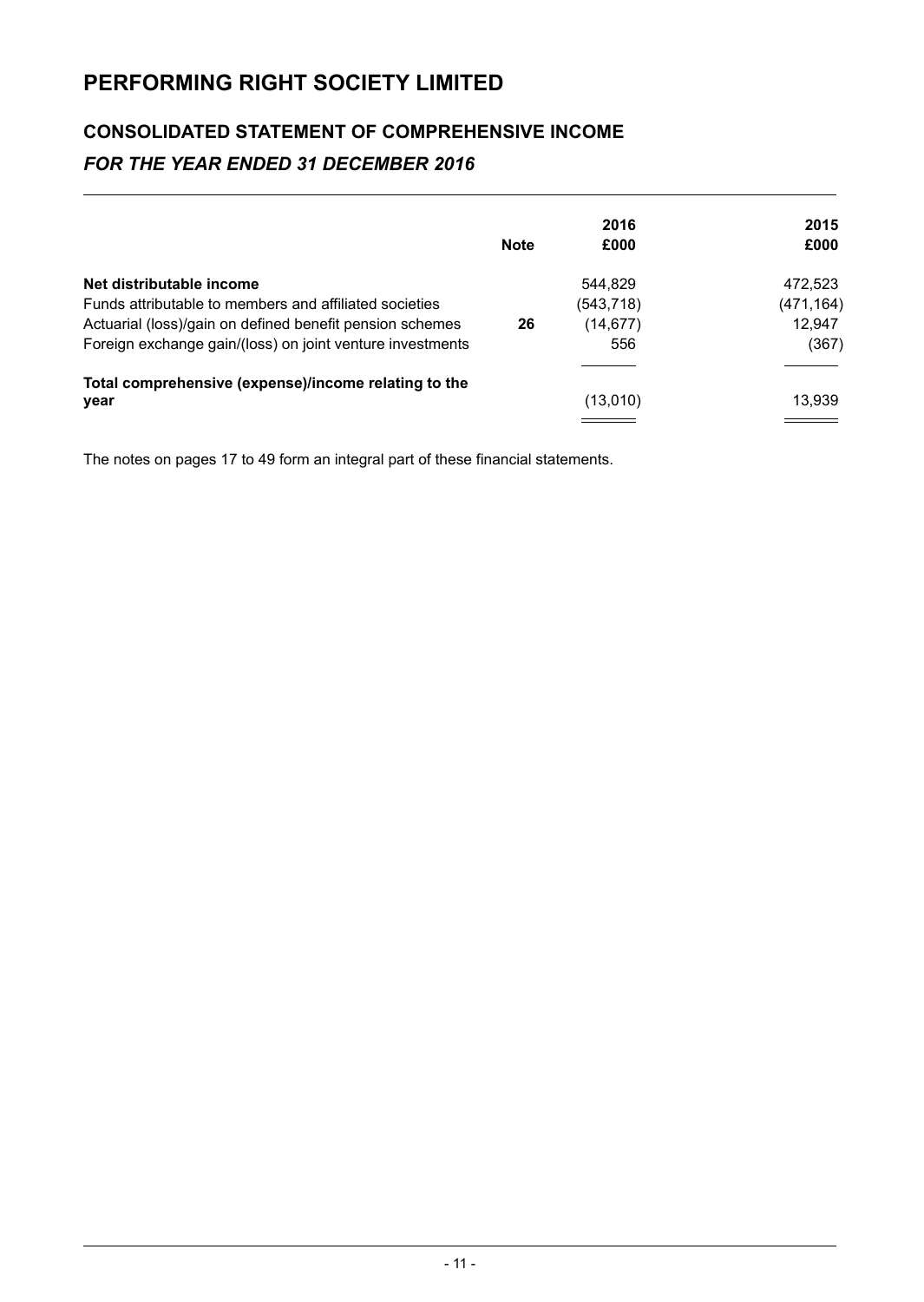# PERFORMING RIGHT SOCIETY LIMITED

## CONSOLIDATED STATEMENT OF COMPREHENSIVE INCOME

### *FOR THE YEAR ENDED 31 DECEMBER 2016*

| | Note | 2016<br>£000 | 2015<br>£000 |
|---|---|---|---|
| **Net distributable income** | | 544,829 | 472,523 |
| Funds attributable to members and affiliated societies | | (543,718) | (471,164) |
| Actuarial (loss)/gain on defined benefit pension schemes | **26** | (14,677) | 12,947 |
| Foreign exchange gain/(loss) on joint venture investments | | 556 | (367) |
| **Total comprehensive (expense)/income relating to the year** | | (13,010) | 13,939 |

The notes on pages 17 to 49 form an integral part of these financial statements.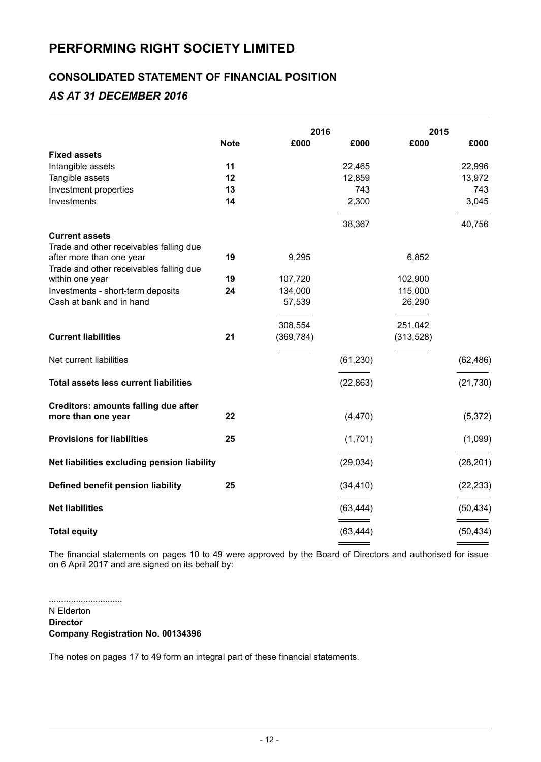# PERFORMING RIGHT SOCIETY LIMITED

## CONSOLIDATED STATEMENT OF FINANCIAL POSITION

### *AS AT 31 DECEMBER 2016*

| | Note | 2016 £000 | 2016 £000 | 2015 £000 | 2015 £000 |
|---|---|---|---|---|---|
| **Fixed assets** | | | | | |
| Intangible assets | **11** | | 22,465 | | 22,996 |
| Tangible assets | **12** | | 12,859 | | 13,972 |
| Investment properties | **13** | | 743 | | 743 |
| Investments | **14** | | 2,300 | | 3,045 |
| | | | 38,367 | | 40,756 |
| **Current assets** | | | | | |
| Trade and other receivables falling due after more than one year | **19** | 9,295 | | 6,852 | |
| Trade and other receivables falling due within one year | **19** | 107,720 | | 102,900 | |
| Investments - short-term deposits | **24** | 134,000 | | 115,000 | |
| Cash at bank and in hand | | 57,539 | | 26,290 | |
| | | 308,554 | | 251,042 | |
| **Current liabilities** | **21** | (369,784) | | (313,528) | |
| Net current liabilities | | | (61,230) | | (62,486) |
| **Total assets less current liabilities** | | | (22,863) | | (21,730) |
| **Creditors: amounts falling due after more than one year** | **22** | | (4,470) | | (5,372) |
| **Provisions for liabilities** | **25** | | (1,701) | | (1,099) |
| **Net liabilities excluding pension liability** | | | (29,034) | | (28,201) |
| **Defined benefit pension liability** | **25** | | (34,410) | | (22,233) |
| **Net liabilities** | | | (63,444) | | (50,434) |
| **Total equity** | | | (63,444) | | (50,434) |

The financial statements on pages 10 to 49 were approved by the Board of Directors and authorised for issue on 6 April 2017 and are signed on its behalf by:

.............................

N Elderton

**Director**

**Company Registration No. 00134396**

The notes on pages 17 to 49 form an integral part of these financial statements.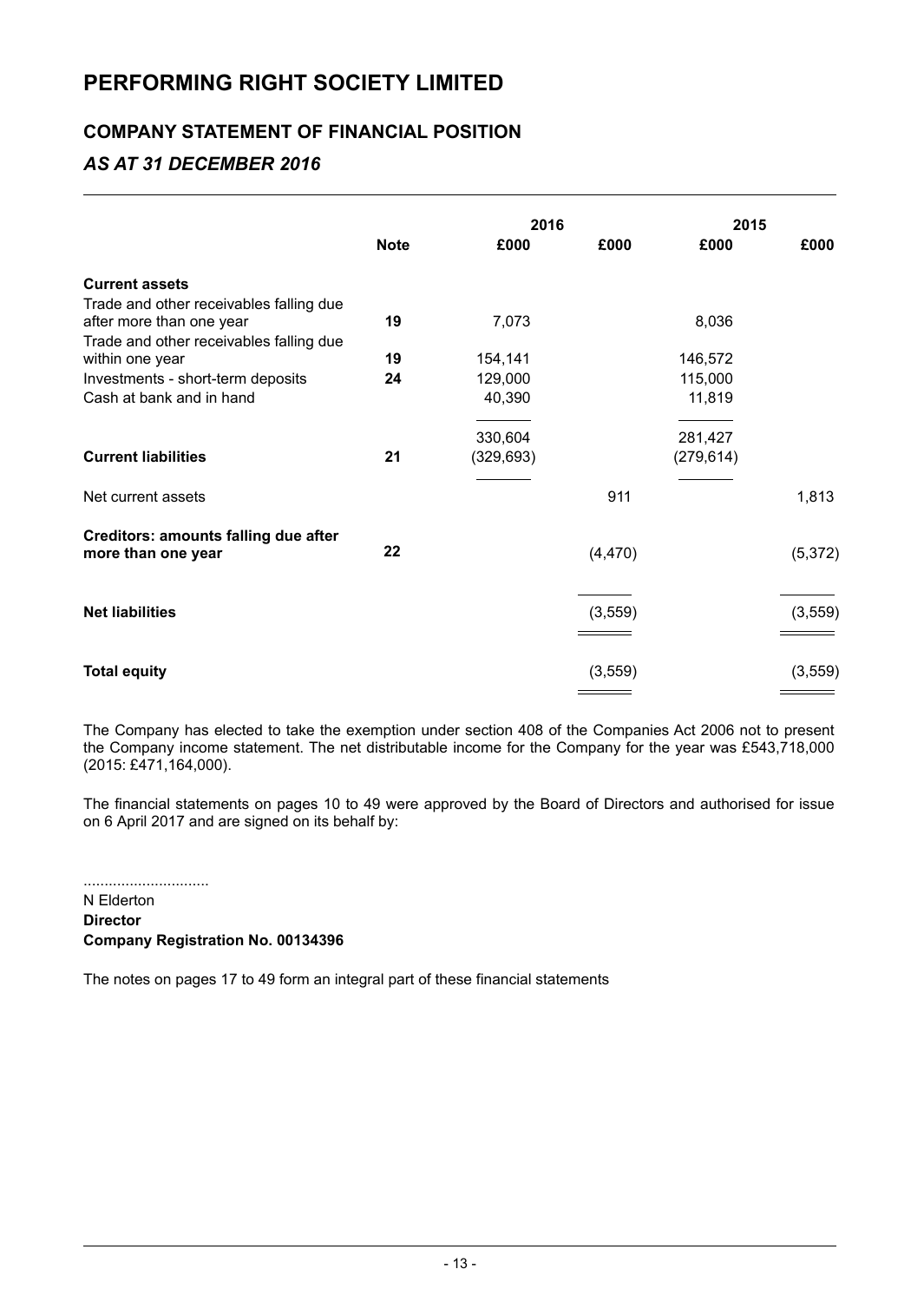# PERFORMING RIGHT SOCIETY LIMITED

## COMPANY STATEMENT OF FINANCIAL POSITION

### *AS AT 31 DECEMBER 2016*

| | Note | 2016 | | 2015 | |
|---|---|---|---|---|---|
| | | £000 | £000 | £000 | £000 |
| **Current assets** | | | | | |
| Trade and other receivables falling due after more than one year | 19 | 7,073 | | 8,036 | |
| Trade and other receivables falling due within one year | 19 | 154,141 | | 146,572 | |
| Investments - short-term deposits | 24 | 129,000 | | 115,000 | |
| Cash at bank and in hand | | 40,390 | | 11,819 | |
| | | 330,604 | | 281,427 | |
| **Current liabilities** | 21 | (329,693) | | (279,614) | |
| Net current assets | | | 911 | | 1,813 |
| **Creditors: amounts falling due after more than one year** | 22 | | (4,470) | | (5,372) |
| **Net liabilities** | | | (3,559) | | (3,559) |
| **Total equity** | | | (3,559) | | (3,559) |

The Company has elected to take the exemption under section 408 of the Companies Act 2006 not to present the Company income statement. The net distributable income for the Company for the year was £543,718,000 (2015: £471,164,000).

The financial statements on pages 10 to 49 were approved by the Board of Directors and authorised for issue on 6 April 2017 and are signed on its behalf by:

..............................
N Elderton
**Director**
**Company Registration No. 00134396**

The notes on pages 17 to 49 form an integral part of these financial statements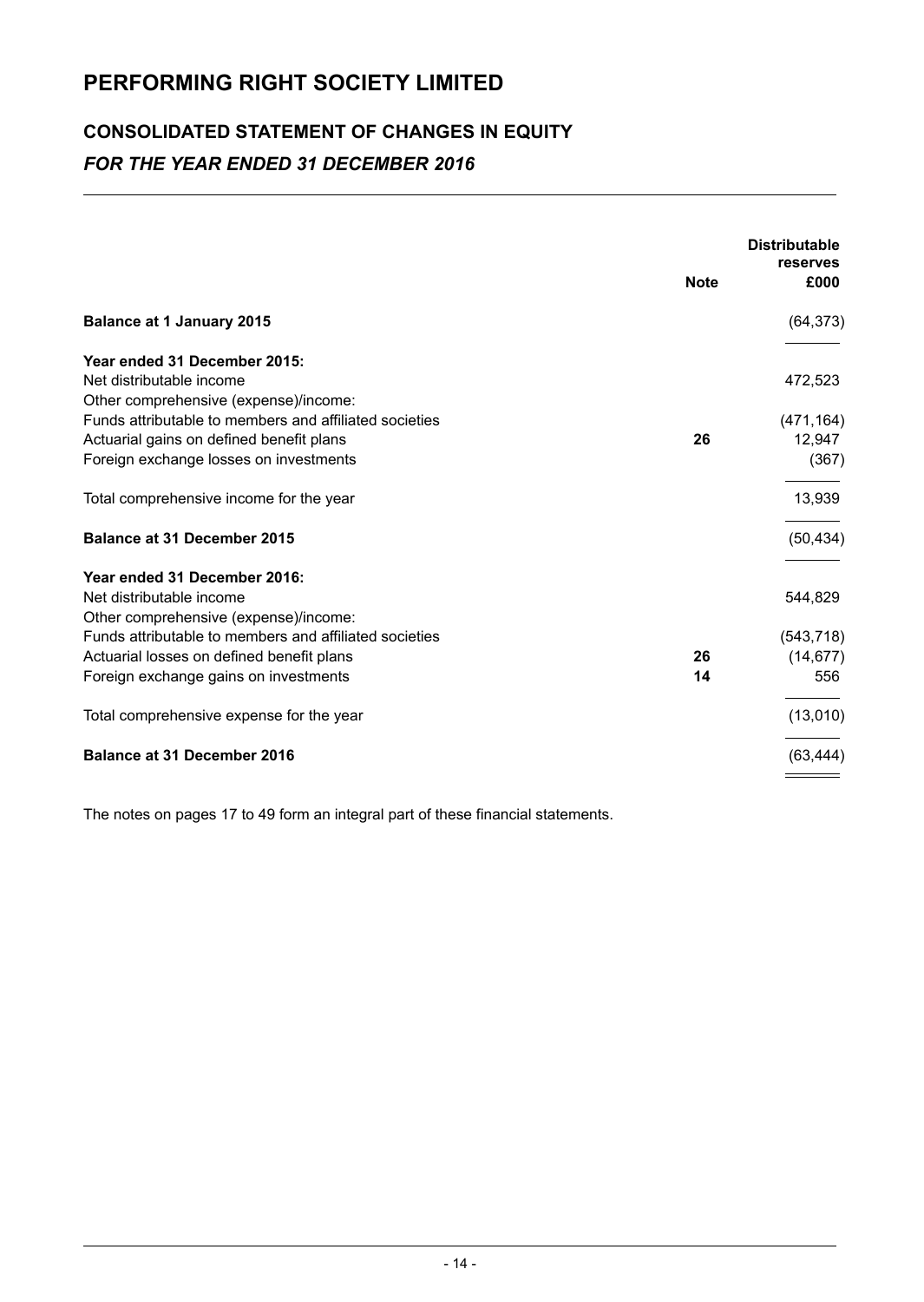# PERFORMING RIGHT SOCIETY LIMITED

## CONSOLIDATED STATEMENT OF CHANGES IN EQUITY

### *FOR THE YEAR ENDED 31 DECEMBER 2016*

| | Note | Distributable reserves £000 |
|---|---|---|
| **Balance at 1 January 2015** | | (64,373) |
| **Year ended 31 December 2015:** | | |
| Net distributable income | | 472,523 |
| Other comprehensive (expense)/income: | | |
| Funds attributable to members and affiliated societies | | (471,164) |
| Actuarial gains on defined benefit plans | **26** | 12,947 |
| Foreign exchange losses on investments | | (367) |
| Total comprehensive income for the year | | 13,939 |
| **Balance at 31 December 2015** | | (50,434) |
| **Year ended 31 December 2016:** | | |
| Net distributable income | | 544,829 |
| Other comprehensive (expense)/income: | | |
| Funds attributable to members and affiliated societies | | (543,718) |
| Actuarial losses on defined benefit plans | **26** | (14,677) |
| Foreign exchange gains on investments | **14** | 556 |
| Total comprehensive expense for the year | | (13,010) |
| **Balance at 31 December 2016** | | (63,444) |

The notes on pages 17 to 49 form an integral part of these financial statements.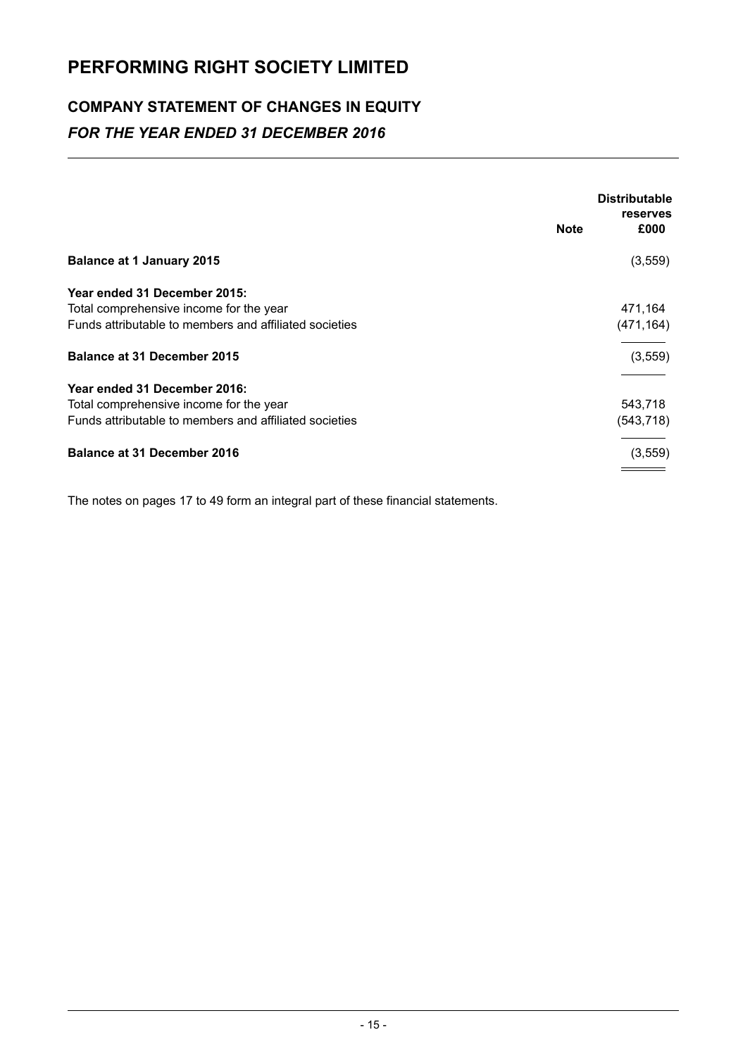# PERFORMING RIGHT SOCIETY LIMITED

## COMPANY STATEMENT OF CHANGES IN EQUITY

### *FOR THE YEAR ENDED 31 DECEMBER 2016*

| | Note | Distributable reserves £000 |
|---|---|---|
| **Balance at 1 January 2015** | | (3,559) |
| **Year ended 31 December 2015:** | | |
| Total comprehensive income for the year | | 471,164 |
| Funds attributable to members and affiliated societies | | (471,164) |
| **Balance at 31 December 2015** | | (3,559) |
| **Year ended 31 December 2016:** | | |
| Total comprehensive income for the year | | 543,718 |
| Funds attributable to members and affiliated societies | | (543,718) |
| **Balance at 31 December 2016** | | (3,559) |

The notes on pages 17 to 49 form an integral part of these financial statements.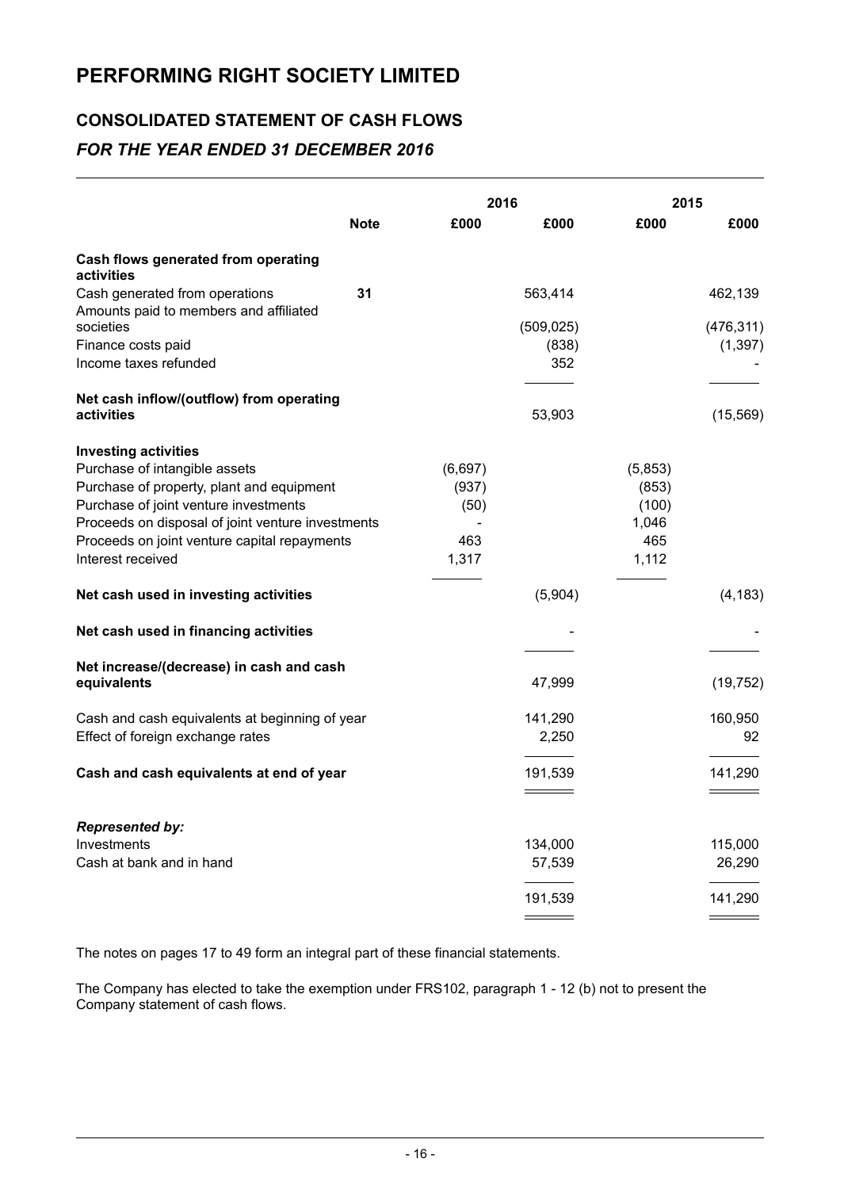# PERFORMING RIGHT SOCIETY LIMITED

## CONSOLIDATED STATEMENT OF CASH FLOWS

### *FOR THE YEAR ENDED 31 DECEMBER 2016*

| | Note | 2016 | 2016 | 2015 | 2015 |
|---|---|---|---|---|---|
| | | £000 | £000 | £000 | £000 |
| **Cash flows generated from operating activities** | | | | | |
| Cash generated from operations | 31 | | 563,414 | | 462,139 |
| Amounts paid to members and affiliated societies | | | (509,025) | | (476,311) |
| Finance costs paid | | | (838) | | (1,397) |
| Income taxes refunded | | | 352 | | - |
| **Net cash inflow/(outflow) from operating activities** | | | 53,903 | | (15,569) |
| **Investing activities** | | | | | |
| Purchase of intangible assets | | (6,697) | | (5,853) | |
| Purchase of property, plant and equipment | | (937) | | (853) | |
| Purchase of joint venture investments | | (50) | | (100) | |
| Proceeds on disposal of joint venture investments | | - | | 1,046 | |
| Proceeds on joint venture capital repayments | | 463 | | 465 | |
| Interest received | | 1,317 | | 1,112 | |
| **Net cash used in investing activities** | | | (5,904) | | (4,183) |
| **Net cash used in financing activities** | | | - | | - |
| **Net increase/(decrease) in cash and cash equivalents** | | | 47,999 | | (19,752) |
| Cash and cash equivalents at beginning of year | | | 141,290 | | 160,950 |
| Effect of foreign exchange rates | | | 2,250 | | 92 |
| **Cash and cash equivalents at end of year** | | | 191,539 | | 141,290 |
| ***Represented by:*** | | | | | |
| Investments | | | 134,000 | | 115,000 |
| Cash at bank and in hand | | | 57,539 | | 26,290 |
| | | | 191,539 | | 141,290 |

The notes on pages 17 to 49 form an integral part of these financial statements.

The Company has elected to take the exemption under FRS102, paragraph 1 - 12 (b) not to present the Company statement of cash flows.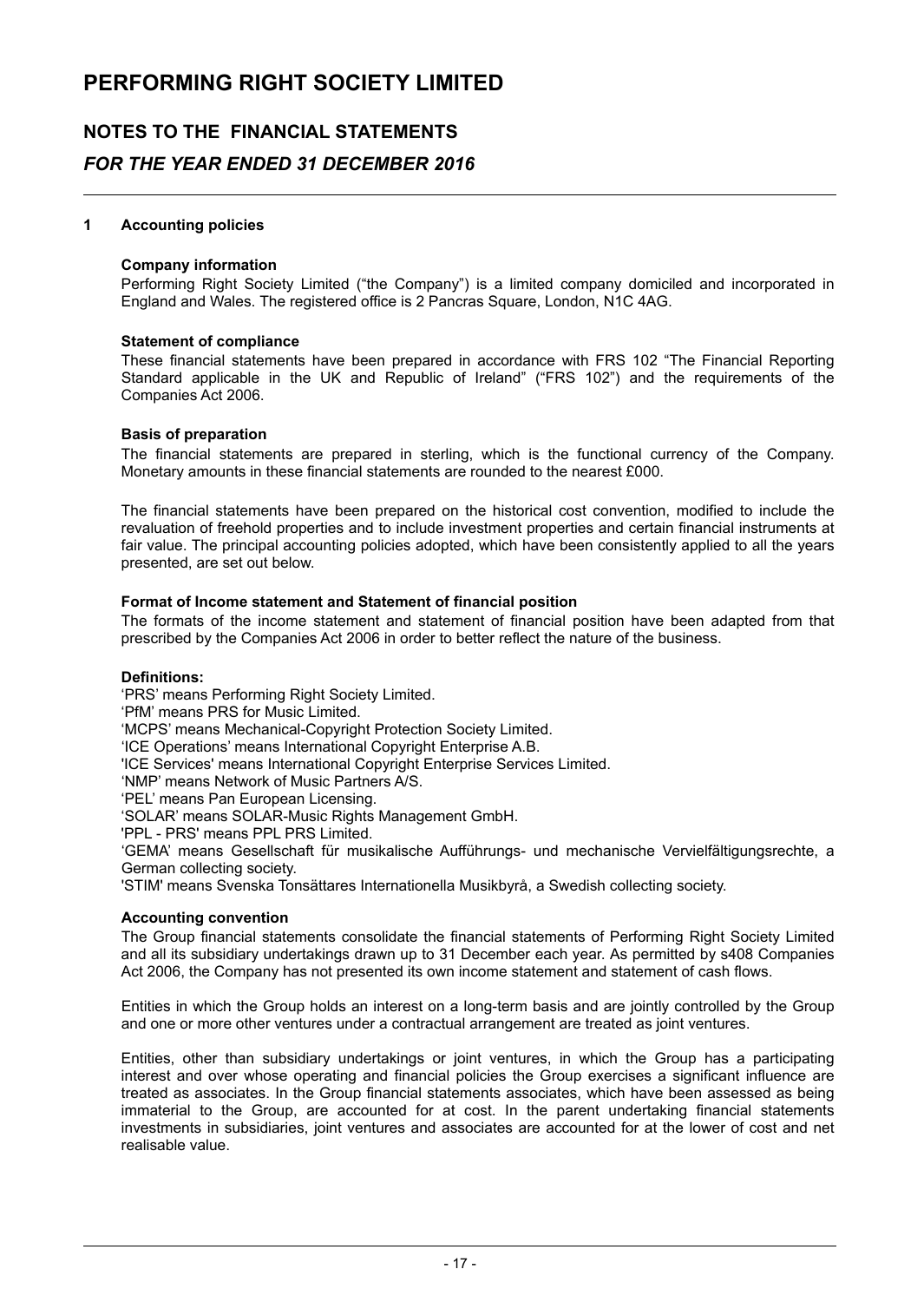# PERFORMING RIGHT SOCIETY LIMITED

## NOTES TO THE FINANCIAL STATEMENTS

## *FOR THE YEAR ENDED 31 DECEMBER 2016*

### 1 Accounting policies

**Company information**

Performing Right Society Limited ("the Company") is a limited company domiciled and incorporated in England and Wales. The registered office is 2 Pancras Square, London, N1C 4AG.

**Statement of compliance**

These financial statements have been prepared in accordance with FRS 102 "The Financial Reporting Standard applicable in the UK and Republic of Ireland" ("FRS 102") and the requirements of the Companies Act 2006.

**Basis of preparation**

The financial statements are prepared in sterling, which is the functional currency of the Company. Monetary amounts in these financial statements are rounded to the nearest £000.

The financial statements have been prepared on the historical cost convention, modified to include the revaluation of freehold properties and to include investment properties and certain financial instruments at fair value. The principal accounting policies adopted, which have been consistently applied to all the years presented, are set out below.

**Format of Income statement and Statement of financial position**

The formats of the income statement and statement of financial position have been adapted from that prescribed by the Companies Act 2006 in order to better reflect the nature of the business.

**Definitions:**

'PRS' means Performing Right Society Limited.
'PfM' means PRS for Music Limited.
'MCPS' means Mechanical-Copyright Protection Society Limited.
'ICE Operations' means International Copyright Enterprise A.B.
'ICE Services' means International Copyright Enterprise Services Limited.
'NMP' means Network of Music Partners A/S.
'PEL' means Pan European Licensing.
'SOLAR' means SOLAR-Music Rights Management GmbH.
'PPL - PRS' means PPL PRS Limited.
'GEMA' means Gesellschaft für musikalische Aufführungs- und mechanische Vervielfältigungsrechte, a German collecting society.
'STIM' means Svenska Tonsättares Internationella Musikbyrå, a Swedish collecting society.

**Accounting convention**

The Group financial statements consolidate the financial statements of Performing Right Society Limited and all its subsidiary undertakings drawn up to 31 December each year. As permitted by s408 Companies Act 2006, the Company has not presented its own income statement and statement of cash flows.

Entities in which the Group holds an interest on a long-term basis and are jointly controlled by the Group and one or more other ventures under a contractual arrangement are treated as joint ventures.

Entities, other than subsidiary undertakings or joint ventures, in which the Group has a participating interest and over whose operating and financial policies the Group exercises a significant influence are treated as associates. In the Group financial statements associates, which have been assessed as being immaterial to the Group, are accounted for at cost. In the parent undertaking financial statements investments in subsidiaries, joint ventures and associates are accounted for at the lower of cost and net realisable value.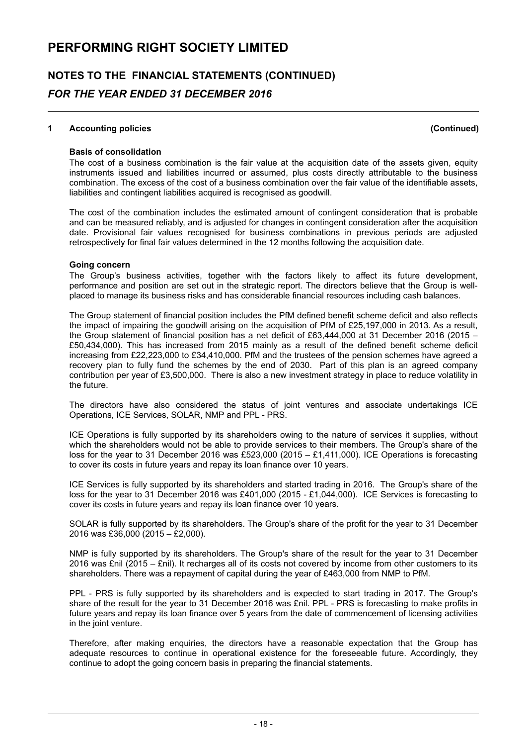# PERFORMING RIGHT SOCIETY LIMITED

## NOTES TO THE FINANCIAL STATEMENTS (CONTINUED)

### *FOR THE YEAR ENDED 31 DECEMBER 2016*

**1 Accounting policies (Continued)**

**Basis of consolidation**

The cost of a business combination is the fair value at the acquisition date of the assets given, equity instruments issued and liabilities incurred or assumed, plus costs directly attributable to the business combination. The excess of the cost of a business combination over the fair value of the identifiable assets, liabilities and contingent liabilities acquired is recognised as goodwill.

The cost of the combination includes the estimated amount of contingent consideration that is probable and can be measured reliably, and is adjusted for changes in contingent consideration after the acquisition date. Provisional fair values recognised for business combinations in previous periods are adjusted retrospectively for final fair values determined in the 12 months following the acquisition date.

**Going concern**

The Group's business activities, together with the factors likely to affect its future development, performance and position are set out in the strategic report. The directors believe that the Group is well-placed to manage its business risks and has considerable financial resources including cash balances.

The Group statement of financial position includes the PfM defined benefit scheme deficit and also reflects the impact of impairing the goodwill arising on the acquisition of PfM of £25,197,000 in 2013. As a result, the Group statement of financial position has a net deficit of £63,444,000 at 31 December 2016 (2015 – £50,434,000). This has increased from 2015 mainly as a result of the defined benefit scheme deficit increasing from £22,223,000 to £34,410,000. PfM and the trustees of the pension schemes have agreed a recovery plan to fully fund the schemes by the end of 2030. Part of this plan is an agreed company contribution per year of £3,500,000. There is also a new investment strategy in place to reduce volatility in the future.

The directors have also considered the status of joint ventures and associate undertakings ICE Operations, ICE Services, SOLAR, NMP and PPL - PRS.

ICE Operations is fully supported by its shareholders owing to the nature of services it supplies, without which the shareholders would not be able to provide services to their members. The Group's share of the loss for the year to 31 December 2016 was £523,000 (2015 – £1,411,000). ICE Operations is forecasting to cover its costs in future years and repay its loan finance over 10 years.

ICE Services is fully supported by its shareholders and started trading in 2016. The Group's share of the loss for the year to 31 December 2016 was £401,000 (2015 - £1,044,000). ICE Services is forecasting to cover its costs in future years and repay its loan finance over 10 years.

SOLAR is fully supported by its shareholders. The Group's share of the profit for the year to 31 December 2016 was £36,000 (2015 – £2,000).

NMP is fully supported by its shareholders. The Group's share of the result for the year to 31 December 2016 was £nil (2015 – £nil). It recharges all of its costs not covered by income from other customers to its shareholders. There was a repayment of capital during the year of £463,000 from NMP to PfM.

PPL - PRS is fully supported by its shareholders and is expected to start trading in 2017. The Group's share of the result for the year to 31 December 2016 was £nil. PPL - PRS is forecasting to make profits in future years and repay its loan finance over 5 years from the date of commencement of licensing activities in the joint venture.

Therefore, after making enquiries, the directors have a reasonable expectation that the Group has adequate resources to continue in operational existence for the foreseeable future. Accordingly, they continue to adopt the going concern basis in preparing the financial statements.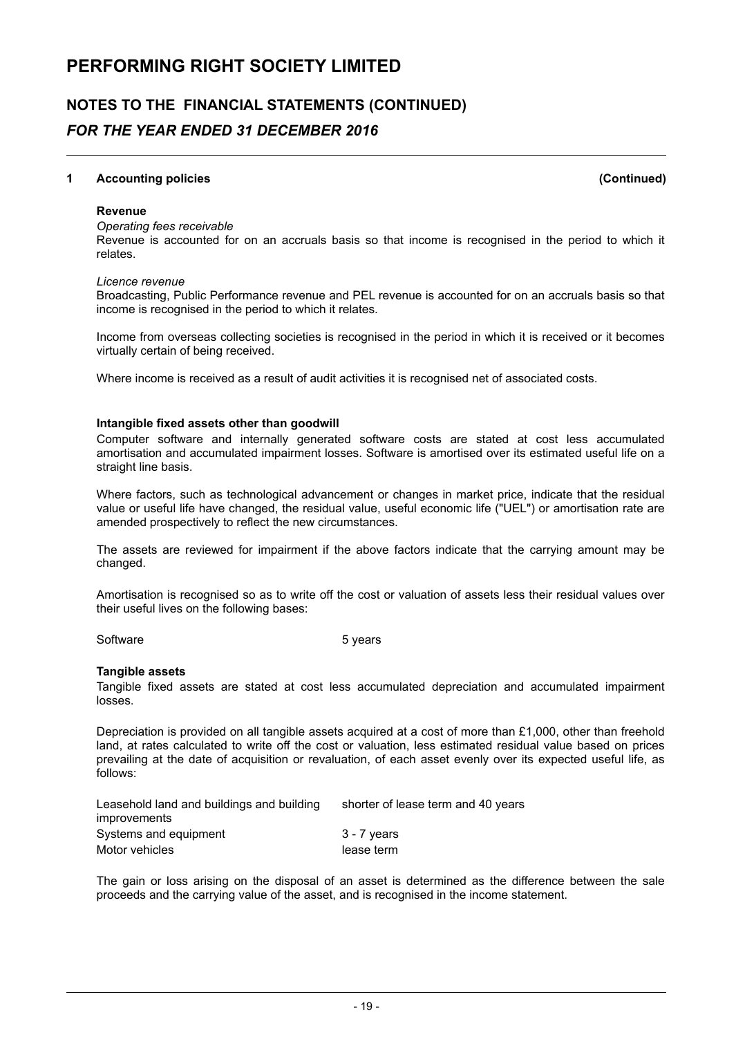# PERFORMING RIGHT SOCIETY LIMITED

## NOTES TO THE FINANCIAL STATEMENTS (CONTINUED)

### *FOR THE YEAR ENDED 31 DECEMBER 2016*

**1 Accounting policies (Continued)**

**Revenue**

*Operating fees receivable*

Revenue is accounted for on an accruals basis so that income is recognised in the period to which it relates.

*Licence revenue*

Broadcasting, Public Performance revenue and PEL revenue is accounted for on an accruals basis so that income is recognised in the period to which it relates.

Income from overseas collecting societies is recognised in the period in which it is received or it becomes virtually certain of being received.

Where income is received as a result of audit activities it is recognised net of associated costs.

**Intangible fixed assets other than goodwill**

Computer software and internally generated software costs are stated at cost less accumulated amortisation and accumulated impairment losses. Software is amortised over its estimated useful life on a straight line basis.

Where factors, such as technological advancement or changes in market price, indicate that the residual value or useful life have changed, the residual value, useful economic life ("UEL") or amortisation rate are amended prospectively to reflect the new circumstances.

The assets are reviewed for impairment if the above factors indicate that the carrying amount may be changed.

Amortisation is recognised so as to write off the cost or valuation of assets less their residual values over their useful lives on the following bases:

| | |
|---|---|
| Software | 5 years |

**Tangible assets**

Tangible fixed assets are stated at cost less accumulated depreciation and accumulated impairment losses.

Depreciation is provided on all tangible assets acquired at a cost of more than £1,000, other than freehold land, at rates calculated to write off the cost or valuation, less estimated residual value based on prices prevailing at the date of acquisition or revaluation, of each asset evenly over its expected useful life, as follows:

| | |
|---|---|
| Leasehold land and buildings and building improvements | shorter of lease term and 40 years |
| Systems and equipment | 3 - 7 years |
| Motor vehicles | lease term |

The gain or loss arising on the disposal of an asset is determined as the difference between the sale proceeds and the carrying value of the asset, and is recognised in the income statement.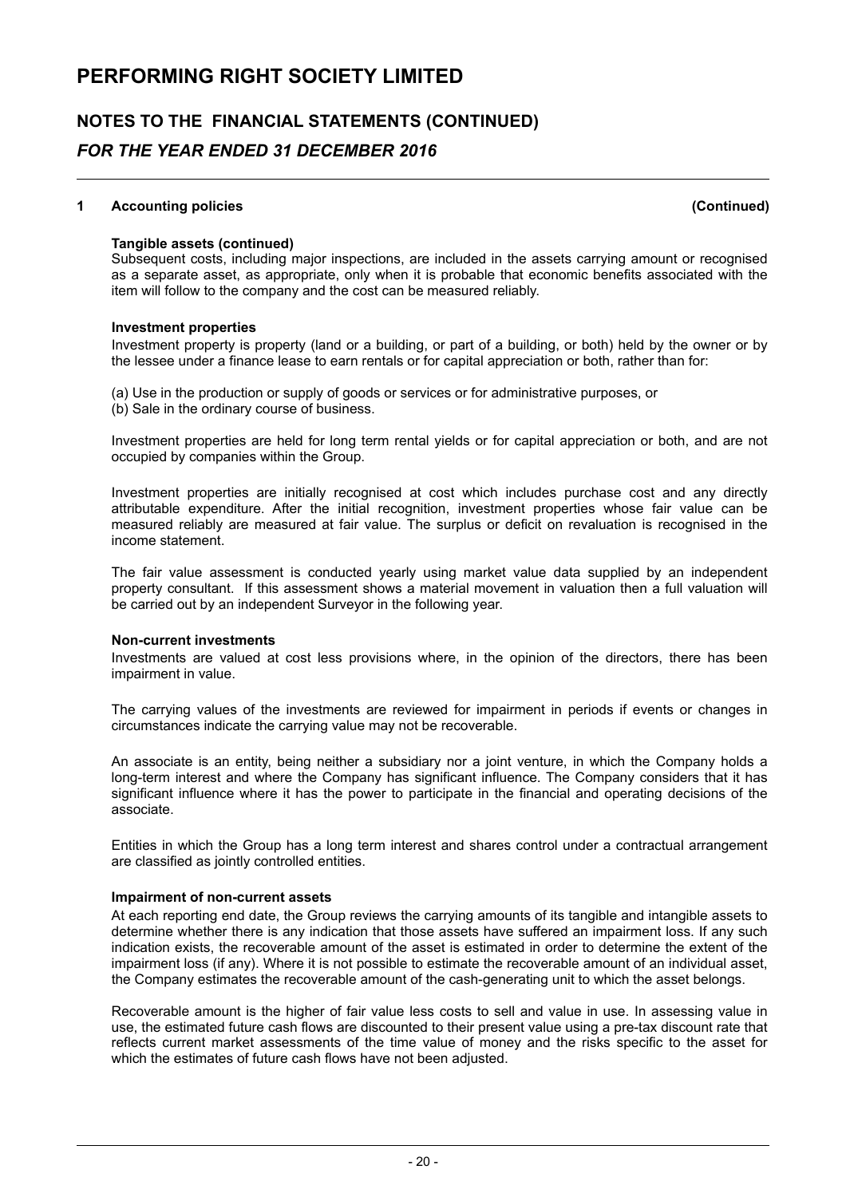# PERFORMING RIGHT SOCIETY LIMITED

## NOTES TO THE FINANCIAL STATEMENTS (CONTINUED)

### *FOR THE YEAR ENDED 31 DECEMBER 2016*

**1 Accounting policies (Continued)**

**Tangible assets (continued)**

Subsequent costs, including major inspections, are included in the assets carrying amount or recognised as a separate asset, as appropriate, only when it is probable that economic benefits associated with the item will follow to the company and the cost can be measured reliably.

**Investment properties**

Investment property is property (land or a building, or part of a building, or both) held by the owner or by the lessee under a finance lease to earn rentals or for capital appreciation or both, rather than for:

(a) Use in the production or supply of goods or services or for administrative purposes, or
(b) Sale in the ordinary course of business.

Investment properties are held for long term rental yields or for capital appreciation or both, and are not occupied by companies within the Group.

Investment properties are initially recognised at cost which includes purchase cost and any directly attributable expenditure. After the initial recognition, investment properties whose fair value can be measured reliably are measured at fair value. The surplus or deficit on revaluation is recognised in the income statement.

The fair value assessment is conducted yearly using market value data supplied by an independent property consultant. If this assessment shows a material movement in valuation then a full valuation will be carried out by an independent Surveyor in the following year.

**Non-current investments**

Investments are valued at cost less provisions where, in the opinion of the directors, there has been impairment in value.

The carrying values of the investments are reviewed for impairment in periods if events or changes in circumstances indicate the carrying value may not be recoverable.

An associate is an entity, being neither a subsidiary nor a joint venture, in which the Company holds a long-term interest and where the Company has significant influence. The Company considers that it has significant influence where it has the power to participate in the financial and operating decisions of the associate.

Entities in which the Group has a long term interest and shares control under a contractual arrangement are classified as jointly controlled entities.

**Impairment of non-current assets**

At each reporting end date, the Group reviews the carrying amounts of its tangible and intangible assets to determine whether there is any indication that those assets have suffered an impairment loss. If any such indication exists, the recoverable amount of the asset is estimated in order to determine the extent of the impairment loss (if any). Where it is not possible to estimate the recoverable amount of an individual asset, the Company estimates the recoverable amount of the cash-generating unit to which the asset belongs.

Recoverable amount is the higher of fair value less costs to sell and value in use. In assessing value in use, the estimated future cash flows are discounted to their present value using a pre-tax discount rate that reflects current market assessments of the time value of money and the risks specific to the asset for which the estimates of future cash flows have not been adjusted.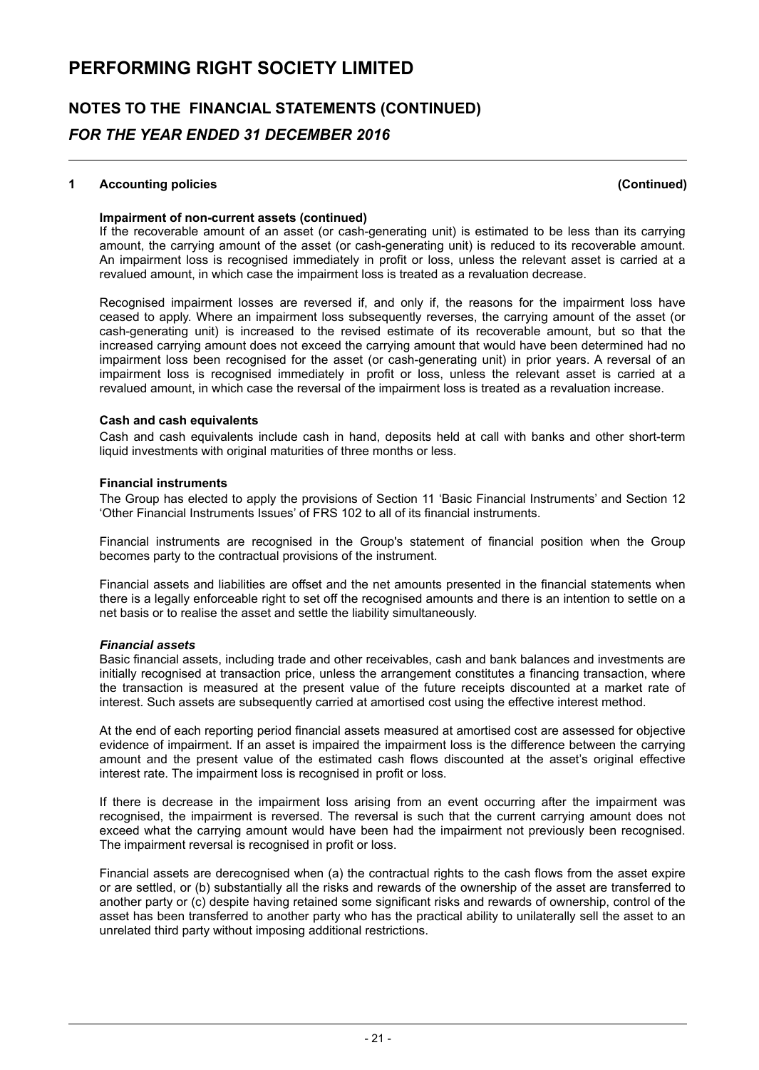# PERFORMING RIGHT SOCIETY LIMITED

## NOTES TO THE FINANCIAL STATEMENTS (CONTINUED)

### *FOR THE YEAR ENDED 31 DECEMBER 2016*

**1 Accounting policies (Continued)**

**Impairment of non-current assets (continued)**

If the recoverable amount of an asset (or cash-generating unit) is estimated to be less than its carrying amount, the carrying amount of the asset (or cash-generating unit) is reduced to its recoverable amount. An impairment loss is recognised immediately in profit or loss, unless the relevant asset is carried at a revalued amount, in which case the impairment loss is treated as a revaluation decrease.

Recognised impairment losses are reversed if, and only if, the reasons for the impairment loss have ceased to apply. Where an impairment loss subsequently reverses, the carrying amount of the asset (or cash-generating unit) is increased to the revised estimate of its recoverable amount, but so that the increased carrying amount does not exceed the carrying amount that would have been determined had no impairment loss been recognised for the asset (or cash-generating unit) in prior years. A reversal of an impairment loss is recognised immediately in profit or loss, unless the relevant asset is carried at a revalued amount, in which case the reversal of the impairment loss is treated as a revaluation increase.

**Cash and cash equivalents**

Cash and cash equivalents include cash in hand, deposits held at call with banks and other short-term liquid investments with original maturities of three months or less.

**Financial instruments**

The Group has elected to apply the provisions of Section 11 'Basic Financial Instruments' and Section 12 'Other Financial Instruments Issues' of FRS 102 to all of its financial instruments.

Financial instruments are recognised in the Group's statement of financial position when the Group becomes party to the contractual provisions of the instrument.

Financial assets and liabilities are offset and the net amounts presented in the financial statements when there is a legally enforceable right to set off the recognised amounts and there is an intention to settle on a net basis or to realise the asset and settle the liability simultaneously.

***Financial assets***

Basic financial assets, including trade and other receivables, cash and bank balances and investments are initially recognised at transaction price, unless the arrangement constitutes a financing transaction, where the transaction is measured at the present value of the future receipts discounted at a market rate of interest. Such assets are subsequently carried at amortised cost using the effective interest method.

At the end of each reporting period financial assets measured at amortised cost are assessed for objective evidence of impairment. If an asset is impaired the impairment loss is the difference between the carrying amount and the present value of the estimated cash flows discounted at the asset's original effective interest rate. The impairment loss is recognised in profit or loss.

If there is decrease in the impairment loss arising from an event occurring after the impairment was recognised, the impairment is reversed. The reversal is such that the current carrying amount does not exceed what the carrying amount would have been had the impairment not previously been recognised. The impairment reversal is recognised in profit or loss.

Financial assets are derecognised when (a) the contractual rights to the cash flows from the asset expire or are settled, or (b) substantially all the risks and rewards of the ownership of the asset are transferred to another party or (c) despite having retained some significant risks and rewards of ownership, control of the asset has been transferred to another party who has the practical ability to unilaterally sell the asset to an unrelated third party without imposing additional restrictions.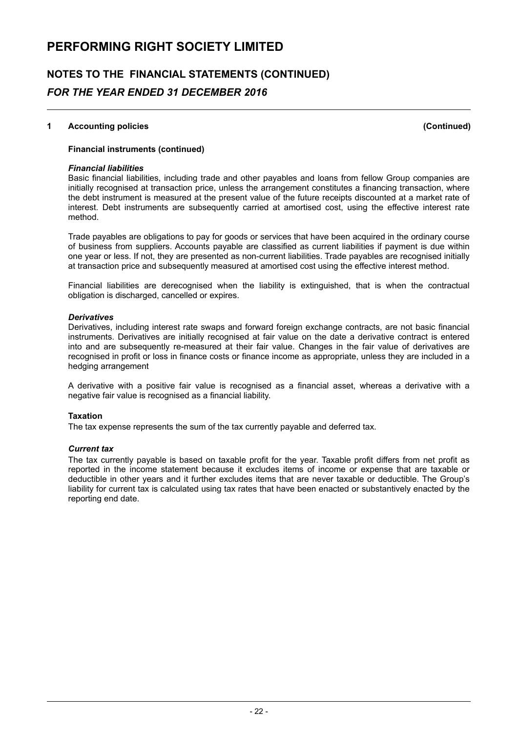# PERFORMING RIGHT SOCIETY LIMITED

## NOTES TO THE FINANCIAL STATEMENTS (CONTINUED)

## *FOR THE YEAR ENDED 31 DECEMBER 2016*

### 1 Accounting policies (Continued)

**Financial instruments (continued)**

***Financial liabilities***

Basic financial liabilities, including trade and other payables and loans from fellow Group companies are initially recognised at transaction price, unless the arrangement constitutes a financing transaction, where the debt instrument is measured at the present value of the future receipts discounted at a market rate of interest. Debt instruments are subsequently carried at amortised cost, using the effective interest rate method.

Trade payables are obligations to pay for goods or services that have been acquired in the ordinary course of business from suppliers. Accounts payable are classified as current liabilities if payment is due within one year or less. If not, they are presented as non-current liabilities. Trade payables are recognised initially at transaction price and subsequently measured at amortised cost using the effective interest method.

Financial liabilities are derecognised when the liability is extinguished, that is when the contractual obligation is discharged, cancelled or expires.

***Derivatives***

Derivatives, including interest rate swaps and forward foreign exchange contracts, are not basic financial instruments. Derivatives are initially recognised at fair value on the date a derivative contract is entered into and are subsequently re-measured at their fair value. Changes in the fair value of derivatives are recognised in profit or loss in finance costs or finance income as appropriate, unless they are included in a hedging arrangement

A derivative with a positive fair value is recognised as a financial asset, whereas a derivative with a negative fair value is recognised as a financial liability.

**Taxation**

The tax expense represents the sum of the tax currently payable and deferred tax.

***Current tax***

The tax currently payable is based on taxable profit for the year. Taxable profit differs from net profit as reported in the income statement because it excludes items of income or expense that are taxable or deductible in other years and it further excludes items that are never taxable or deductible. The Group's liability for current tax is calculated using tax rates that have been enacted or substantively enacted by the reporting end date.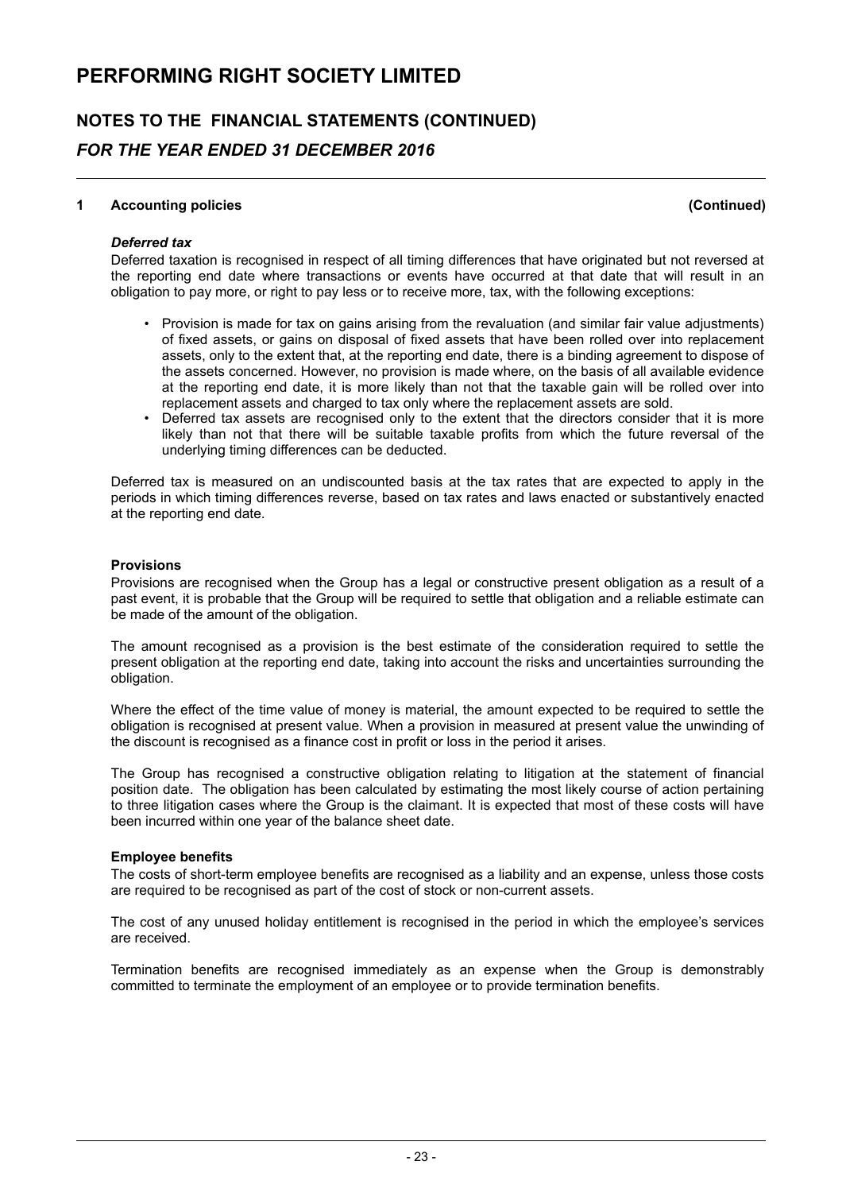# PERFORMING RIGHT SOCIETY LIMITED

## NOTES TO THE FINANCIAL STATEMENTS (CONTINUED)

## *FOR THE YEAR ENDED 31 DECEMBER 2016*

**1 Accounting policies (Continued)**

***Deferred tax***

Deferred taxation is recognised in respect of all timing differences that have originated but not reversed at the reporting end date where transactions or events have occurred at that date that will result in an obligation to pay more, or right to pay less or to receive more, tax, with the following exceptions:

- Provision is made for tax on gains arising from the revaluation (and similar fair value adjustments) of fixed assets, or gains on disposal of fixed assets that have been rolled over into replacement assets, only to the extent that, at the reporting end date, there is a binding agreement to dispose of the assets concerned. However, no provision is made where, on the basis of all available evidence at the reporting end date, it is more likely than not that the taxable gain will be rolled over into replacement assets and charged to tax only where the replacement assets are sold.
- Deferred tax assets are recognised only to the extent that the directors consider that it is more likely than not that there will be suitable taxable profits from which the future reversal of the underlying timing differences can be deducted.

Deferred tax is measured on an undiscounted basis at the tax rates that are expected to apply in the periods in which timing differences reverse, based on tax rates and laws enacted or substantively enacted at the reporting end date.

**Provisions**

Provisions are recognised when the Group has a legal or constructive present obligation as a result of a past event, it is probable that the Group will be required to settle that obligation and a reliable estimate can be made of the amount of the obligation.

The amount recognised as a provision is the best estimate of the consideration required to settle the present obligation at the reporting end date, taking into account the risks and uncertainties surrounding the obligation.

Where the effect of the time value of money is material, the amount expected to be required to settle the obligation is recognised at present value. When a provision in measured at present value the unwinding of the discount is recognised as a finance cost in profit or loss in the period it arises.

The Group has recognised a constructive obligation relating to litigation at the statement of financial position date. The obligation has been calculated by estimating the most likely course of action pertaining to three litigation cases where the Group is the claimant. It is expected that most of these costs will have been incurred within one year of the balance sheet date.

**Employee benefits**

The costs of short-term employee benefits are recognised as a liability and an expense, unless those costs are required to be recognised as part of the cost of stock or non-current assets.

The cost of any unused holiday entitlement is recognised in the period in which the employee's services are received.

Termination benefits are recognised immediately as an expense when the Group is demonstrably committed to terminate the employment of an employee or to provide termination benefits.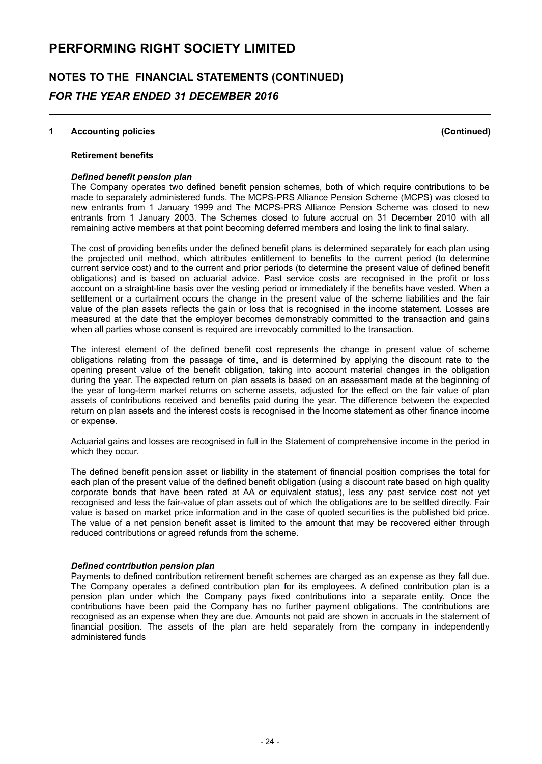# PERFORMING RIGHT SOCIETY LIMITED

## NOTES TO THE FINANCIAL STATEMENTS (CONTINUED)

### *FOR THE YEAR ENDED 31 DECEMBER 2016*

**1 Accounting policies (Continued)**

**Retirement benefits**

***Defined benefit pension plan***

The Company operates two defined benefit pension schemes, both of which require contributions to be made to separately administered funds. The MCPS-PRS Alliance Pension Scheme (MCPS) was closed to new entrants from 1 January 1999 and The MCPS-PRS Alliance Pension Scheme was closed to new entrants from 1 January 2003. The Schemes closed to future accrual on 31 December 2010 with all remaining active members at that point becoming deferred members and losing the link to final salary.

The cost of providing benefits under the defined benefit plans is determined separately for each plan using the projected unit method, which attributes entitlement to benefits to the current period (to determine current service cost) and to the current and prior periods (to determine the present value of defined benefit obligations) and is based on actuarial advice. Past service costs are recognised in the profit or loss account on a straight-line basis over the vesting period or immediately if the benefits have vested. When a settlement or a curtailment occurs the change in the present value of the scheme liabilities and the fair value of the plan assets reflects the gain or loss that is recognised in the income statement. Losses are measured at the date that the employer becomes demonstrably committed to the transaction and gains when all parties whose consent is required are irrevocably committed to the transaction.

The interest element of the defined benefit cost represents the change in present value of scheme obligations relating from the passage of time, and is determined by applying the discount rate to the opening present value of the benefit obligation, taking into account material changes in the obligation during the year. The expected return on plan assets is based on an assessment made at the beginning of the year of long-term market returns on scheme assets, adjusted for the effect on the fair value of plan assets of contributions received and benefits paid during the year. The difference between the expected return on plan assets and the interest costs is recognised in the Income statement as other finance income or expense.

Actuarial gains and losses are recognised in full in the Statement of comprehensive income in the period in which they occur.

The defined benefit pension asset or liability in the statement of financial position comprises the total for each plan of the present value of the defined benefit obligation (using a discount rate based on high quality corporate bonds that have been rated at AA or equivalent status), less any past service cost not yet recognised and less the fair-value of plan assets out of which the obligations are to be settled directly. Fair value is based on market price information and in the case of quoted securities is the published bid price. The value of a net pension benefit asset is limited to the amount that may be recovered either through reduced contributions or agreed refunds from the scheme.

***Defined contribution pension plan***

Payments to defined contribution retirement benefit schemes are charged as an expense as they fall due. The Company operates a defined contribution plan for its employees. A defined contribution plan is a pension plan under which the Company pays fixed contributions into a separate entity. Once the contributions have been paid the Company has no further payment obligations. The contributions are recognised as an expense when they are due. Amounts not paid are shown in accruals in the statement of financial position. The assets of the plan are held separately from the company in independently administered funds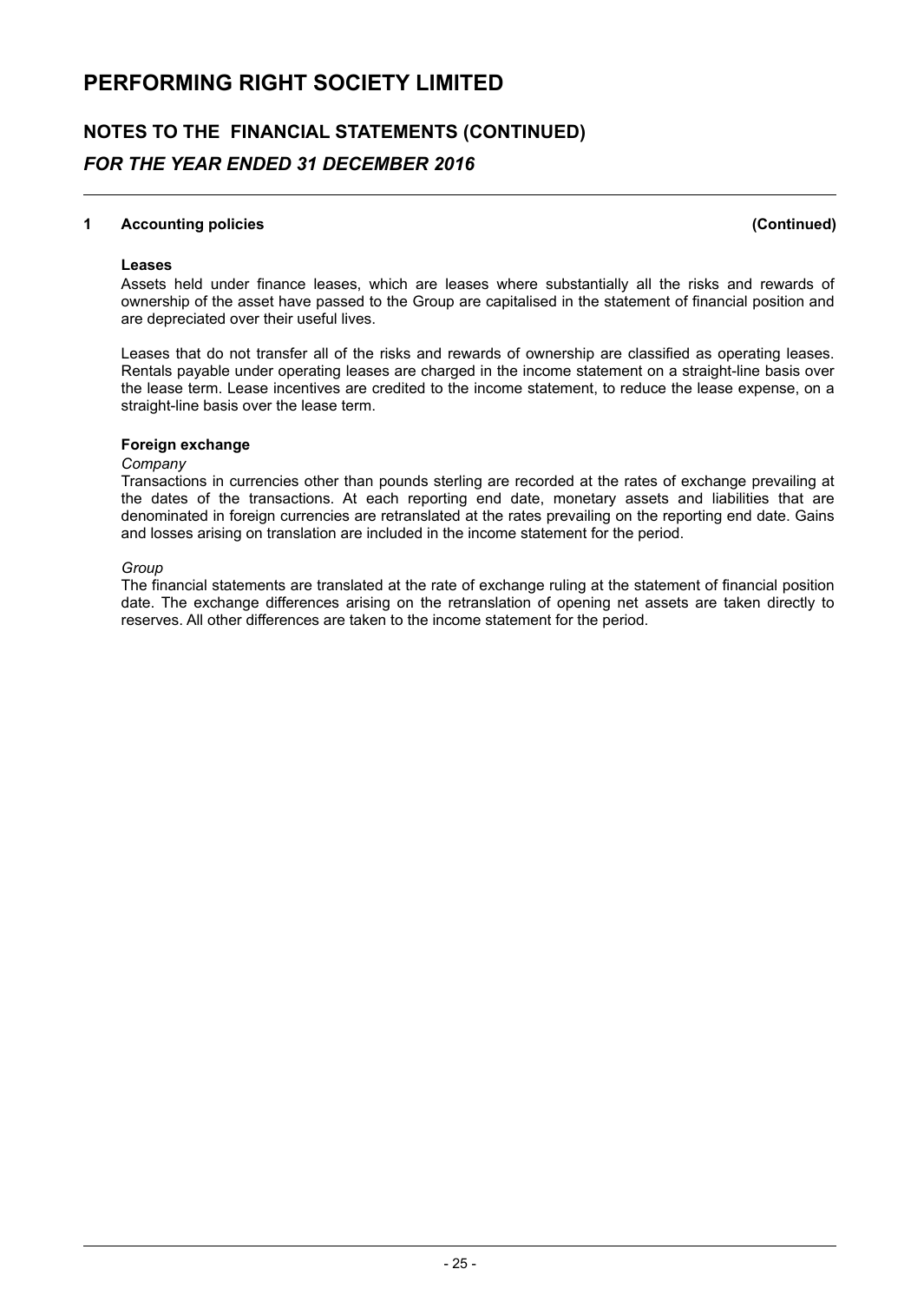# PERFORMING RIGHT SOCIETY LIMITED

## NOTES TO THE FINANCIAL STATEMENTS (CONTINUED)

### *FOR THE YEAR ENDED 31 DECEMBER 2016*

**1 Accounting policies (Continued)**

**Leases**

Assets held under finance leases, which are leases where substantially all the risks and rewards of ownership of the asset have passed to the Group are capitalised in the statement of financial position and are depreciated over their useful lives.

Leases that do not transfer all of the risks and rewards of ownership are classified as operating leases. Rentals payable under operating leases are charged in the income statement on a straight-line basis over the lease term. Lease incentives are credited to the income statement, to reduce the lease expense, on a straight-line basis over the lease term.

**Foreign exchange**

*Company*

Transactions in currencies other than pounds sterling are recorded at the rates of exchange prevailing at the dates of the transactions. At each reporting end date, monetary assets and liabilities that are denominated in foreign currencies are retranslated at the rates prevailing on the reporting end date. Gains and losses arising on translation are included in the income statement for the period.

*Group*

The financial statements are translated at the rate of exchange ruling at the statement of financial position date. The exchange differences arising on the retranslation of opening net assets are taken directly to reserves. All other differences are taken to the income statement for the period.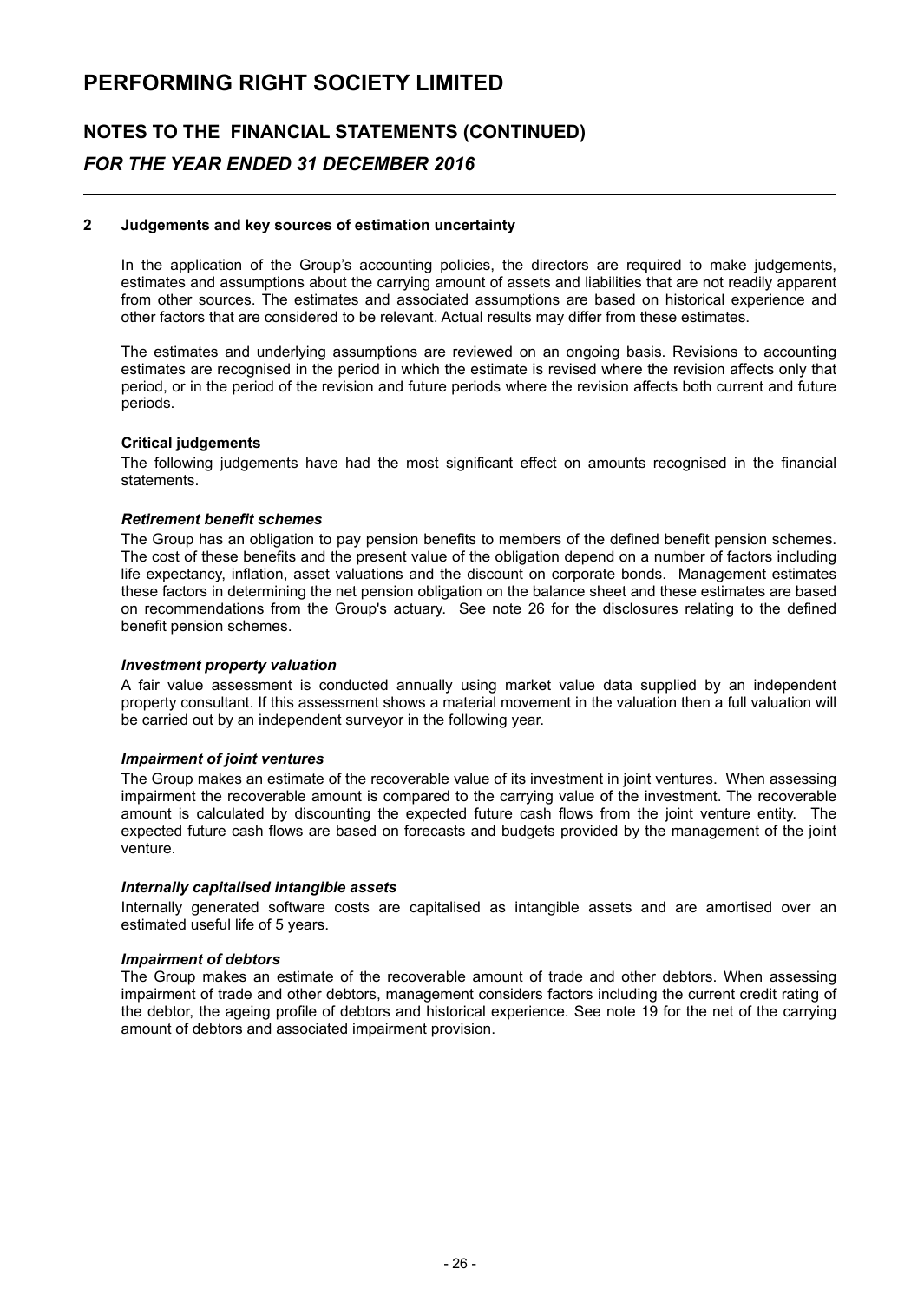# PERFORMING RIGHT SOCIETY LIMITED

## NOTES TO THE FINANCIAL STATEMENTS (CONTINUED)

### *FOR THE YEAR ENDED 31 DECEMBER 2016*

### 2 Judgements and key sources of estimation uncertainty

In the application of the Group's accounting policies, the directors are required to make judgements, estimates and assumptions about the carrying amount of assets and liabilities that are not readily apparent from other sources. The estimates and associated assumptions are based on historical experience and other factors that are considered to be relevant. Actual results may differ from these estimates.

The estimates and underlying assumptions are reviewed on an ongoing basis. Revisions to accounting estimates are recognised in the period in which the estimate is revised where the revision affects only that period, or in the period of the revision and future periods where the revision affects both current and future periods.

**Critical judgements**

The following judgements have had the most significant effect on amounts recognised in the financial statements.

***Retirement benefit schemes***

The Group has an obligation to pay pension benefits to members of the defined benefit pension schemes. The cost of these benefits and the present value of the obligation depend on a number of factors including life expectancy, inflation, asset valuations and the discount on corporate bonds. Management estimates these factors in determining the net pension obligation on the balance sheet and these estimates are based on recommendations from the Group's actuary. See note 26 for the disclosures relating to the defined benefit pension schemes.

***Investment property valuation***

A fair value assessment is conducted annually using market value data supplied by an independent property consultant. If this assessment shows a material movement in the valuation then a full valuation will be carried out by an independent surveyor in the following year.

***Impairment of joint ventures***

The Group makes an estimate of the recoverable value of its investment in joint ventures. When assessing impairment the recoverable amount is compared to the carrying value of the investment. The recoverable amount is calculated by discounting the expected future cash flows from the joint venture entity. The expected future cash flows are based on forecasts and budgets provided by the management of the joint venture.

***Internally capitalised intangible assets***

Internally generated software costs are capitalised as intangible assets and are amortised over an estimated useful life of 5 years.

***Impairment of debtors***

The Group makes an estimate of the recoverable amount of trade and other debtors. When assessing impairment of trade and other debtors, management considers factors including the current credit rating of the debtor, the ageing profile of debtors and historical experience. See note 19 for the net of the carrying amount of debtors and associated impairment provision.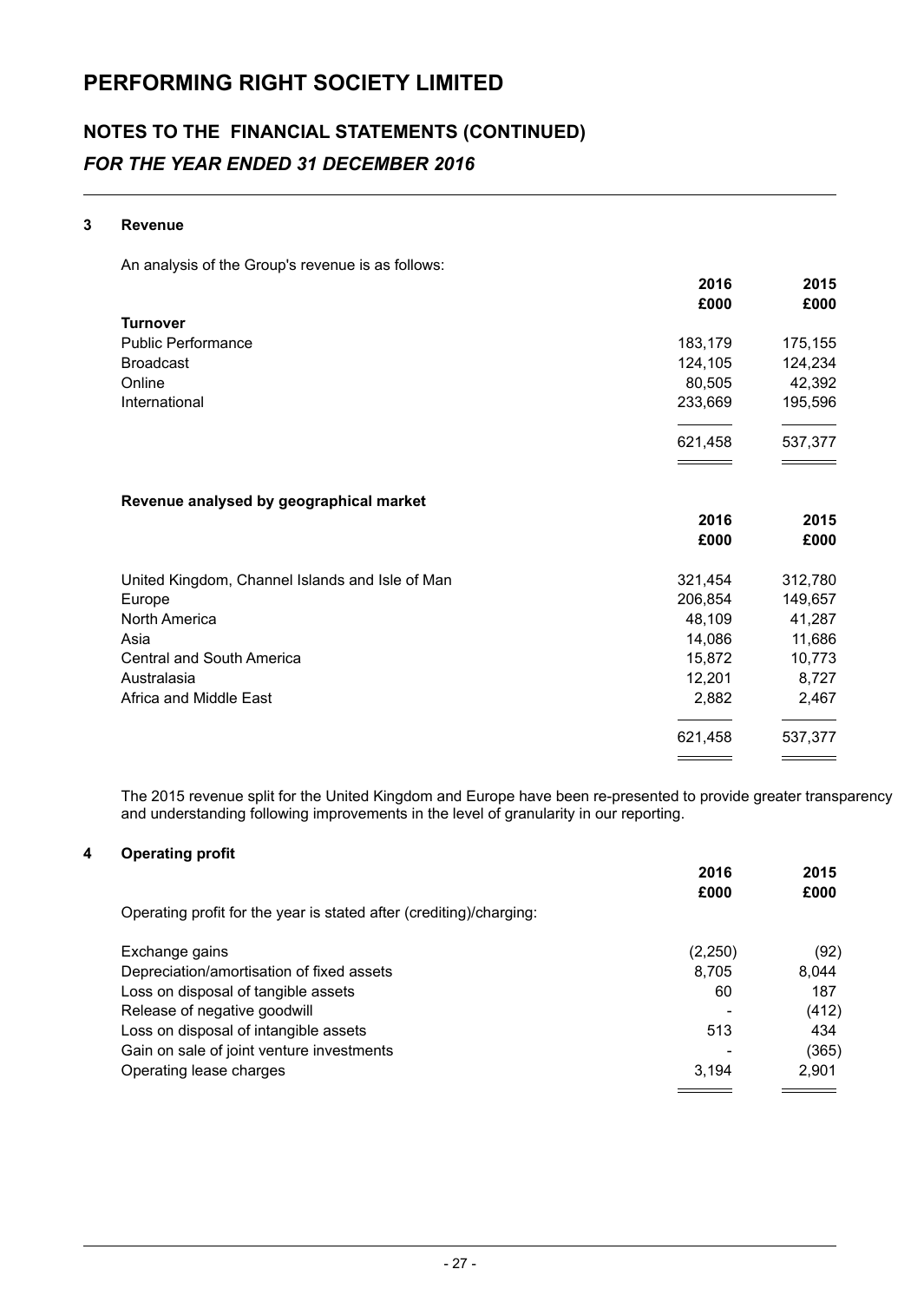# PERFORMING RIGHT SOCIETY LIMITED

## NOTES TO THE FINANCIAL STATEMENTS (CONTINUED)

### *FOR THE YEAR ENDED 31 DECEMBER 2016*

**3 Revenue**

An analysis of the Group's revenue is as follows:

| | 2016 £000 | 2015 £000 |
|---|---|---|
| **Turnover** | | |
| Public Performance | 183,179 | 175,155 |
| Broadcast | 124,105 | 124,234 |
| Online | 80,505 | 42,392 |
| International | 233,669 | 195,596 |
| | 621,458 | 537,377 |

**Revenue analysed by geographical market**

| | 2016 £000 | 2015 £000 |
|---|---|---|
| United Kingdom, Channel Islands and Isle of Man | 321,454 | 312,780 |
| Europe | 206,854 | 149,657 |
| North America | 48,109 | 41,287 |
| Asia | 14,086 | 11,686 |
| Central and South America | 15,872 | 10,773 |
| Australasia | 12,201 | 8,727 |
| Africa and Middle East | 2,882 | 2,467 |
| | 621,458 | 537,377 |

The 2015 revenue split for the United Kingdom and Europe have been re-presented to provide greater transparency and understanding following improvements in the level of granularity in our reporting.

**4 Operating profit**

| | 2016 £000 | 2015 £000 |
|---|---|---|
| Operating profit for the year is stated after (crediting)/charging: | | |
| Exchange gains | (2,250) | (92) |
| Depreciation/amortisation of fixed assets | 8,705 | 8,044 |
| Loss on disposal of tangible assets | 60 | 187 |
| Release of negative goodwill | - | (412) |
| Loss on disposal of intangible assets | 513 | 434 |
| Gain on sale of joint venture investments | - | (365) |
| Operating lease charges | 3,194 | 2,901 |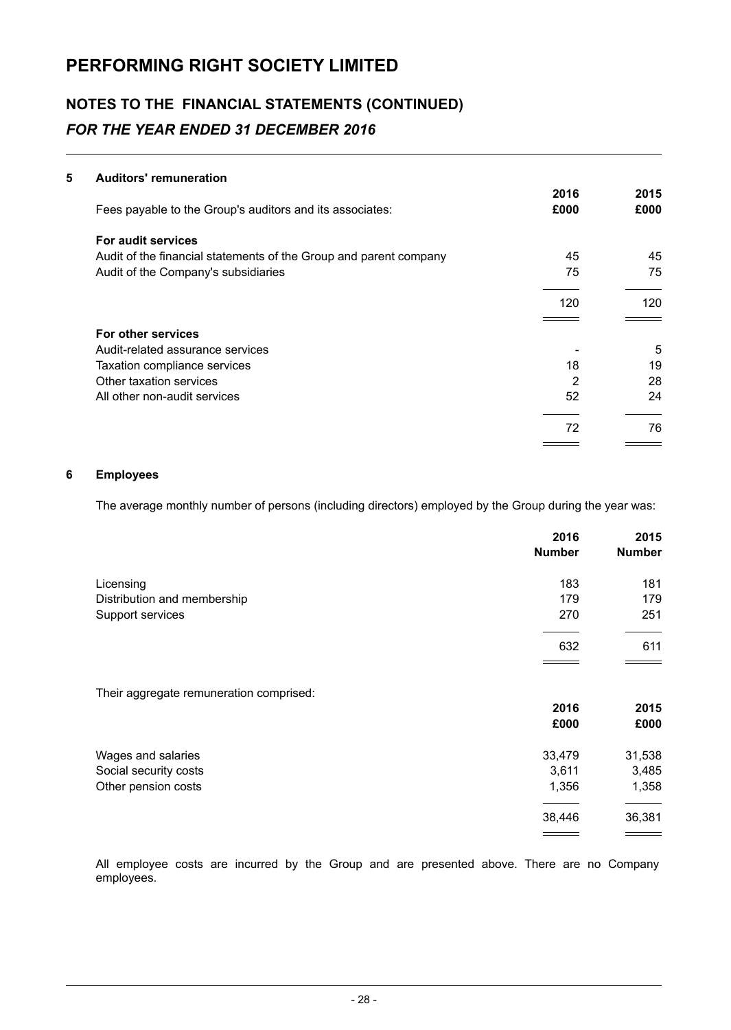# PERFORMING RIGHT SOCIETY LIMITED

## NOTES TO THE FINANCIAL STATEMENTS (CONTINUED)

### *FOR THE YEAR ENDED 31 DECEMBER 2016*

**5 Auditors' remuneration**

| Fees payable to the Group's auditors and its associates: | 2016 £000 | 2015 £000 |
|---|---|---|
| **For audit services** | | |
| Audit of the financial statements of the Group and parent company | 45 | 45 |
| Audit of the Company's subsidiaries | 75 | 75 |
| | 120 | 120 |
| **For other services** | | |
| Audit-related assurance services | - | 5 |
| Taxation compliance services | 18 | 19 |
| Other taxation services | 2 | 28 |
| All other non-audit services | 52 | 24 |
| | 72 | 76 |

**6 Employees**

The average monthly number of persons (including directors) employed by the Group during the year was:

| | 2016 Number | 2015 Number |
|---|---|---|
| Licensing | 183 | 181 |
| Distribution and membership | 179 | 179 |
| Support services | 270 | 251 |
| | 632 | 611 |

Their aggregate remuneration comprised:

| | 2016 £000 | 2015 £000 |
|---|---|---|
| Wages and salaries | 33,479 | 31,538 |
| Social security costs | 3,611 | 3,485 |
| Other pension costs | 1,356 | 1,358 |
| | 38,446 | 36,381 |

All employee costs are incurred by the Group and are presented above. There are no Company employees.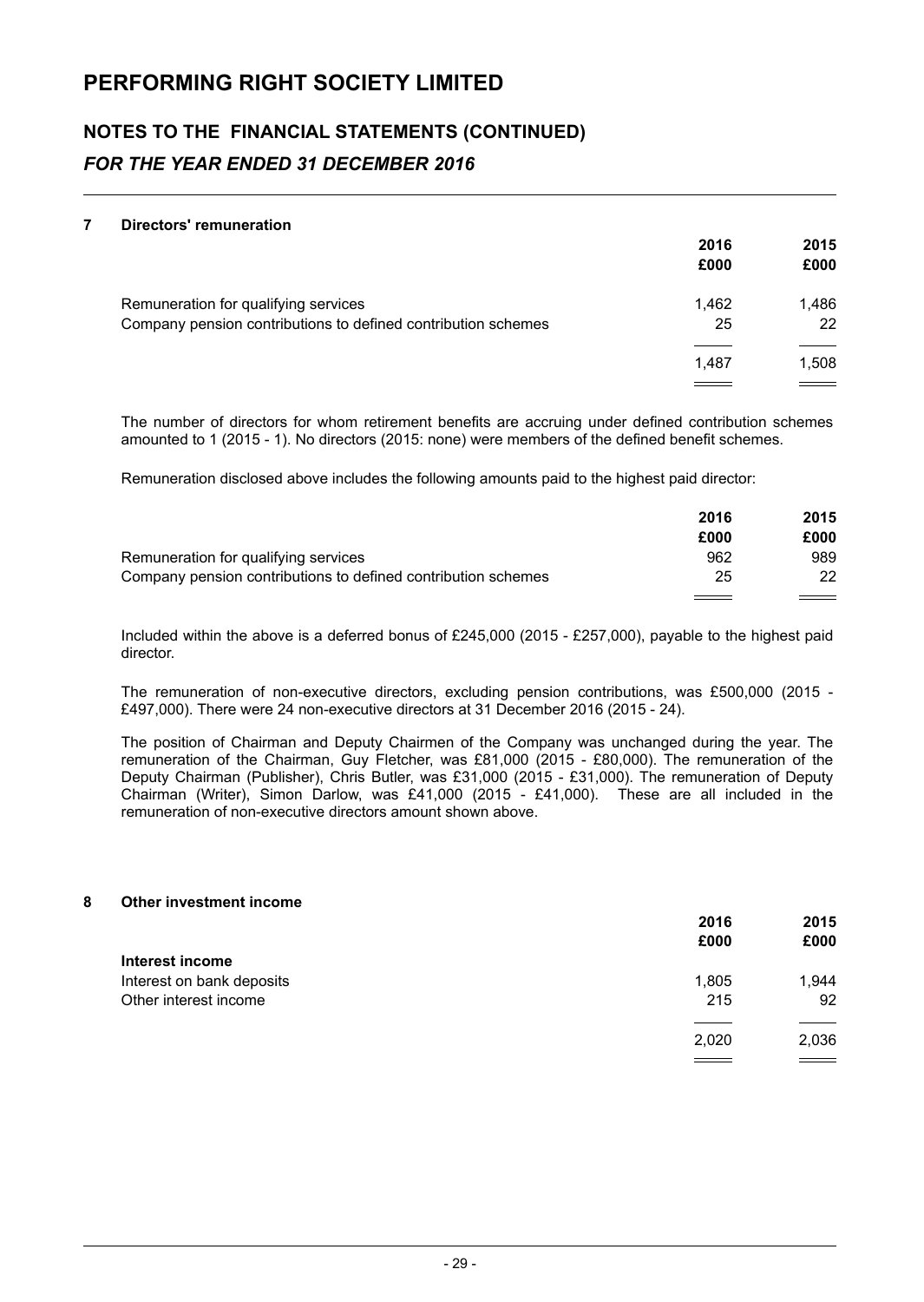# PERFORMING RIGHT SOCIETY LIMITED

## NOTES TO THE FINANCIAL STATEMENTS (CONTINUED)

### *FOR THE YEAR ENDED 31 DECEMBER 2016*

**7 Directors' remuneration**

| | 2016 £000 | 2015 £000 |
|---|---|---|
| Remuneration for qualifying services | 1,462 | 1,486 |
| Company pension contributions to defined contribution schemes | 25 | 22 |
| | 1,487 | 1,508 |

The number of directors for whom retirement benefits are accruing under defined contribution schemes amounted to 1 (2015 - 1). No directors (2015: none) were members of the defined benefit schemes.

Remuneration disclosed above includes the following amounts paid to the highest paid director:

| | 2016 £000 | 2015 £000 |
|---|---|---|
| Remuneration for qualifying services | 962 | 989 |
| Company pension contributions to defined contribution schemes | 25 | 22 |

Included within the above is a deferred bonus of £245,000 (2015 - £257,000), payable to the highest paid director.

The remuneration of non-executive directors, excluding pension contributions, was £500,000 (2015 - £497,000). There were 24 non-executive directors at 31 December 2016 (2015 - 24).

The position of Chairman and Deputy Chairmen of the Company was unchanged during the year. The remuneration of the Chairman, Guy Fletcher, was £81,000 (2015 - £80,000). The remuneration of the Deputy Chairman (Publisher), Chris Butler, was £31,000 (2015 - £31,000). The remuneration of Deputy Chairman (Writer), Simon Darlow, was £41,000 (2015 - £41,000). These are all included in the remuneration of non-executive directors amount shown above.

**8 Other investment income**

| | 2016 £000 | 2015 £000 |
|---|---|---|
| **Interest income** | | |
| Interest on bank deposits | 1,805 | 1,944 |
| Other interest income | 215 | 92 |
| | 2,020 | 2,036 |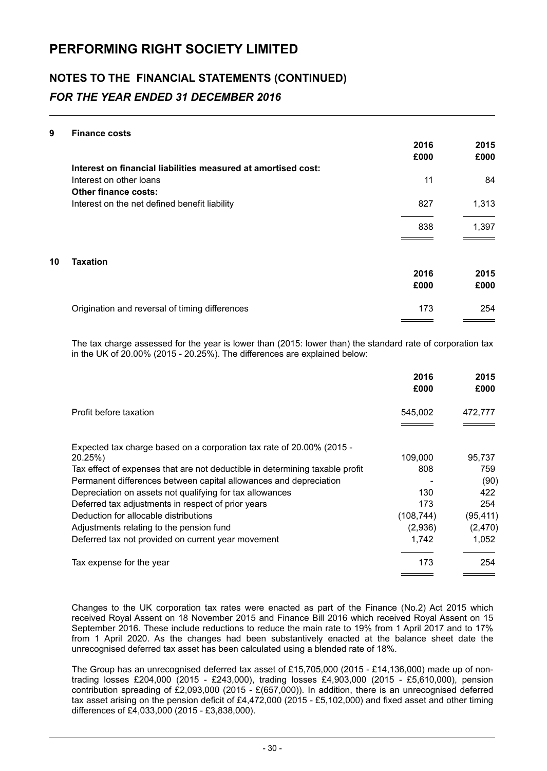## NOTES TO THE FINANCIAL STATEMENTS (CONTINUED)

### *FOR THE YEAR ENDED 31 DECEMBER 2016*

### 9 Finance costs

| | 2016 £000 | 2015 £000 |
|---|---|---|
| **Interest on financial liabilities measured at amortised cost:** | | |
| Interest on other loans | 11 | 84 |
| **Other finance costs:** | | |
| Interest on the net defined benefit liability | 827 | 1,313 |
| | 838 | 1,397 |

### 10 Taxation

| | 2016 £000 | 2015 £000 |
|---|---|---|
| Origination and reversal of timing differences | 173 | 254 |

The tax charge assessed for the year is lower than (2015: lower than) the standard rate of corporation tax in the UK of 20.00% (2015 - 20.25%). The differences are explained below:

| | 2016 £000 | 2015 £000 |
|---|---|---|
| Profit before taxation | 545,002 | 472,777 |
| Expected tax charge based on a corporation tax rate of 20.00% (2015 - 20.25%) | 109,000 | 95,737 |
| Tax effect of expenses that are not deductible in determining taxable profit | 808 | 759 |
| Permanent differences between capital allowances and depreciation | - | (90) |
| Depreciation on assets not qualifying for tax allowances | 130 | 422 |
| Deferred tax adjustments in respect of prior years | 173 | 254 |
| Deduction for allocable distributions | (108,744) | (95,411) |
| Adjustments relating to the pension fund | (2,936) | (2,470) |
| Deferred tax not provided on current year movement | 1,742 | 1,052 |
| Tax expense for the year | 173 | 254 |

Changes to the UK corporation tax rates were enacted as part of the Finance (No.2) Act 2015 which received Royal Assent on 18 November 2015 and Finance Bill 2016 which received Royal Assent on 15 September 2016. These include reductions to reduce the main rate to 19% from 1 April 2017 and to 17% from 1 April 2020. As the changes had been substantively enacted at the balance sheet date the unrecognised deferred tax asset has been calculated using a blended rate of 18%.

The Group has an unrecognised deferred tax asset of £15,705,000 (2015 - £14,136,000) made up of non-trading losses £204,000 (2015 - £243,000), trading losses £4,903,000 (2015 - £5,610,000), pension contribution spreading of £2,093,000 (2015 - £(657,000)). In addition, there is an unrecognised deferred tax asset arising on the pension deficit of £4,472,000 (2015 - £5,102,000) and fixed asset and other timing differences of £4,033,000 (2015 - £3,838,000).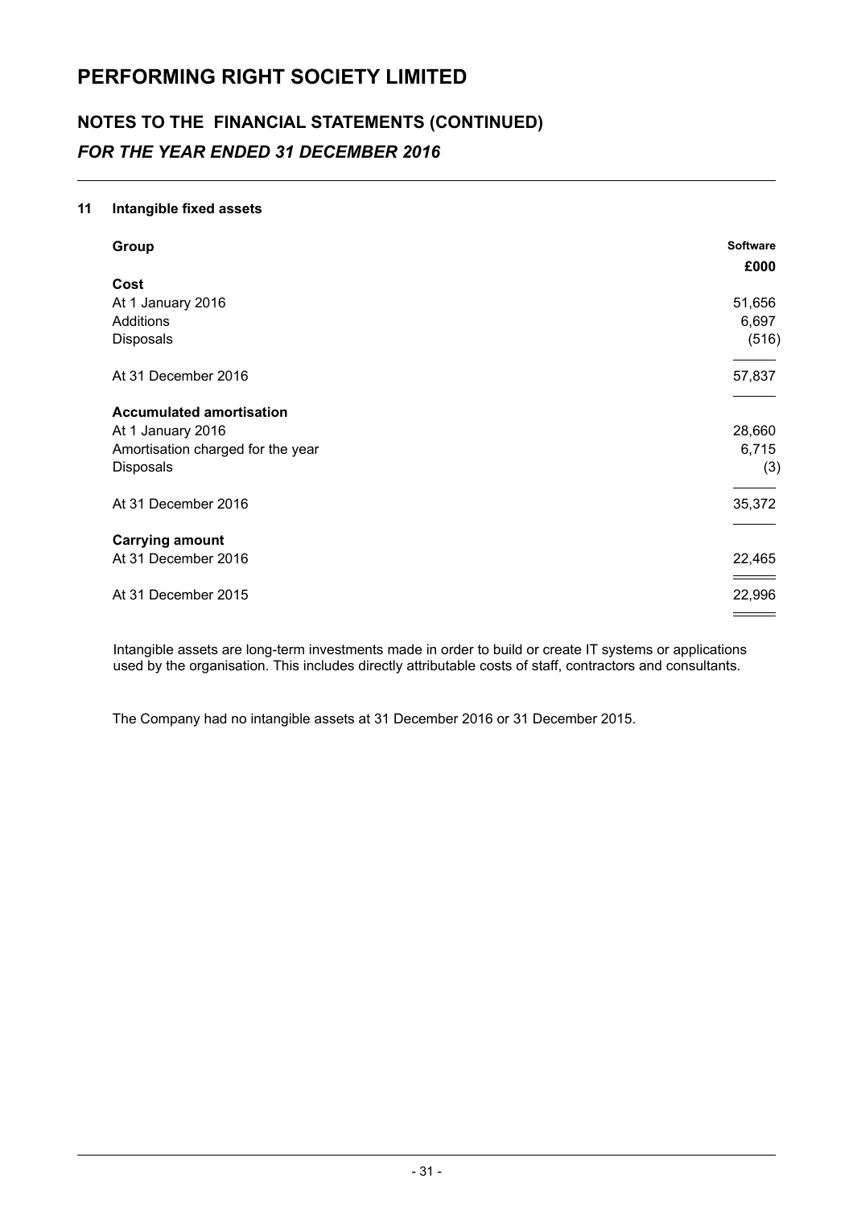# PERFORMING RIGHT SOCIETY LIMITED

## NOTES TO THE FINANCIAL STATEMENTS (CONTINUED)

### *FOR THE YEAR ENDED 31 DECEMBER 2016*

#### 11 Intangible fixed assets

| **Group** | **Software** |
|---|---|
| | **£000** |
| **Cost** | |
| At 1 January 2016 | 51,656 |
| Additions | 6,697 |
| Disposals | (516) |
| At 31 December 2016 | 57,837 |
| **Accumulated amortisation** | |
| At 1 January 2016 | 28,660 |
| Amortisation charged for the year | 6,715 |
| Disposals | (3) |
| At 31 December 2016 | 35,372 |
| **Carrying amount** | |
| At 31 December 2016 | 22,465 |
| At 31 December 2015 | 22,996 |

Intangible assets are long-term investments made in order to build or create IT systems or applications used by the organisation. This includes directly attributable costs of staff, contractors and consultants.

The Company had no intangible assets at 31 December 2016 or 31 December 2015.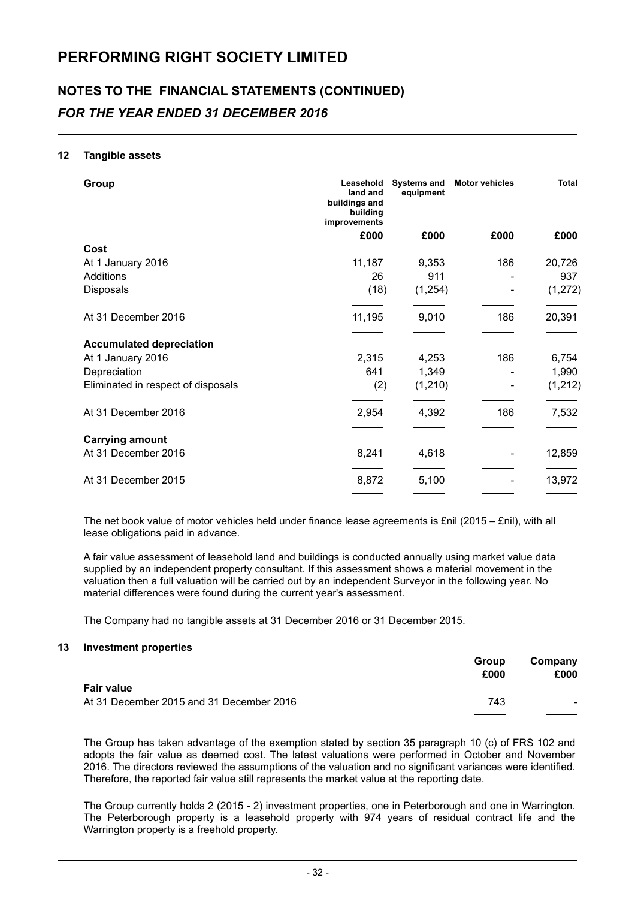# PERFORMING RIGHT SOCIETY LIMITED

## NOTES TO THE FINANCIAL STATEMENTS (CONTINUED)

### *FOR THE YEAR ENDED 31 DECEMBER 2016*

#### 12 Tangible assets

| Group | Leasehold land and buildings and building improvements | Systems and equipment | Motor vehicles | Total |
|---|---|---|---|---|
| | £000 | £000 | £000 | £000 |
| **Cost** | | | | |
| At 1 January 2016 | 11,187 | 9,353 | 186 | 20,726 |
| Additions | 26 | 911 | - | 937 |
| Disposals | (18) | (1,254) | - | (1,272) |
| At 31 December 2016 | 11,195 | 9,010 | 186 | 20,391 |
| **Accumulated depreciation** | | | | |
| At 1 January 2016 | 2,315 | 4,253 | 186 | 6,754 |
| Depreciation | 641 | 1,349 | - | 1,990 |
| Eliminated in respect of disposals | (2) | (1,210) | - | (1,212) |
| At 31 December 2016 | 2,954 | 4,392 | 186 | 7,532 |
| **Carrying amount** | | | | |
| At 31 December 2016 | 8,241 | 4,618 | - | 12,859 |
| At 31 December 2015 | 8,872 | 5,100 | - | 13,972 |

The net book value of motor vehicles held under finance lease agreements is £nil (2015 – £nil), with all lease obligations paid in advance.

A fair value assessment of leasehold land and buildings is conducted annually using market value data supplied by an independent property consultant. If this assessment shows a material movement in the valuation then a full valuation will be carried out by an independent Surveyor in the following year. No material differences were found during the current year's assessment.

The Company had no tangible assets at 31 December 2016 or 31 December 2015.

#### 13 Investment properties

| | Group £000 | Company £000 |
|---|---|---|
| **Fair value** | | |
| At 31 December 2015 and 31 December 2016 | 743 | - |

The Group has taken advantage of the exemption stated by section 35 paragraph 10 (c) of FRS 102 and adopts the fair value as deemed cost. The latest valuations were performed in October and November 2016. The directors reviewed the assumptions of the valuation and no significant variances were identified. Therefore, the reported fair value still represents the market value at the reporting date.

The Group currently holds 2 (2015 - 2) investment properties, one in Peterborough and one in Warrington. The Peterborough property is a leasehold property with 974 years of residual contract life and the Warrington property is a freehold property.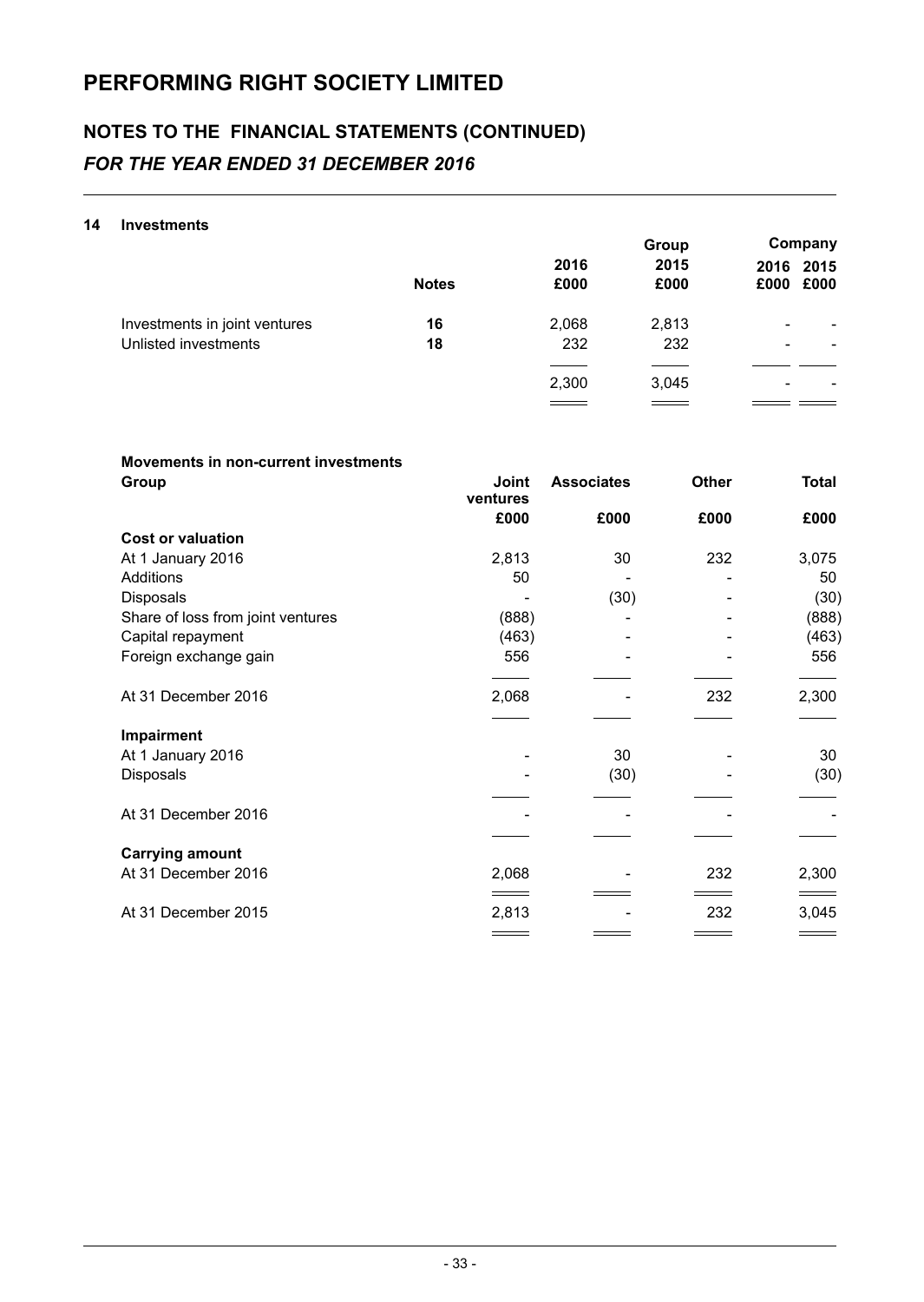# PERFORMING RIGHT SOCIETY LIMITED

## NOTES TO THE FINANCIAL STATEMENTS (CONTINUED)

### *FOR THE YEAR ENDED 31 DECEMBER 2016*

**14 Investments**

| | | Group | | Company | |
|---|---|---|---|---|---|
| | **Notes** | **2016 £000** | **2015 £000** | **2016 £000** | **2015 £000** |
| Investments in joint ventures | **16** | 2,068 | 2,813 | - | - |
| Unlisted investments | **18** | 232 | 232 | - | - |
| | | 2,300 | 3,045 | - | - |

**Movements in non-current investments**

| **Group** | **Joint ventures** | **Associates** | **Other** | **Total** |
|---|---|---|---|---|
| | **£000** | **£000** | **£000** | **£000** |
| **Cost or valuation** | | | | |
| At 1 January 2016 | 2,813 | 30 | 232 | 3,075 |
| Additions | 50 | - | - | 50 |
| Disposals | - | (30) | - | (30) |
| Share of loss from joint ventures | (888) | - | - | (888) |
| Capital repayment | (463) | - | - | (463) |
| Foreign exchange gain | 556 | - | - | 556 |
| At 31 December 2016 | 2,068 | - | 232 | 2,300 |
| **Impairment** | | | | |
| At 1 January 2016 | - | 30 | - | 30 |
| Disposals | - | (30) | - | (30) |
| At 31 December 2016 | - | - | - | - |
| **Carrying amount** | | | | |
| At 31 December 2016 | 2,068 | - | 232 | 2,300 |
| At 31 December 2015 | 2,813 | - | 232 | 3,045 |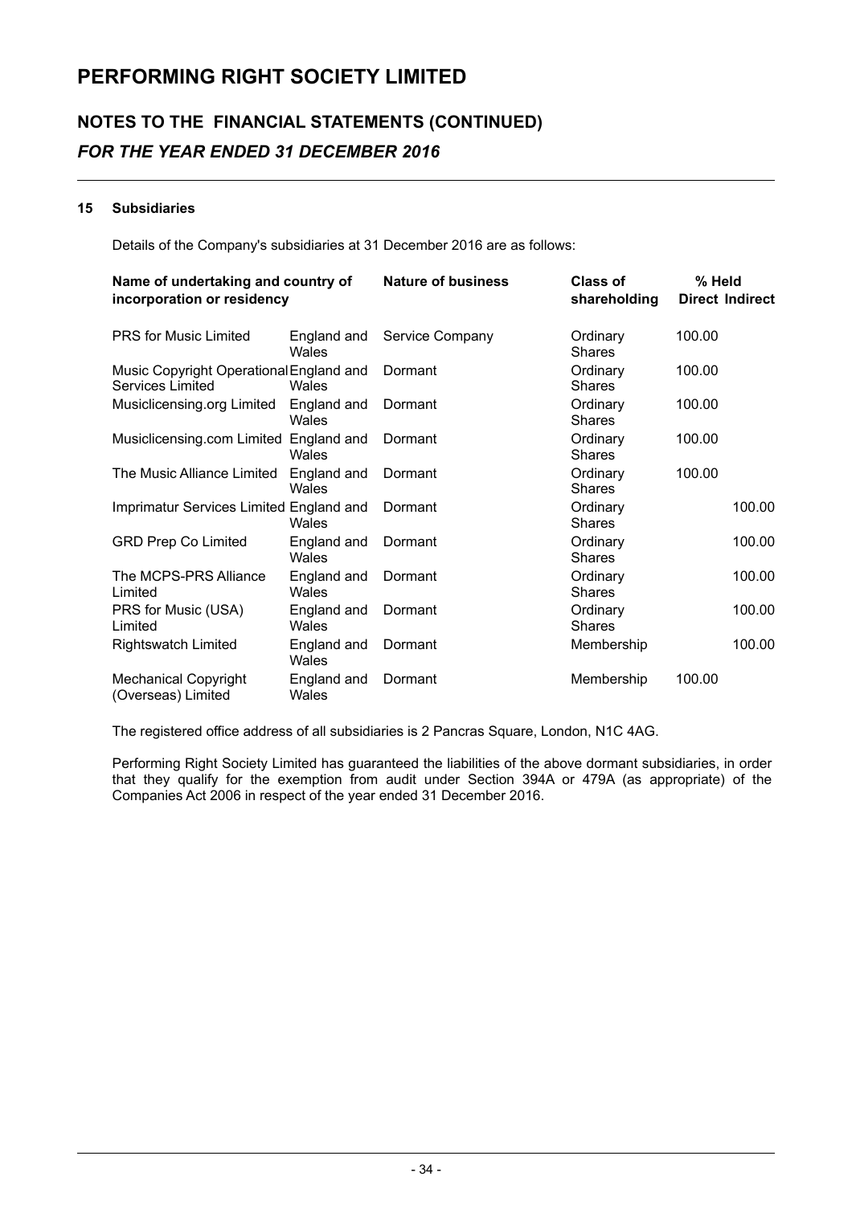# PERFORMING RIGHT SOCIETY LIMITED

## NOTES TO THE FINANCIAL STATEMENTS (CONTINUED)

### *FOR THE YEAR ENDED 31 DECEMBER 2016*

**15 Subsidiaries**

Details of the Company's subsidiaries at 31 December 2016 are as follows:

| Name of undertaking and country of incorporation or residency | | Nature of business | Class of shareholding | % Held Direct | % Held Indirect |
|---|---|---|---|---|---|
| PRS for Music Limited | England and Wales | Service Company | Ordinary Shares | 100.00 | |
| Music Copyright Operational Services Limited | England and Wales | Dormant | Ordinary Shares | 100.00 | |
| Musiclicensing.org Limited | England and Wales | Dormant | Ordinary Shares | 100.00 | |
| Musiclicensing.com Limited | England and Wales | Dormant | Ordinary Shares | 100.00 | |
| The Music Alliance Limited | England and Wales | Dormant | Ordinary Shares | 100.00 | |
| Imprimatur Services Limited | England and Wales | Dormant | Ordinary Shares | | 100.00 |
| GRD Prep Co Limited | England and Wales | Dormant | Ordinary Shares | | 100.00 |
| The MCPS-PRS Alliance Limited | England and Wales | Dormant | Ordinary Shares | | 100.00 |
| PRS for Music (USA) Limited | England and Wales | Dormant | Ordinary Shares | | 100.00 |
| Rightswatch Limited | England and Wales | Dormant | Membership | | 100.00 |
| Mechanical Copyright (Overseas) Limited | England and Wales | Dormant | Membership | 100.00 | |

The registered office address of all subsidiaries is 2 Pancras Square, London, N1C 4AG.

Performing Right Society Limited has guaranteed the liabilities of the above dormant subsidiaries, in order that they qualify for the exemption from audit under Section 394A or 479A (as appropriate) of the Companies Act 2006 in respect of the year ended 31 December 2016.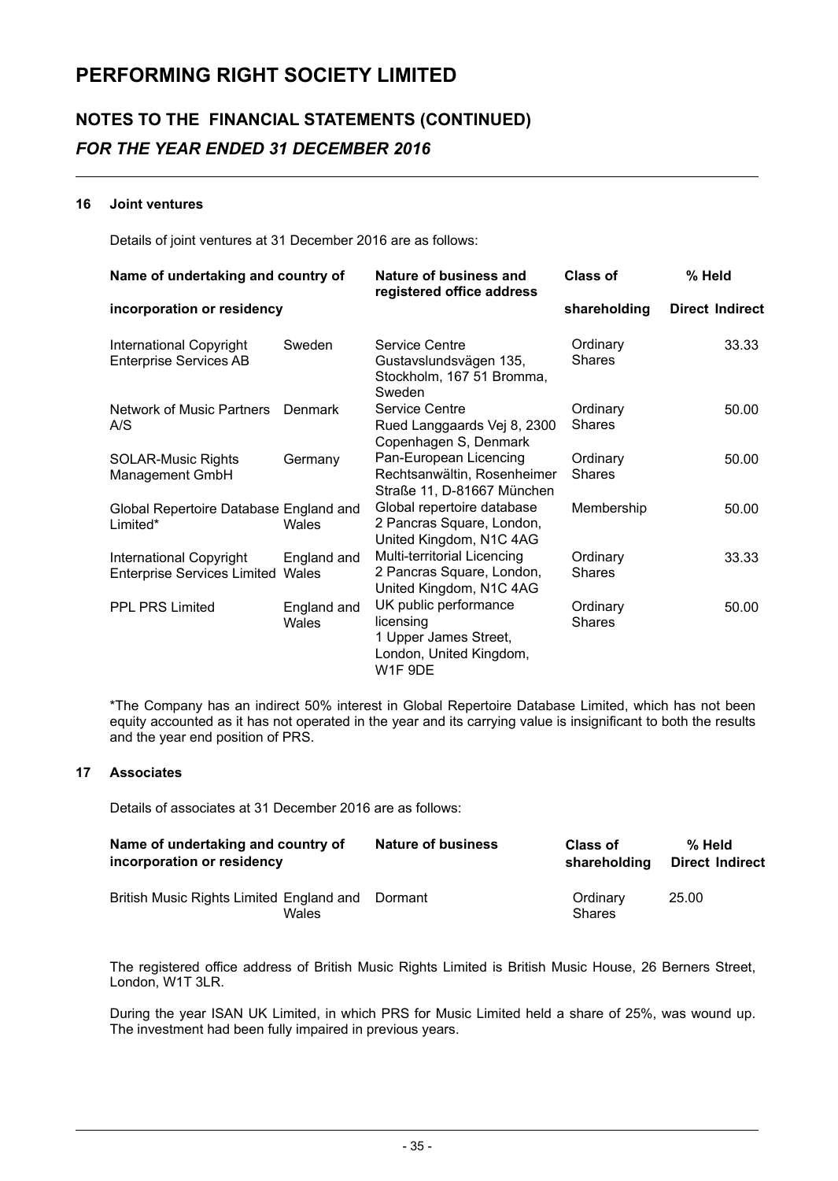# PERFORMING RIGHT SOCIETY LIMITED

## NOTES TO THE FINANCIAL STATEMENTS (CONTINUED)

### *FOR THE YEAR ENDED 31 DECEMBER 2016*

**16 Joint ventures**

Details of joint ventures at 31 December 2016 are as follows:

| Name of undertaking and country of incorporation or residency | | Nature of business and registered office address | Class of shareholding | % Held Direct | % Held Indirect |
|---|---|---|---|---|---|
| International Copyright Enterprise Services AB | Sweden | Service Centre Gustavslundsvägen 135, Stockholm, 167 51 Bromma, Sweden | Ordinary Shares | | 33.33 |
| Network of Music Partners A/S | Denmark | Service Centre Rued Langgaards Vej 8, 2300 Copenhagen S, Denmark | Ordinary Shares | | 50.00 |
| SOLAR-Music Rights Management GmbH | Germany | Pan-European Licencing Rechtsanwältin, Rosenheimer Straße 11, D-81667 München | Ordinary Shares | | 50.00 |
| Global Repertoire Database Limited* | England and Wales | Global repertoire database 2 Pancras Square, London, United Kingdom, N1C 4AG | Membership | | 50.00 |
| International Copyright Enterprise Services Limited | England and Wales | Multi-territorial Licencing 2 Pancras Square, London, United Kingdom, N1C 4AG | Ordinary Shares | | 33.33 |
| PPL PRS Limited | England and Wales | UK public performance licensing 1 Upper James Street, London, United Kingdom, W1F 9DE | Ordinary Shares | | 50.00 |

*The Company has an indirect 50% interest in Global Repertoire Database Limited, which has not been equity accounted as it has not operated in the year and its carrying value is insignificant to both the results and the year end position of PRS.

**17 Associates**

Details of associates at 31 December 2016 are as follows:

| Name of undertaking and country of incorporation or residency | | Nature of business | Class of shareholding | % Held Direct | % Held Indirect |
|---|---|---|---|---|---|
| British Music Rights Limited | England and Wales | Dormant | Ordinary Shares | 25.00 | |

The registered office address of British Music Rights Limited is British Music House, 26 Berners Street, London, W1T 3LR.

During the year ISAN UK Limited, in which PRS for Music Limited held a share of 25%, was wound up. The investment had been fully impaired in previous years.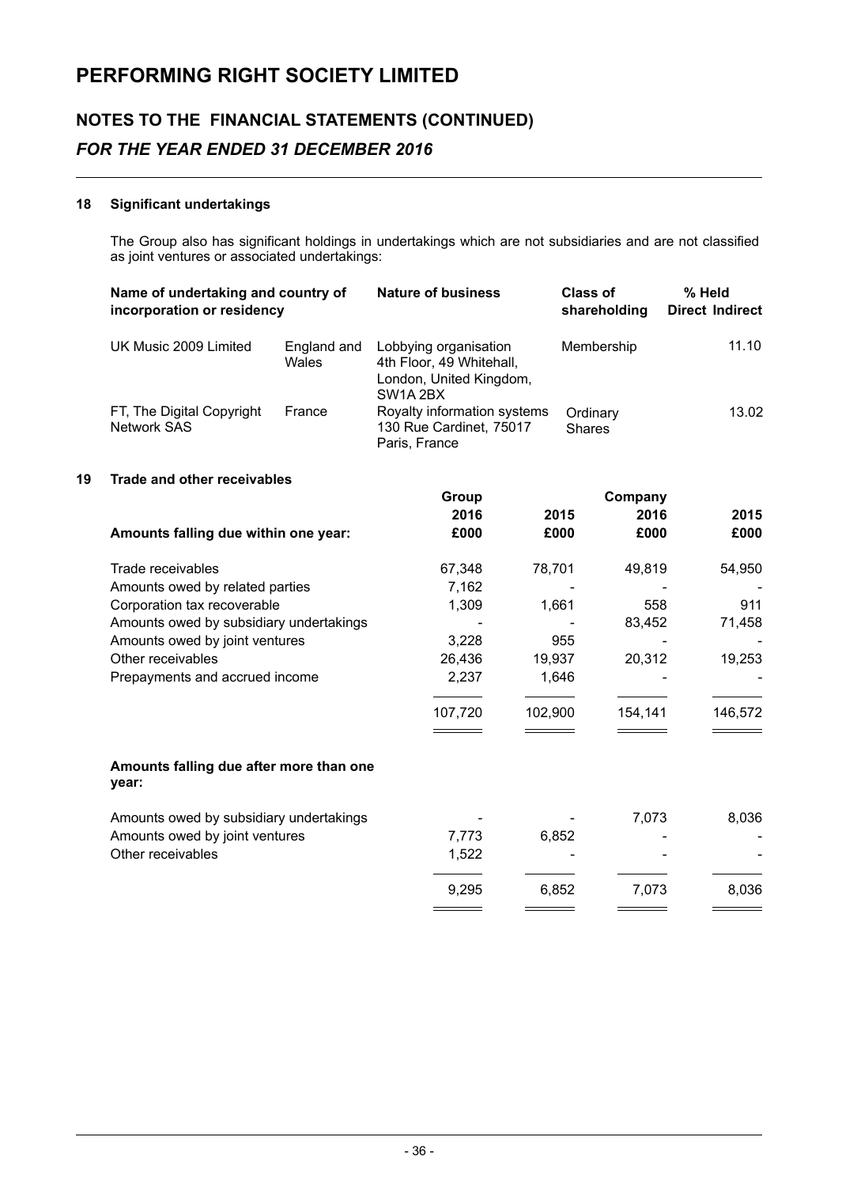# PERFORMING RIGHT SOCIETY LIMITED

## NOTES TO THE FINANCIAL STATEMENTS (CONTINUED)

## *FOR THE YEAR ENDED 31 DECEMBER 2016*

### 18 Significant undertakings

The Group also has significant holdings in undertakings which are not subsidiaries and are not classified as joint ventures or associated undertakings:

| Name of undertaking and country of incorporation or residency | | Nature of business | Class of shareholding | % Held Direct | % Held Indirect |
|---|---|---|---|---|---|
| UK Music 2009 Limited | England and Wales | Lobbying organisation 4th Floor, 49 Whitehall, London, United Kingdom, SW1A 2BX | Membership | | 11.10 |
| FT, The Digital Copyright Network SAS | France | Royalty information systems 130 Rue Cardinet, 75017 Paris, France | Ordinary Shares | | 13.02 |

### 19 Trade and other receivables

| | Group 2016 | Group 2015 | Company 2016 | Company 2015 |
|---|---|---|---|---|
| **Amounts falling due within one year:** | **£000** | **£000** | **£000** | **£000** |
| Trade receivables | 67,348 | 78,701 | 49,819 | 54,950 |
| Amounts owed by related parties | 7,162 | - | - | - |
| Corporation tax recoverable | 1,309 | 1,661 | 558 | 911 |
| Amounts owed by subsidiary undertakings | - | - | 83,452 | 71,458 |
| Amounts owed by joint ventures | 3,228 | 955 | - | - |
| Other receivables | 26,436 | 19,937 | 20,312 | 19,253 |
| Prepayments and accrued income | 2,237 | 1,646 | - | - |
| | 107,720 | 102,900 | 154,141 | 146,572 |
| **Amounts falling due after more than one year:** | | | | |
| Amounts owed by subsidiary undertakings | - | - | 7,073 | 8,036 |
| Amounts owed by joint ventures | 7,773 | 6,852 | - | - |
| Other receivables | 1,522 | - | - | - |
| | 9,295 | 6,852 | 7,073 | 8,036 |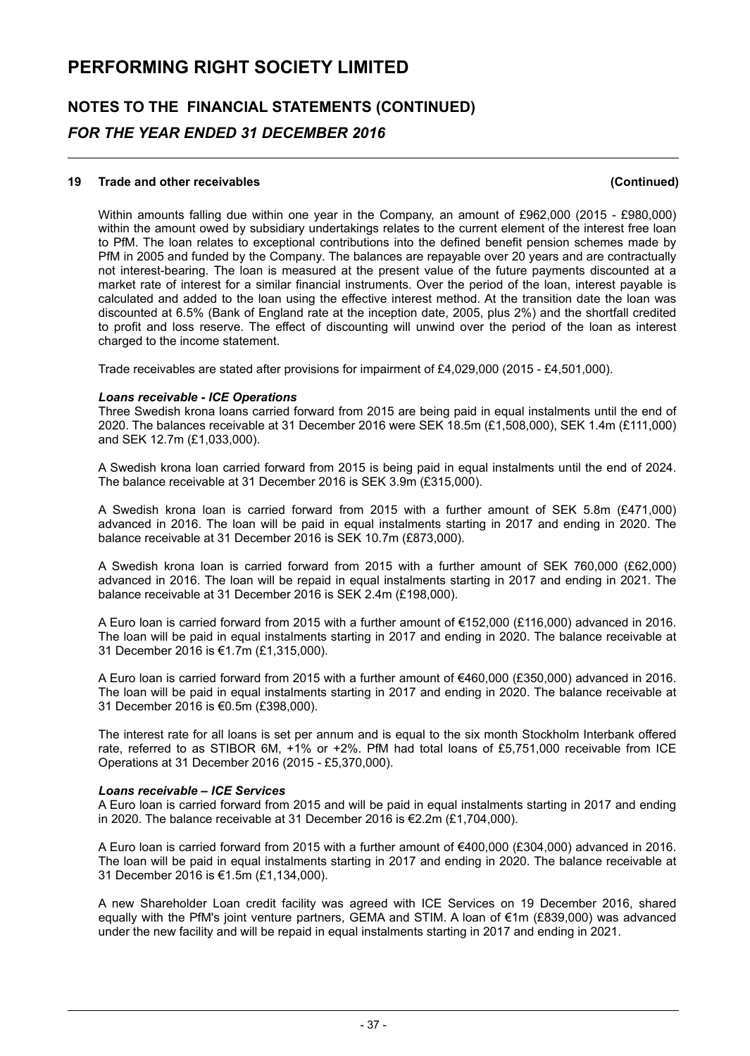## 19 Trade and other receivables (Continued)

Within amounts falling due within one year in the Company, an amount of £962,000 (2015 - £980,000) within the amount owed by subsidiary undertakings relates to the current element of the interest free loan to PfM. The loan relates to exceptional contributions into the defined benefit pension schemes made by PfM in 2005 and funded by the Company. The balances are repayable over 20 years and are contractually not interest-bearing. The loan is measured at the present value of the future payments discounted at a market rate of interest for a similar financial instruments. Over the period of the loan, interest payable is calculated and added to the loan using the effective interest method. At the transition date the loan was discounted at 6.5% (Bank of England rate at the inception date, 2005, plus 2%) and the shortfall credited to profit and loss reserve. The effect of discounting will unwind over the period of the loan as interest charged to the income statement.

Trade receivables are stated after provisions for impairment of £4,029,000 (2015 - £4,501,000).

***Loans receivable - ICE Operations***

Three Swedish krona loans carried forward from 2015 are being paid in equal instalments until the end of 2020. The balances receivable at 31 December 2016 were SEK 18.5m (£1,508,000), SEK 1.4m (£111,000) and SEK 12.7m (£1,033,000).

A Swedish krona loan carried forward from 2015 is being paid in equal instalments until the end of 2024. The balance receivable at 31 December 2016 is SEK 3.9m (£315,000).

A Swedish krona loan is carried forward from 2015 with a further amount of SEK 5.8m (£471,000) advanced in 2016. The loan will be paid in equal instalments starting in 2017 and ending in 2020. The balance receivable at 31 December 2016 is SEK 10.7m (£873,000).

A Swedish krona loan is carried forward from 2015 with a further amount of SEK 760,000 (£62,000) advanced in 2016. The loan will be repaid in equal instalments starting in 2017 and ending in 2021. The balance receivable at 31 December 2016 is SEK 2.4m (£198,000).

A Euro loan is carried forward from 2015 with a further amount of €152,000 (£116,000) advanced in 2016. The loan will be paid in equal instalments starting in 2017 and ending in 2020. The balance receivable at 31 December 2016 is €1.7m (£1,315,000).

A Euro loan is carried forward from 2015 with a further amount of €460,000 (£350,000) advanced in 2016. The loan will be paid in equal instalments starting in 2017 and ending in 2020. The balance receivable at 31 December 2016 is €0.5m (£398,000).

The interest rate for all loans is set per annum and is equal to the six month Stockholm Interbank offered rate, referred to as STIBOR 6M, +1% or +2%. PfM had total loans of £5,751,000 receivable from ICE Operations at 31 December 2016 (2015 - £5,370,000).

***Loans receivable – ICE Services***

A Euro loan is carried forward from 2015 and will be paid in equal instalments starting in 2017 and ending in 2020. The balance receivable at 31 December 2016 is €2.2m (£1,704,000).

A Euro loan is carried forward from 2015 with a further amount of €400,000 (£304,000) advanced in 2016. The loan will be paid in equal instalments starting in 2017 and ending in 2020. The balance receivable at 31 December 2016 is €1.5m (£1,134,000).

A new Shareholder Loan credit facility was agreed with ICE Services on 19 December 2016, shared equally with the PfM's joint venture partners, GEMA and STIM. A loan of €1m (£839,000) was advanced under the new facility and will be repaid in equal instalments starting in 2017 and ending in 2021.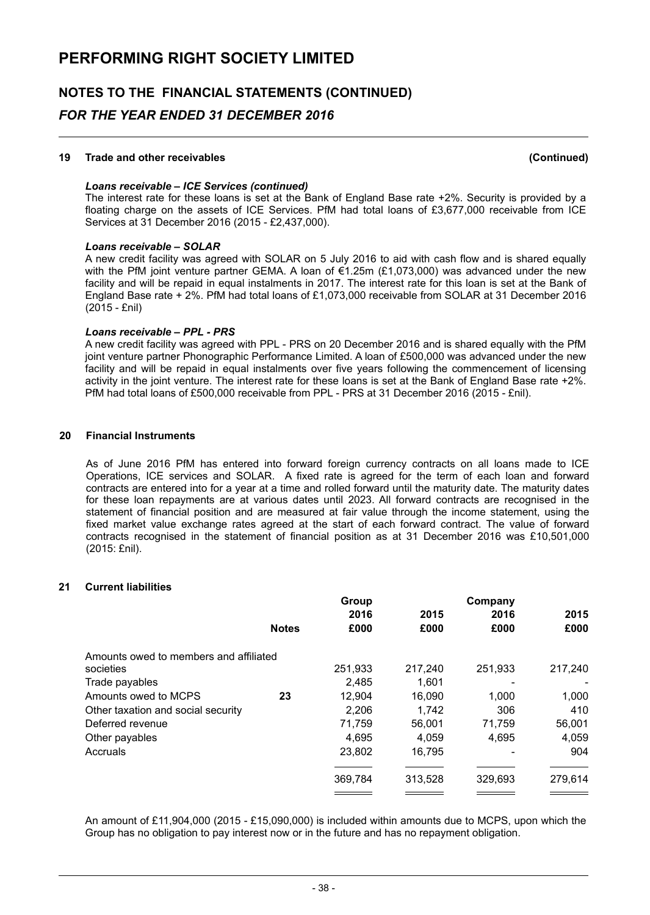# PERFORMING RIGHT SOCIETY LIMITED

## NOTES TO THE FINANCIAL STATEMENTS (CONTINUED)

## *FOR THE YEAR ENDED 31 DECEMBER 2016*

### 19 Trade and other receivables (Continued)

***Loans receivable – ICE Services (continued)***

The interest rate for these loans is set at the Bank of England Base rate +2%. Security is provided by a floating charge on the assets of ICE Services. PfM had total loans of £3,677,000 receivable from ICE Services at 31 December 2016 (2015 - £2,437,000).

***Loans receivable – SOLAR***

A new credit facility was agreed with SOLAR on 5 July 2016 to aid with cash flow and is shared equally with the PfM joint venture partner GEMA. A loan of €1.25m (£1,073,000) was advanced under the new facility and will be repaid in equal instalments in 2017. The interest rate for this loan is set at the Bank of England Base rate + 2%. PfM had total loans of £1,073,000 receivable from SOLAR at 31 December 2016 (2015 - £nil)

***Loans receivable – PPL - PRS***

A new credit facility was agreed with PPL - PRS on 20 December 2016 and is shared equally with the PfM joint venture partner Phonographic Performance Limited. A loan of £500,000 was advanced under the new facility and will be repaid in equal instalments over five years following the commencement of licensing activity in the joint venture. The interest rate for these loans is set at the Bank of England Base rate +2%. PfM had total loans of £500,000 receivable from PPL - PRS at 31 December 2016 (2015 - £nil).

### 20 Financial Instruments

As of June 2016 PfM has entered into forward foreign currency contracts on all loans made to ICE Operations, ICE services and SOLAR. A fixed rate is agreed for the term of each loan and forward contracts are entered into for a year at a time and rolled forward until the maturity date. The maturity dates for these loan repayments are at various dates until 2023. All forward contracts are recognised in the statement of financial position and are measured at fair value through the income statement, using the fixed market value exchange rates agreed at the start of each forward contract. The value of forward contracts recognised in the statement of financial position as at 31 December 2016 was £10,501,000 (2015: £nil).

### 21 Current liabilities

| | Notes | Group 2016 £000 | Group 2015 £000 | Company 2016 £000 | Company 2015 £000 |
|---|---|---|---|---|---|
| Amounts owed to members and affiliated societies | | 251,933 | 217,240 | 251,933 | 217,240 |
| Trade payables | | 2,485 | 1,601 | - | - |
| Amounts owed to MCPS | 23 | 12,904 | 16,090 | 1,000 | 1,000 |
| Other taxation and social security | | 2,206 | 1,742 | 306 | 410 |
| Deferred revenue | | 71,759 | 56,001 | 71,759 | 56,001 |
| Other payables | | 4,695 | 4,059 | 4,695 | 4,059 |
| Accruals | | 23,802 | 16,795 | - | 904 |
| | | 369,784 | 313,528 | 329,693 | 279,614 |

An amount of £11,904,000 (2015 - £15,090,000) is included within amounts due to MCPS, upon which the Group has no obligation to pay interest now or in the future and has no repayment obligation.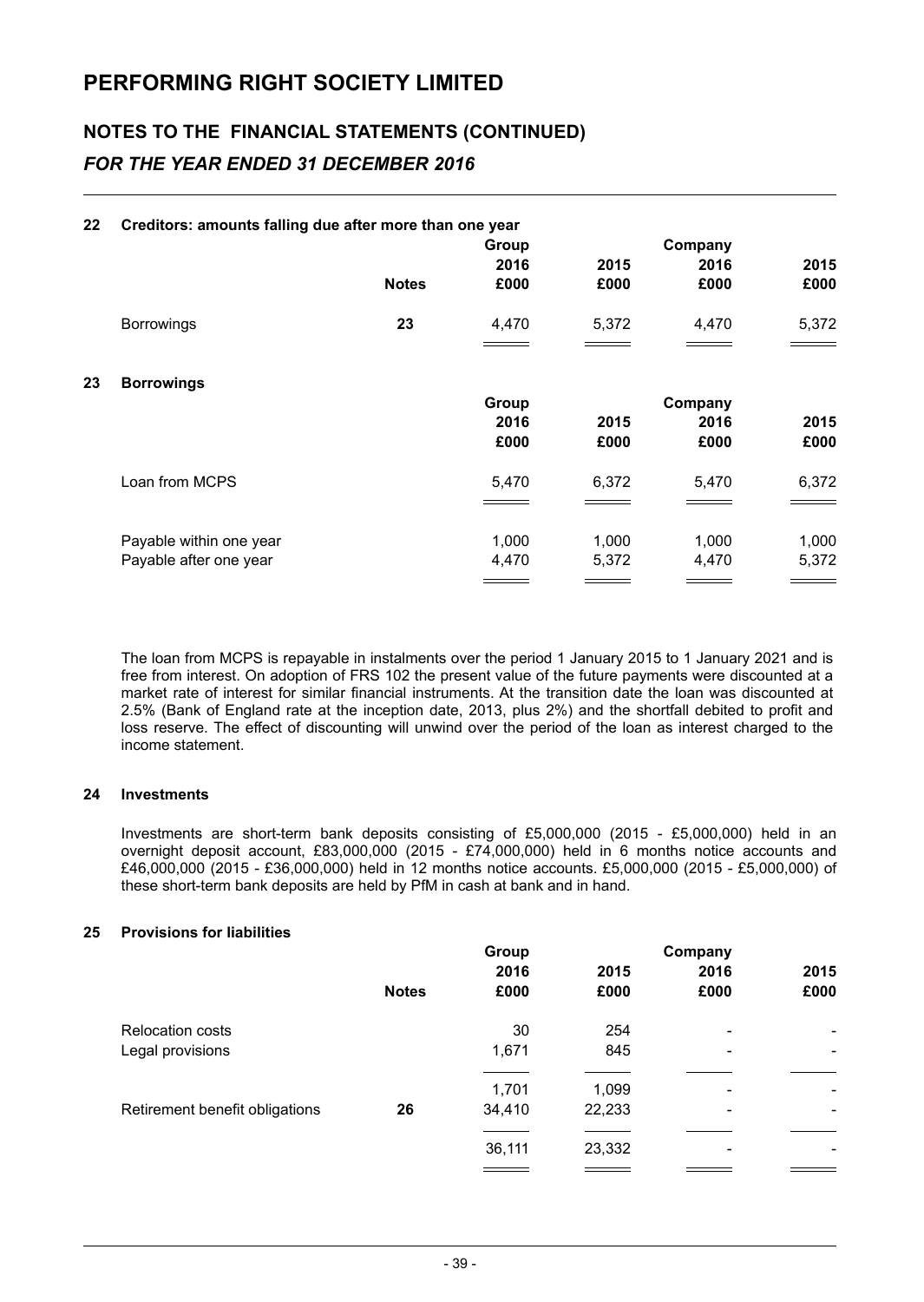# PERFORMING RIGHT SOCIETY LIMITED

## NOTES TO THE FINANCIAL STATEMENTS (CONTINUED)

### *FOR THE YEAR ENDED 31 DECEMBER 2016*

**22 Creditors: amounts falling due after more than one year**

| | | Group | | Company | |
|---|---|---|---|---|---|
| | | 2016 | 2015 | 2016 | 2015 |
| | **Notes** | **£000** | **£000** | **£000** | **£000** |
| Borrowings | **23** | 4,470 | 5,372 | 4,470 | 5,372 |

**23 Borrowings**

| | Group | | Company | |
|---|---|---|---|---|
| | 2016 | 2015 | 2016 | 2015 |
| | **£000** | **£000** | **£000** | **£000** |
| Loan from MCPS | 5,470 | 6,372 | 5,470 | 6,372 |
| Payable within one year | 1,000 | 1,000 | 1,000 | 1,000 |
| Payable after one year | 4,470 | 5,372 | 4,470 | 5,372 |

The loan from MCPS is repayable in instalments over the period 1 January 2015 to 1 January 2021 and is free from interest. On adoption of FRS 102 the present value of the future payments were discounted at a market rate of interest for similar financial instruments. At the transition date the loan was discounted at 2.5% (Bank of England rate at the inception date, 2013, plus 2%) and the shortfall debited to profit and loss reserve. The effect of discounting will unwind over the period of the loan as interest charged to the income statement.

**24 Investments**

Investments are short-term bank deposits consisting of £5,000,000 (2015 - £5,000,000) held in an overnight deposit account, £83,000,000 (2015 - £74,000,000) held in 6 months notice accounts and £46,000,000 (2015 - £36,000,000) held in 12 months notice accounts. £5,000,000 (2015 - £5,000,000) of these short-term bank deposits are held by PfM in cash at bank and in hand.

**25 Provisions for liabilities**

| | | Group | | Company | |
|---|---|---|---|---|---|
| | | 2016 | 2015 | 2016 | 2015 |
| | **Notes** | **£000** | **£000** | **£000** | **£000** |
| Relocation costs | | 30 | 254 | - | - |
| Legal provisions | | 1,671 | 845 | - | - |
| | | 1,701 | 1,099 | - | - |
| Retirement benefit obligations | **26** | 34,410 | 22,233 | - | - |
| | | 36,111 | 23,332 | - | - |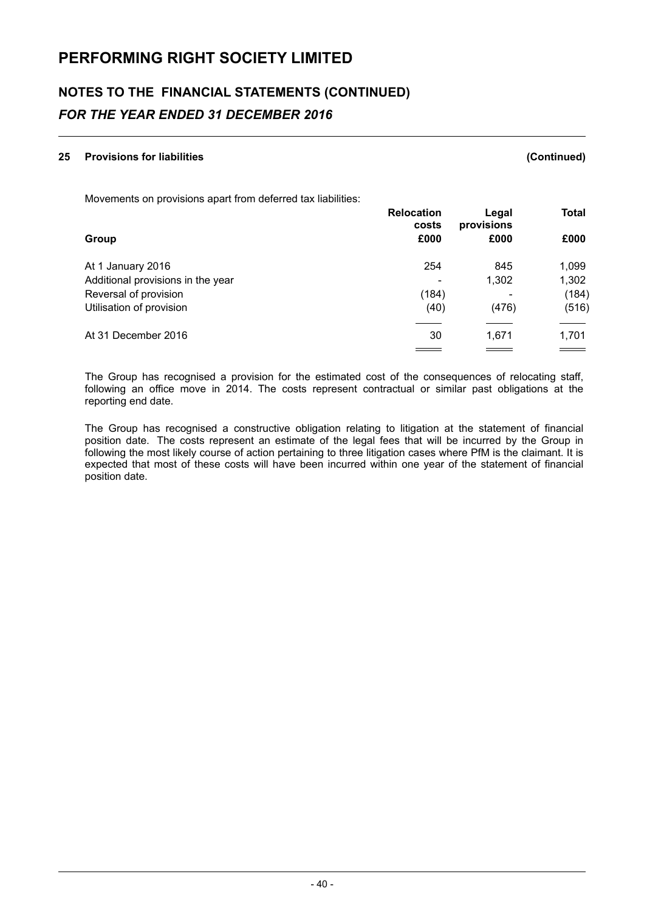# PERFORMING RIGHT SOCIETY LIMITED

## NOTES TO THE FINANCIAL STATEMENTS (CONTINUED)

### *FOR THE YEAR ENDED 31 DECEMBER 2016*

**25 Provisions for liabilities (Continued)**

Movements on provisions apart from deferred tax liabilities:

| Group | Relocation costs £000 | Legal provisions £000 | Total £000 |
|---|---|---|---|
| At 1 January 2016 | 254 | 845 | 1,099 |
| Additional provisions in the year | - | 1,302 | 1,302 |
| Reversal of provision | (184) | - | (184) |
| Utilisation of provision | (40) | (476) | (516) |
| At 31 December 2016 | 30 | 1,671 | 1,701 |

The Group has recognised a provision for the estimated cost of the consequences of relocating staff, following an office move in 2014. The costs represent contractual or similar past obligations at the reporting end date.

The Group has recognised a constructive obligation relating to litigation at the statement of financial position date. The costs represent an estimate of the legal fees that will be incurred by the Group in following the most likely course of action pertaining to three litigation cases where PfM is the claimant. It is expected that most of these costs will have been incurred within one year of the statement of financial position date.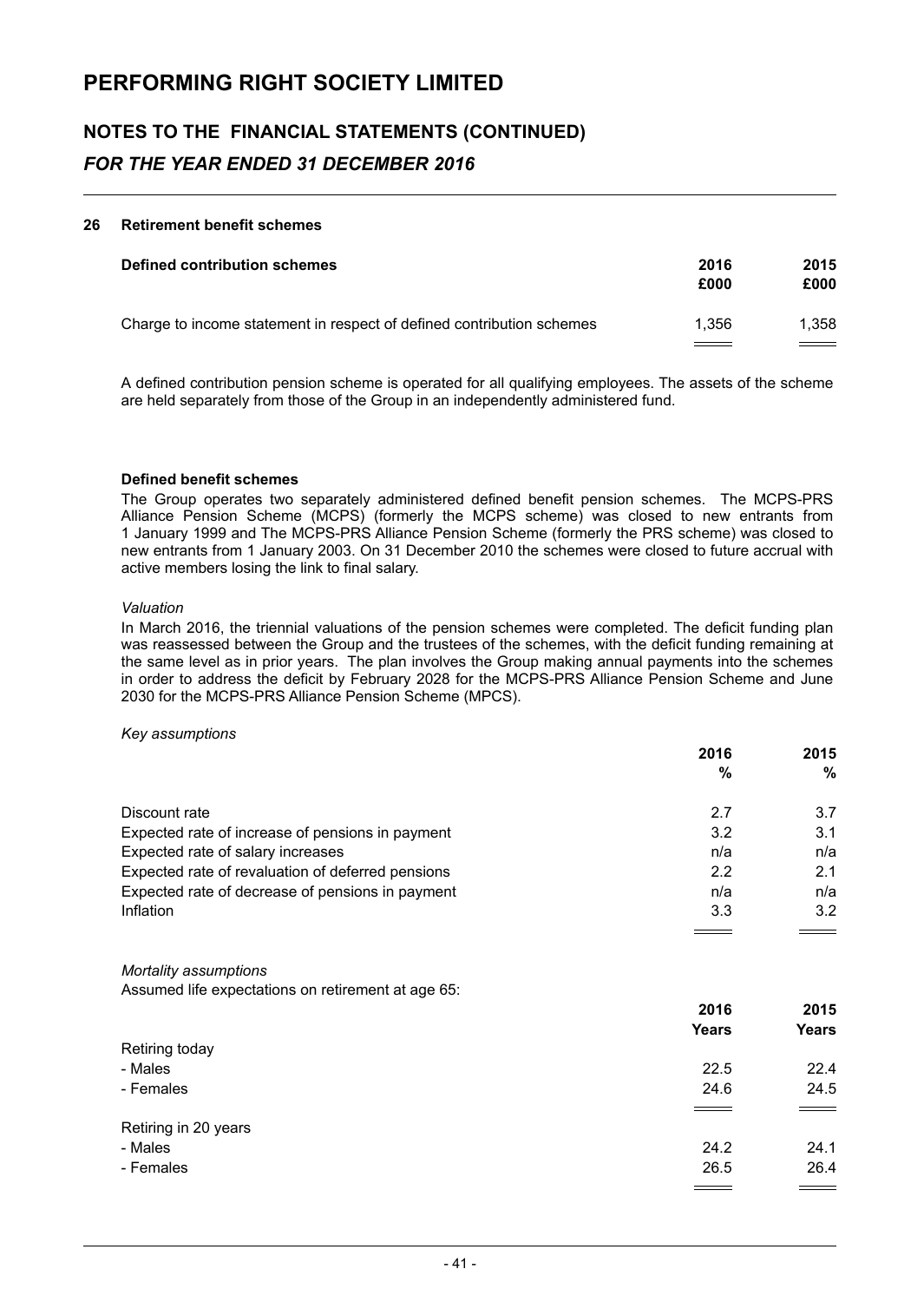# PERFORMING RIGHT SOCIETY LIMITED

## NOTES TO THE FINANCIAL STATEMENTS (CONTINUED)

### *FOR THE YEAR ENDED 31 DECEMBER 2016*

**26 Retirement benefit schemes**

| **Defined contribution schemes** | **2016 £000** | **2015 £000** |
|---|---|---|
| Charge to income statement in respect of defined contribution schemes | 1,356 | 1,358 |

A defined contribution pension scheme is operated for all qualifying employees. The assets of the scheme are held separately from those of the Group in an independently administered fund.

**Defined benefit schemes**

The Group operates two separately administered defined benefit pension schemes. The MCPS-PRS Alliance Pension Scheme (MCPS) (formerly the MCPS scheme) was closed to new entrants from 1 January 1999 and The MCPS-PRS Alliance Pension Scheme (formerly the PRS scheme) was closed to new entrants from 1 January 2003. On 31 December 2010 the schemes were closed to future accrual with active members losing the link to final salary.

*Valuation*

In March 2016, the triennial valuations of the pension schemes were completed. The deficit funding plan was reassessed between the Group and the trustees of the schemes, with the deficit funding remaining at the same level as in prior years. The plan involves the Group making annual payments into the schemes in order to address the deficit by February 2028 for the MCPS-PRS Alliance Pension Scheme and June 2030 for the MCPS-PRS Alliance Pension Scheme (MPCS).

*Key assumptions*

| | **2016 %** | **2015 %** |
|---|---|---|
| Discount rate | 2.7 | 3.7 |
| Expected rate of increase of pensions in payment | 3.2 | 3.1 |
| Expected rate of salary increases | n/a | n/a |
| Expected rate of revaluation of deferred pensions | 2.2 | 2.1 |
| Expected rate of decrease of pensions in payment | n/a | n/a |
| Inflation | 3.3 | 3.2 |

*Mortality assumptions*

Assumed life expectations on retirement at age 65:

| | **2016 Years** | **2015 Years** |
|---|---|---|
| Retiring today | | |
| - Males | 22.5 | 22.4 |
| - Females | 24.6 | 24.5 |
| Retiring in 20 years | | |
| - Males | 24.2 | 24.1 |
| - Females | 26.5 | 26.4 |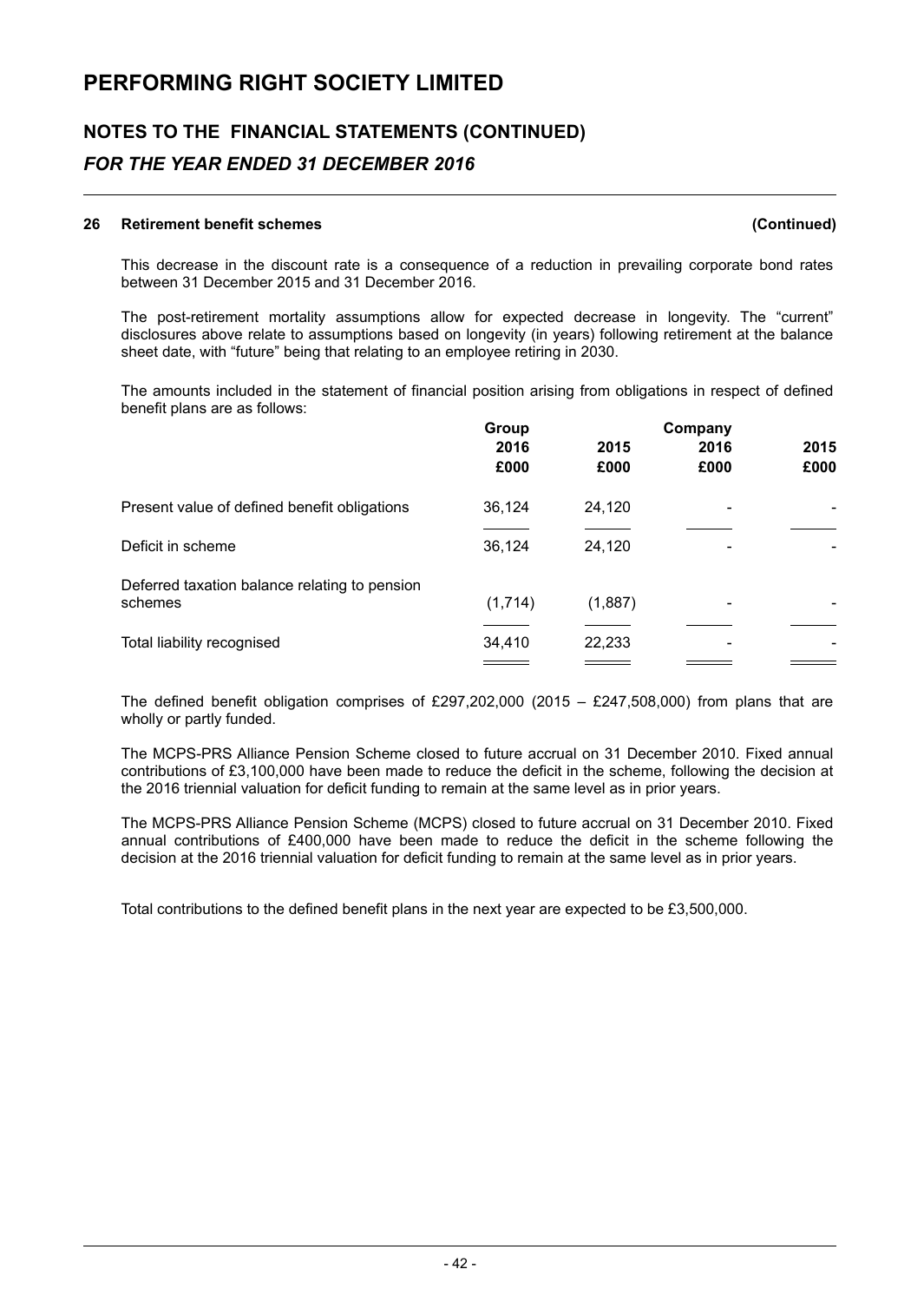# PERFORMING RIGHT SOCIETY LIMITED

## NOTES TO THE FINANCIAL STATEMENTS (CONTINUED)

### *FOR THE YEAR ENDED 31 DECEMBER 2016*

**26 Retirement benefit schemes (Continued)**

This decrease in the discount rate is a consequence of a reduction in prevailing corporate bond rates between 31 December 2015 and 31 December 2016.

The post-retirement mortality assumptions allow for expected decrease in longevity. The "current" disclosures above relate to assumptions based on longevity (in years) following retirement at the balance sheet date, with "future" being that relating to an employee retiring in 2030.

The amounts included in the statement of financial position arising from obligations in respect of defined benefit plans are as follows:

| | Group | | Company | |
|---|---|---|---|---|
| | 2016 | 2015 | 2016 | 2015 |
| | £000 | £000 | £000 | £000 |
| Present value of defined benefit obligations | 36,124 | 24,120 | - | - |
| Deficit in scheme | 36,124 | 24,120 | - | - |
| Deferred taxation balance relating to pension schemes | (1,714) | (1,887) | - | - |
| Total liability recognised | 34,410 | 22,233 | - | - |

The defined benefit obligation comprises of £297,202,000 (2015 – £247,508,000) from plans that are wholly or partly funded.

The MCPS-PRS Alliance Pension Scheme closed to future accrual on 31 December 2010. Fixed annual contributions of £3,100,000 have been made to reduce the deficit in the scheme, following the decision at the 2016 triennial valuation for deficit funding to remain at the same level as in prior years.

The MCPS-PRS Alliance Pension Scheme (MCPS) closed to future accrual on 31 December 2010. Fixed annual contributions of £400,000 have been made to reduce the deficit in the scheme following the decision at the 2016 triennial valuation for deficit funding to remain at the same level as in prior years.

Total contributions to the defined benefit plans in the next year are expected to be £3,500,000.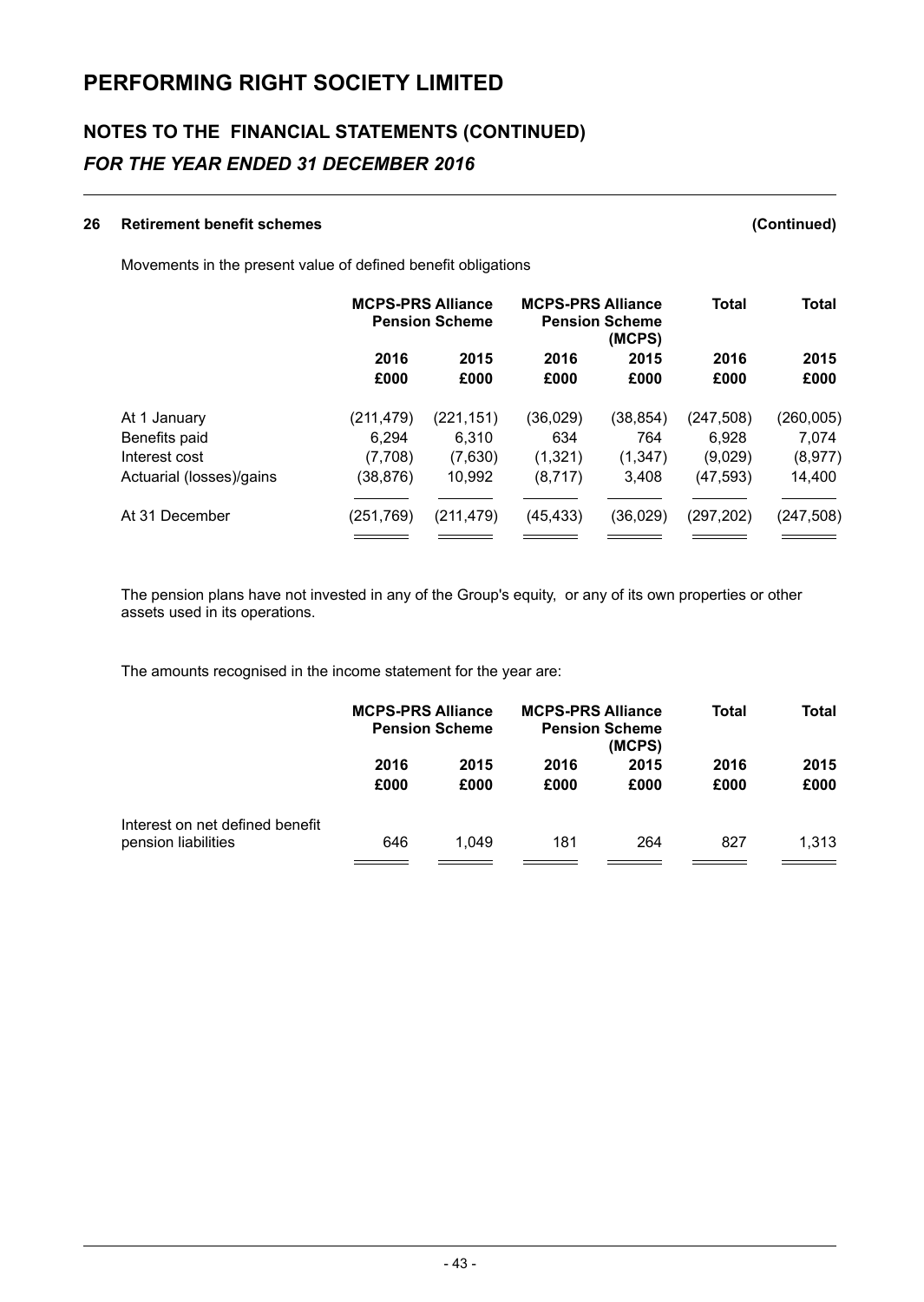# PERFORMING RIGHT SOCIETY LIMITED

## NOTES TO THE FINANCIAL STATEMENTS (CONTINUED)

### *FOR THE YEAR ENDED 31 DECEMBER 2016*

**26 Retirement benefit schemes (Continued)**

Movements in the present value of defined benefit obligations

| | MCPS-PRS Alliance Pension Scheme | | MCPS-PRS Alliance Pension Scheme (MCPS) | | Total | Total |
|---|---|---|---|---|---|---|
| | 2016 | 2015 | 2016 | 2015 | 2016 | 2015 |
| | £000 | £000 | £000 | £000 | £000 | £000 |
| At 1 January | (211,479) | (221,151) | (36,029) | (38,854) | (247,508) | (260,005) |
| Benefits paid | 6,294 | 6,310 | 634 | 764 | 6,928 | 7,074 |
| Interest cost | (7,708) | (7,630) | (1,321) | (1,347) | (9,029) | (8,977) |
| Actuarial (losses)/gains | (38,876) | 10,992 | (8,717) | 3,408 | (47,593) | 14,400 |
| At 31 December | (251,769) | (211,479) | (45,433) | (36,029) | (297,202) | (247,508) |

The pension plans have not invested in any of the Group's equity, or any of its own properties or other assets used in its operations.

The amounts recognised in the income statement for the year are:

| | MCPS-PRS Alliance Pension Scheme | | MCPS-PRS Alliance Pension Scheme (MCPS) | | Total | Total |
|---|---|---|---|---|---|---|
| | 2016 | 2015 | 2016 | 2015 | 2016 | 2015 |
| | £000 | £000 | £000 | £000 | £000 | £000 |
| Interest on net defined benefit pension liabilities | 646 | 1,049 | 181 | 264 | 827 | 1,313 |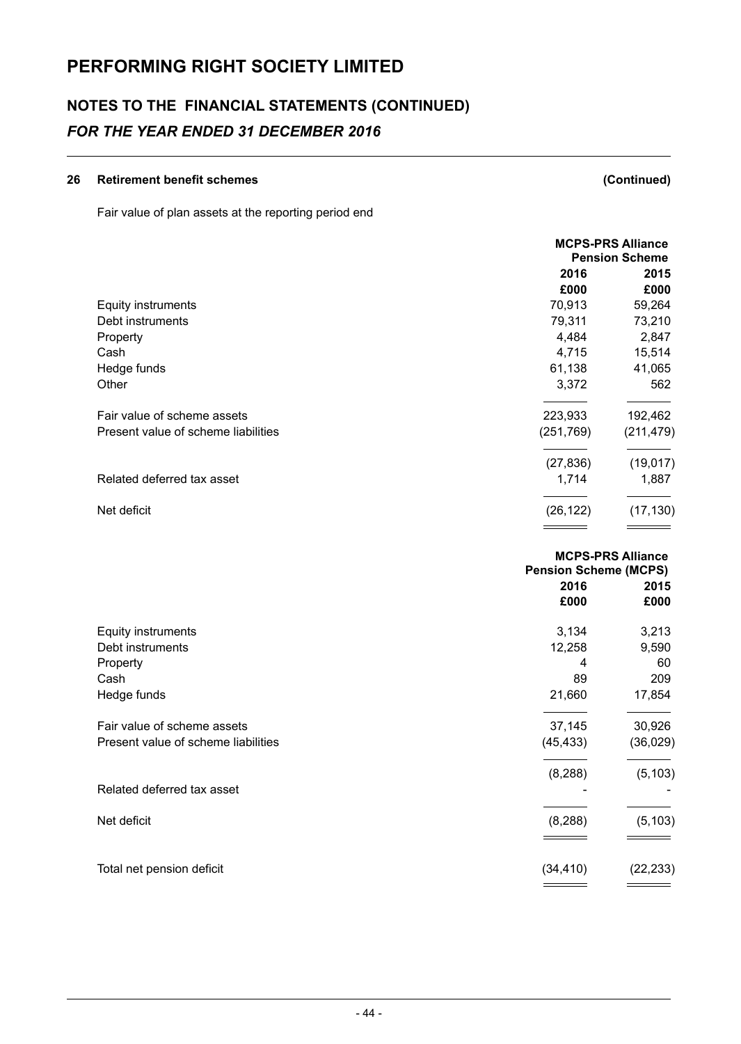# PERFORMING RIGHT SOCIETY LIMITED

## NOTES TO THE FINANCIAL STATEMENTS (CONTINUED)

### *FOR THE YEAR ENDED 31 DECEMBER 2016*

**26 Retirement benefit schemes (Continued)**

Fair value of plan assets at the reporting period end

| | MCPS-PRS Alliance Pension Scheme | |
|---|---|---|
| | 2016 | 2015 |
| | £000 | £000 |
| Equity instruments | 70,913 | 59,264 |
| Debt instruments | 79,311 | 73,210 |
| Property | 4,484 | 2,847 |
| Cash | 4,715 | 15,514 |
| Hedge funds | 61,138 | 41,065 |
| Other | 3,372 | 562 |
| Fair value of scheme assets | 223,933 | 192,462 |
| Present value of scheme liabilities | (251,769) | (211,479) |
| | (27,836) | (19,017) |
| Related deferred tax asset | 1,714 | 1,887 |
| Net deficit | (26,122) | (17,130) |

| | MCPS-PRS Alliance Pension Scheme (MCPS) | |
|---|---|---|
| | 2016 | 2015 |
| | £000 | £000 |
| Equity instruments | 3,134 | 3,213 |
| Debt instruments | 12,258 | 9,590 |
| Property | 4 | 60 |
| Cash | 89 | 209 |
| Hedge funds | 21,660 | 17,854 |
| Fair value of scheme assets | 37,145 | 30,926 |
| Present value of scheme liabilities | (45,433) | (36,029) |
| | (8,288) | (5,103) |
| Related deferred tax asset | - | - |
| Net deficit | (8,288) | (5,103) |
| Total net pension deficit | (34,410) | (22,233) |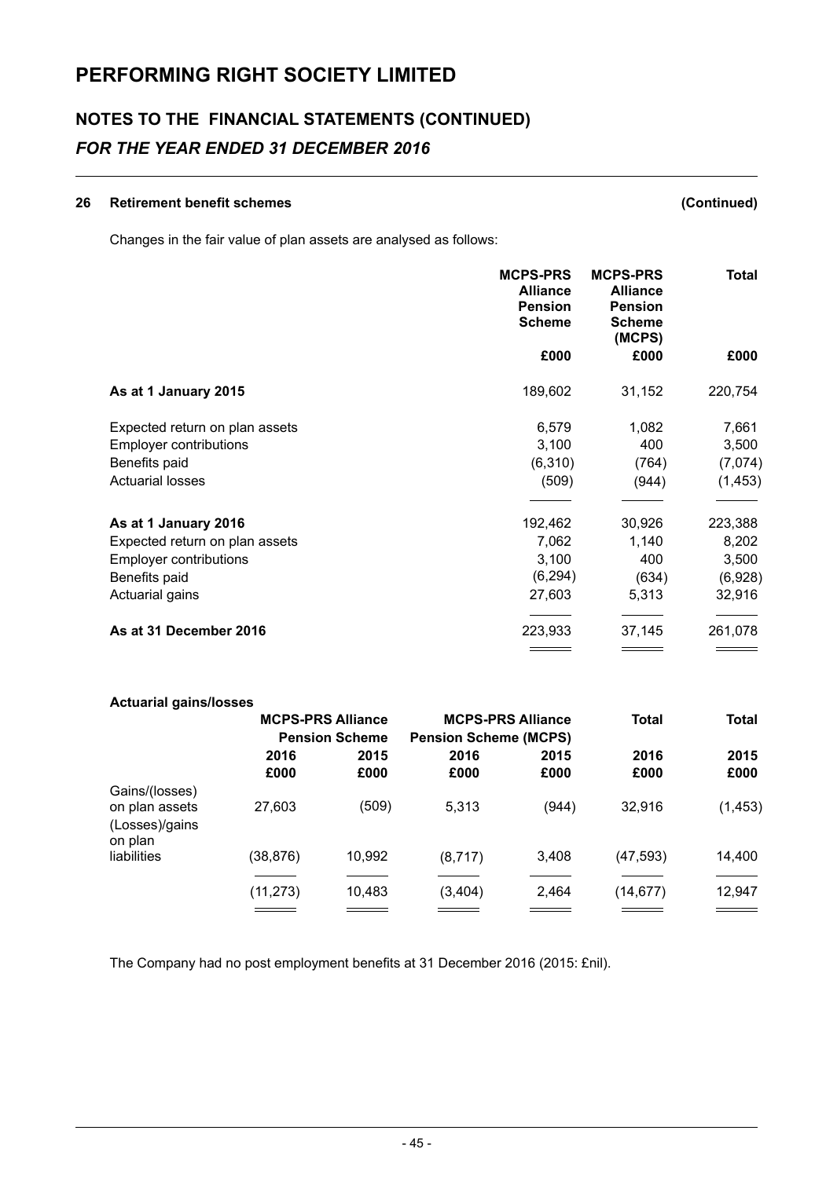# PERFORMING RIGHT SOCIETY LIMITED

## NOTES TO THE FINANCIAL STATEMENTS (CONTINUED)

### *FOR THE YEAR ENDED 31 DECEMBER 2016*

**26 Retirement benefit schemes (Continued)**

Changes in the fair value of plan assets are analysed as follows:

| | MCPS-PRS Alliance Pension Scheme | MCPS-PRS Alliance Pension Scheme (MCPS) | Total |
|---|---|---|---|
| | £000 | £000 | £000 |
| **As at 1 January 2015** | 189,602 | 31,152 | 220,754 |
| Expected return on plan assets | 6,579 | 1,082 | 7,661 |
| Employer contributions | 3,100 | 400 | 3,500 |
| Benefits paid | (6,310) | (764) | (7,074) |
| Actuarial losses | (509) | (944) | (1,453) |
| **As at 1 January 2016** | 192,462 | 30,926 | 223,388 |
| Expected return on plan assets | 7,062 | 1,140 | 8,202 |
| Employer contributions | 3,100 | 400 | 3,500 |
| Benefits paid | (6,294) | (634) | (6,928) |
| Actuarial gains | 27,603 | 5,313 | 32,916 |
| **As at 31 December 2016** | 223,933 | 37,145 | 261,078 |

**Actuarial gains/losses**

| | MCPS-PRS Alliance Pension Scheme | | MCPS-PRS Alliance Pension Scheme (MCPS) | | Total | Total |
|---|---|---|---|---|---|---|
| | 2016 | 2015 | 2016 | 2015 | 2016 | 2015 |
| | £000 | £000 | £000 | £000 | £000 | £000 |
| Gains/(losses) on plan assets | 27,603 | (509) | 5,313 | (944) | 32,916 | (1,453) |
| (Losses)/gains on plan liabilities | (38,876) | 10,992 | (8,717) | 3,408 | (47,593) | 14,400 |
| | (11,273) | 10,483 | (3,404) | 2,464 | (14,677) | 12,947 |

The Company had no post employment benefits at 31 December 2016 (2015: £nil).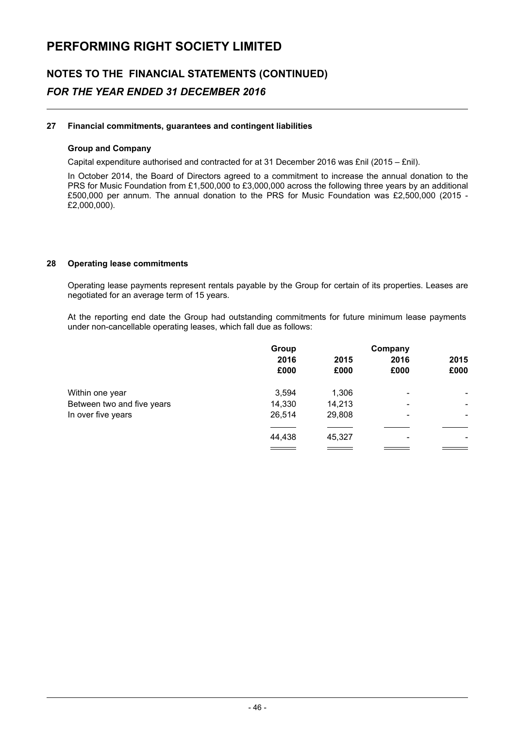# PERFORMING RIGHT SOCIETY LIMITED

## NOTES TO THE FINANCIAL STATEMENTS (CONTINUED)

### *FOR THE YEAR ENDED 31 DECEMBER 2016*

**27 Financial commitments, guarantees and contingent liabilities**

**Group and Company**

Capital expenditure authorised and contracted for at 31 December 2016 was £nil (2015 – £nil).

In October 2014, the Board of Directors agreed to a commitment to increase the annual donation to the PRS for Music Foundation from £1,500,000 to £3,000,000 across the following three years by an additional £500,000 per annum. The annual donation to the PRS for Music Foundation was £2,500,000 (2015 - £2,000,000).

**28 Operating lease commitments**

Operating lease payments represent rentals payable by the Group for certain of its properties. Leases are negotiated for an average term of 15 years.

At the reporting end date the Group had outstanding commitments for future minimum lease payments under non-cancellable operating leases, which fall due as follows:

| | Group | | Company | |
|---|---|---|---|---|
| | 2016 | 2015 | 2016 | 2015 |
| | £000 | £000 | £000 | £000 |
| Within one year | 3,594 | 1,306 | - | - |
| Between two and five years | 14,330 | 14,213 | - | - |
| In over five years | 26,514 | 29,808 | - | - |
| | 44,438 | 45,327 | - | - |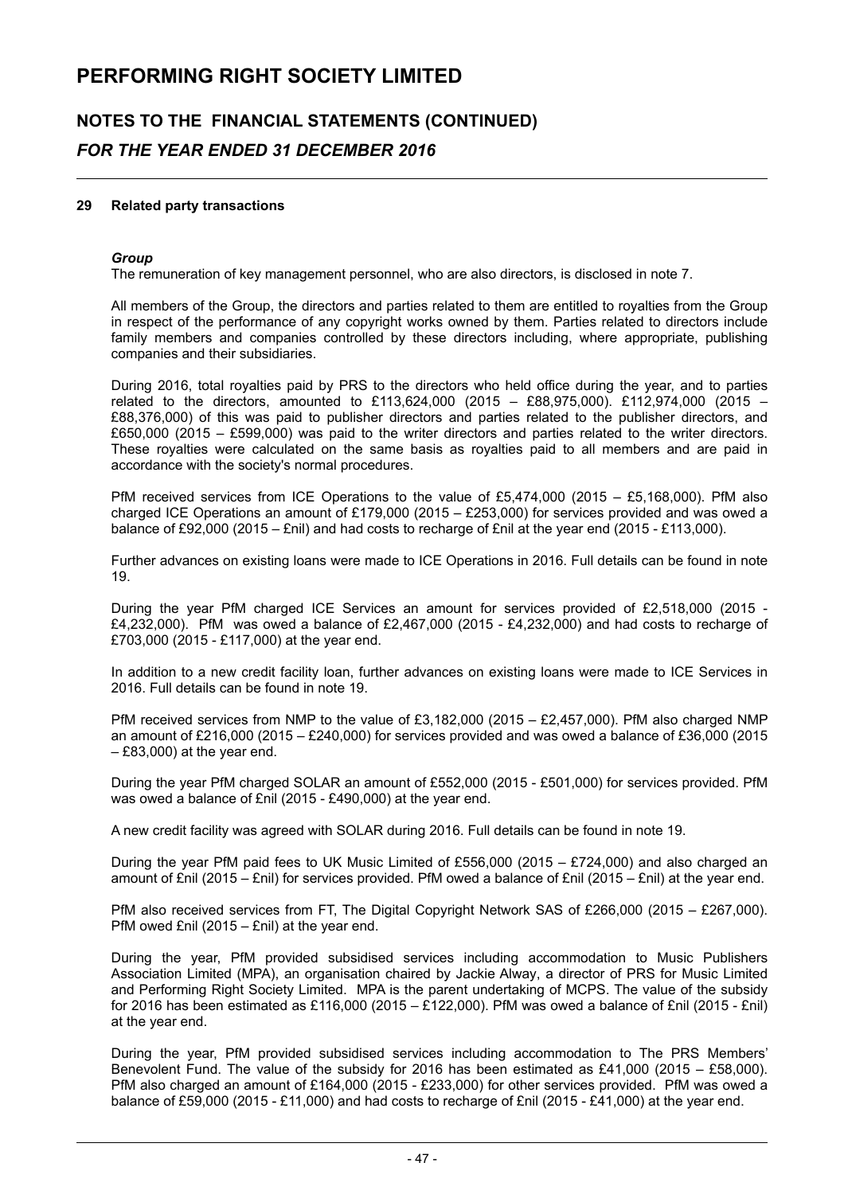## 29 Related party transactions

### *Group*

The remuneration of key management personnel, who are also directors, is disclosed in note 7.

All members of the Group, the directors and parties related to them are entitled to royalties from the Group in respect of the performance of any copyright works owned by them. Parties related to directors include family members and companies controlled by these directors including, where appropriate, publishing companies and their subsidiaries.

During 2016, total royalties paid by PRS to the directors who held office during the year, and to parties related to the directors, amounted to £113,624,000 (2015 – £88,975,000). £112,974,000 (2015 – £88,376,000) of this was paid to publisher directors and parties related to the publisher directors, and £650,000 (2015 – £599,000) was paid to the writer directors and parties related to the writer directors. These royalties were calculated on the same basis as royalties paid to all members and are paid in accordance with the society's normal procedures.

PfM received services from ICE Operations to the value of £5,474,000 (2015 – £5,168,000). PfM also charged ICE Operations an amount of £179,000 (2015 – £253,000) for services provided and was owed a balance of £92,000 (2015 – £nil) and had costs to recharge of £nil at the year end (2015 - £113,000).

Further advances on existing loans were made to ICE Operations in 2016. Full details can be found in note 19.

During the year PfM charged ICE Services an amount for services provided of £2,518,000 (2015 - £4,232,000). PfM was owed a balance of £2,467,000 (2015 - £4,232,000) and had costs to recharge of £703,000 (2015 - £117,000) at the year end.

In addition to a new credit facility loan, further advances on existing loans were made to ICE Services in 2016. Full details can be found in note 19.

PfM received services from NMP to the value of £3,182,000 (2015 – £2,457,000). PfM also charged NMP an amount of £216,000 (2015 – £240,000) for services provided and was owed a balance of £36,000 (2015 – £83,000) at the year end.

During the year PfM charged SOLAR an amount of £552,000 (2015 - £501,000) for services provided. PfM was owed a balance of £nil (2015 - £490,000) at the year end.

A new credit facility was agreed with SOLAR during 2016. Full details can be found in note 19.

During the year PfM paid fees to UK Music Limited of £556,000 (2015 – £724,000) and also charged an amount of £nil (2015 – £nil) for services provided. PfM owed a balance of £nil (2015 – £nil) at the year end.

PfM also received services from FT, The Digital Copyright Network SAS of £266,000 (2015 – £267,000). PfM owed £nil (2015 – £nil) at the year end.

During the year, PfM provided subsidised services including accommodation to Music Publishers Association Limited (MPA), an organisation chaired by Jackie Alway, a director of PRS for Music Limited and Performing Right Society Limited. MPA is the parent undertaking of MCPS. The value of the subsidy for 2016 has been estimated as £116,000 (2015 – £122,000). PfM was owed a balance of £nil (2015 - £nil) at the year end.

During the year, PfM provided subsidised services including accommodation to The PRS Members' Benevolent Fund. The value of the subsidy for 2016 has been estimated as £41,000 (2015 – £58,000). PfM also charged an amount of £164,000 (2015 - £233,000) for other services provided. PfM was owed a balance of £59,000 (2015 - £11,000) and had costs to recharge of £nil (2015 - £41,000) at the year end.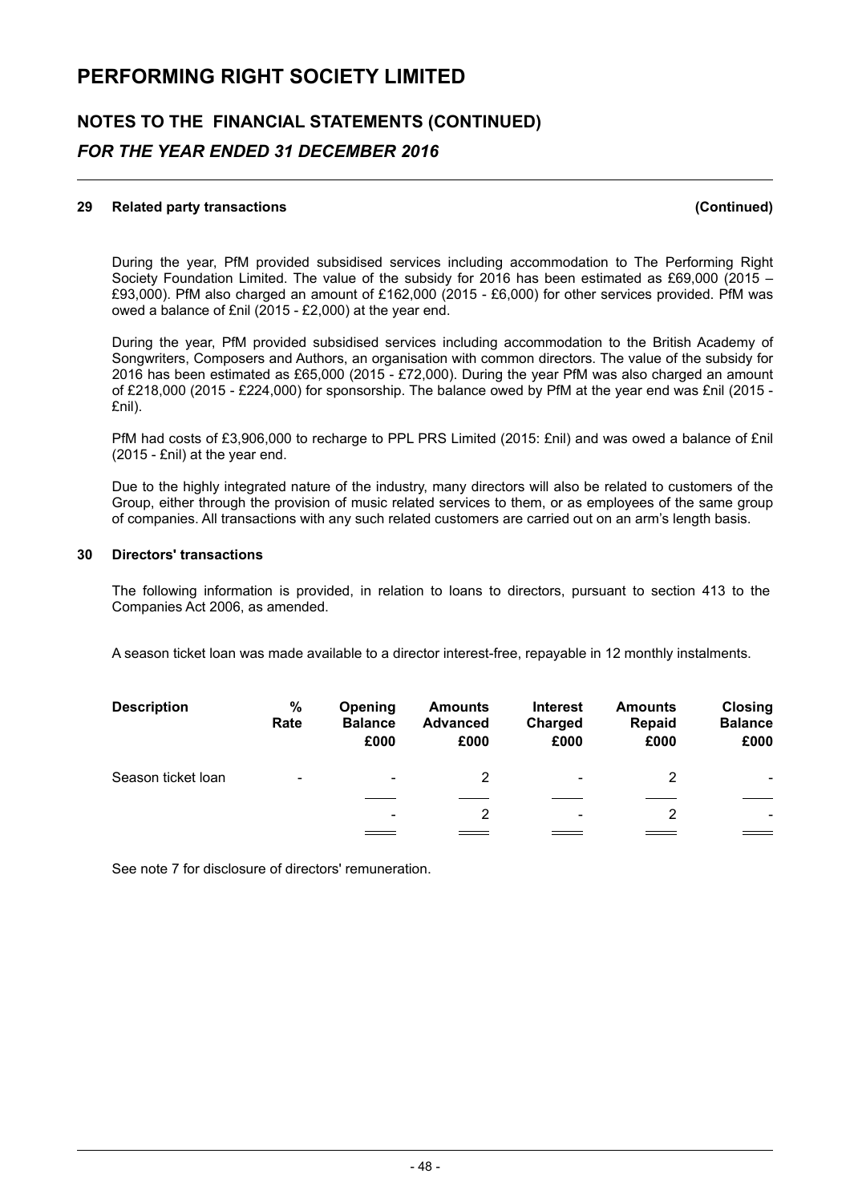# PERFORMING RIGHT SOCIETY LIMITED

## NOTES TO THE FINANCIAL STATEMENTS (CONTINUED)

### *FOR THE YEAR ENDED 31 DECEMBER 2016*

#### 29 Related party transactions (Continued)

During the year, PfM provided subsidised services including accommodation to The Performing Right Society Foundation Limited. The value of the subsidy for 2016 has been estimated as £69,000 (2015 – £93,000). PfM also charged an amount of £162,000 (2015 - £6,000) for other services provided. PfM was owed a balance of £nil (2015 - £2,000) at the year end.

During the year, PfM provided subsidised services including accommodation to the British Academy of Songwriters, Composers and Authors, an organisation with common directors. The value of the subsidy for 2016 has been estimated as £65,000 (2015 - £72,000). During the year PfM was also charged an amount of £218,000 (2015 - £224,000) for sponsorship. The balance owed by PfM at the year end was £nil (2015 - £nil).

PfM had costs of £3,906,000 to recharge to PPL PRS Limited (2015: £nil) and was owed a balance of £nil (2015 - £nil) at the year end.

Due to the highly integrated nature of the industry, many directors will also be related to customers of the Group, either through the provision of music related services to them, or as employees of the same group of companies. All transactions with any such related customers are carried out on an arm's length basis.

#### 30 Directors' transactions

The following information is provided, in relation to loans to directors, pursuant to section 413 to the Companies Act 2006, as amended.

A season ticket loan was made available to a director interest-free, repayable in 12 monthly instalments.

| Description | % Rate | Opening Balance £000 | Amounts Advanced £000 | Interest Charged £000 | Amounts Repaid £000 | Closing Balance £000 |
|---|---|---|---|---|---|---|
| Season ticket loan | - | - | 2 | - | 2 | - |
| | | - | 2 | - | 2 | - |

See note 7 for disclosure of directors' remuneration.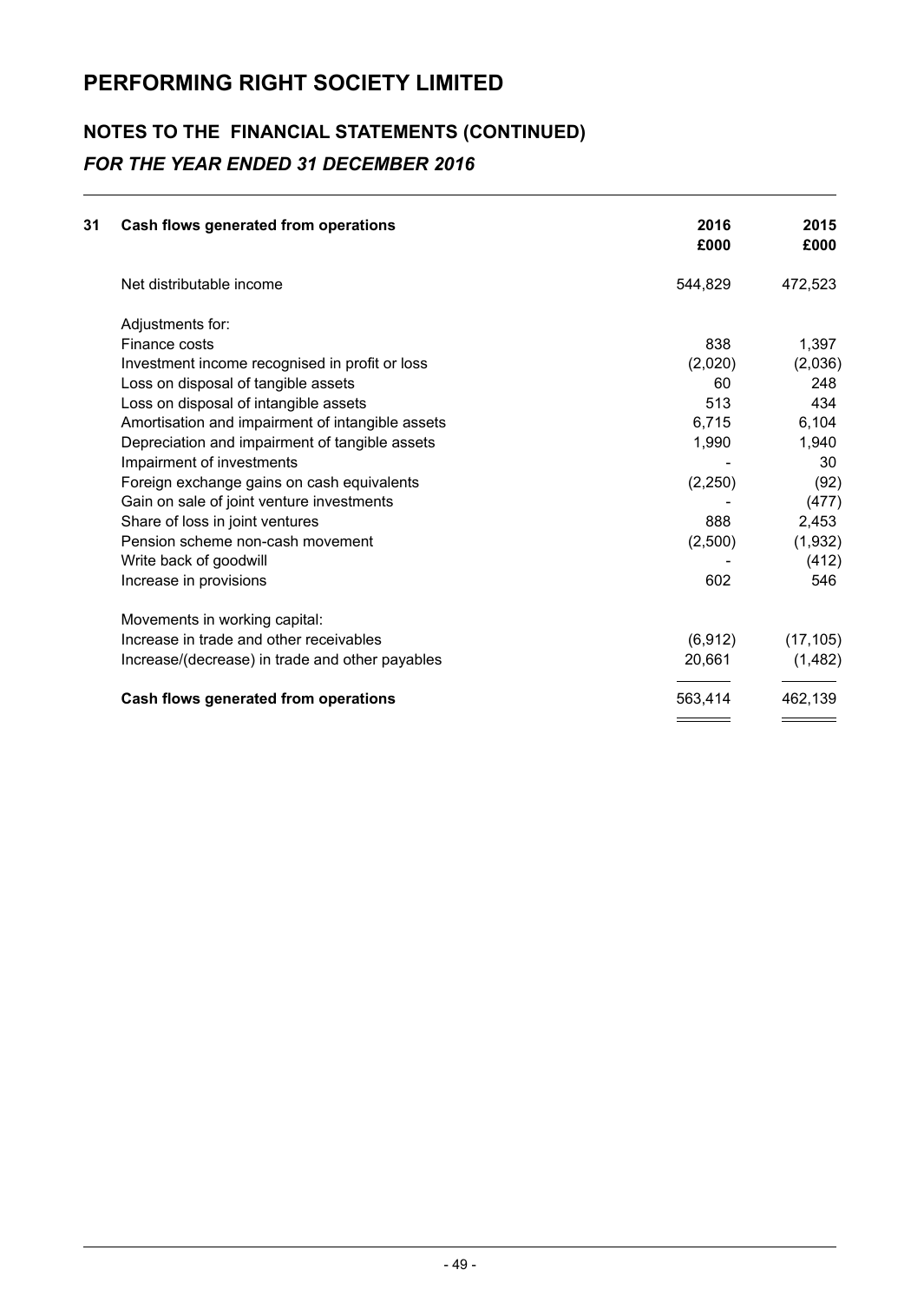# PERFORMING RIGHT SOCIETY LIMITED

## NOTES TO THE FINANCIAL STATEMENTS (CONTINUED)

### *FOR THE YEAR ENDED 31 DECEMBER 2016*

| 31 | Cash flows generated from operations | 2016 £000 | 2015 £000 |
|---|---|---|---|
| | Net distributable income | 544,829 | 472,523 |
| | Adjustments for: | | |
| | Finance costs | 838 | 1,397 |
| | Investment income recognised in profit or loss | (2,020) | (2,036) |
| | Loss on disposal of tangible assets | 60 | 248 |
| | Loss on disposal of intangible assets | 513 | 434 |
| | Amortisation and impairment of intangible assets | 6,715 | 6,104 |
| | Depreciation and impairment of tangible assets | 1,990 | 1,940 |
| | Impairment of investments | - | 30 |
| | Foreign exchange gains on cash equivalents | (2,250) | (92) |
| | Gain on sale of joint venture investments | - | (477) |
| | Share of loss in joint ventures | 888 | 2,453 |
| | Pension scheme non-cash movement | (2,500) | (1,932) |
| | Write back of goodwill | - | (412) |
| | Increase in provisions | 602 | 546 |
| | Movements in working capital: | | |
| | Increase in trade and other receivables | (6,912) | (17,105) |
| | Increase/(decrease) in trade and other payables | 20,661 | (1,482) |
| | **Cash flows generated from operations** | 563,414 | 462,139 |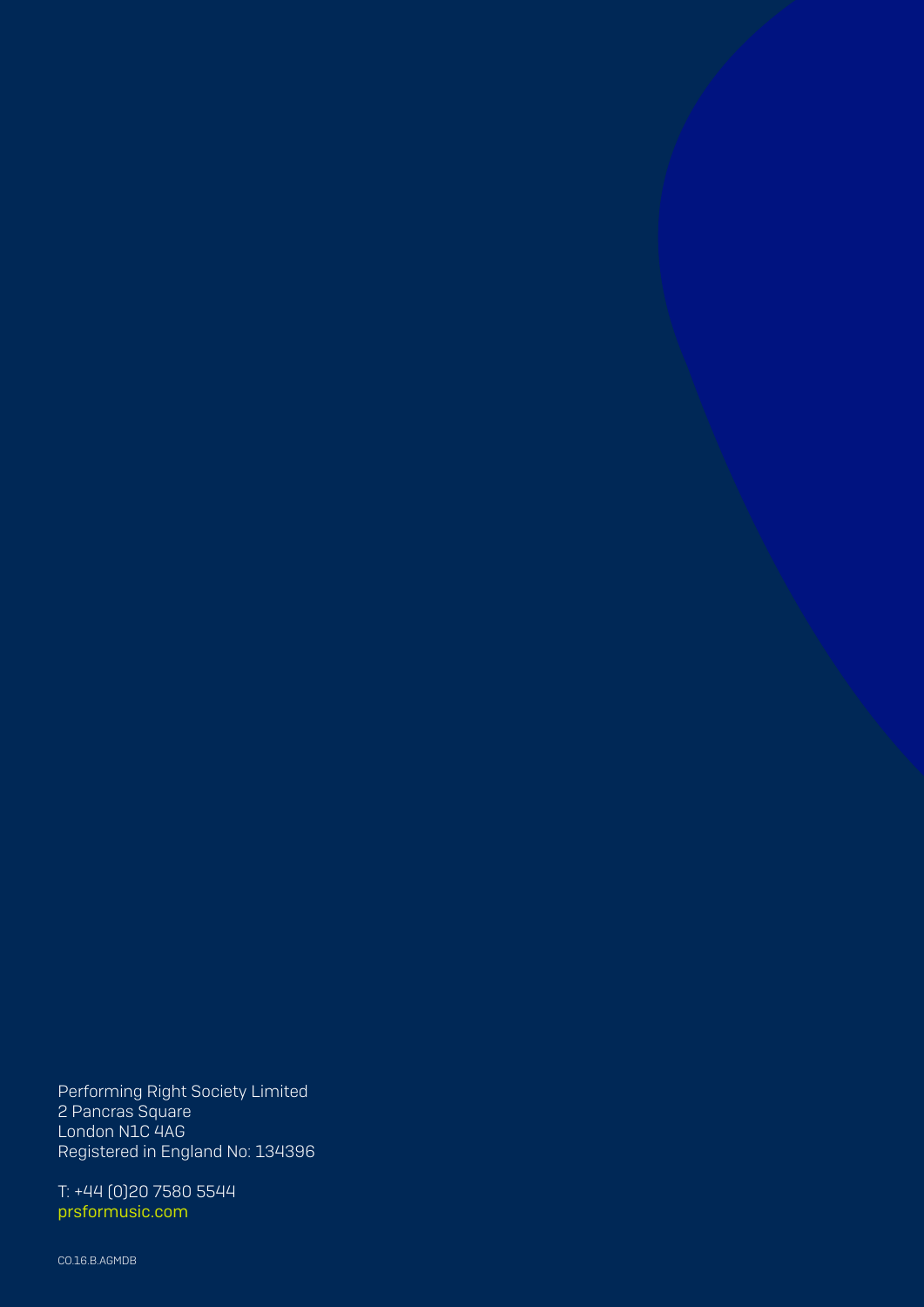Performing Right Society Limited
2 Pancras Square
London N1C 4AG
Registered in England No: 134396

T: +44 (0)20 7580 5544
prsformusic.com

CO.16.B.AGMDB